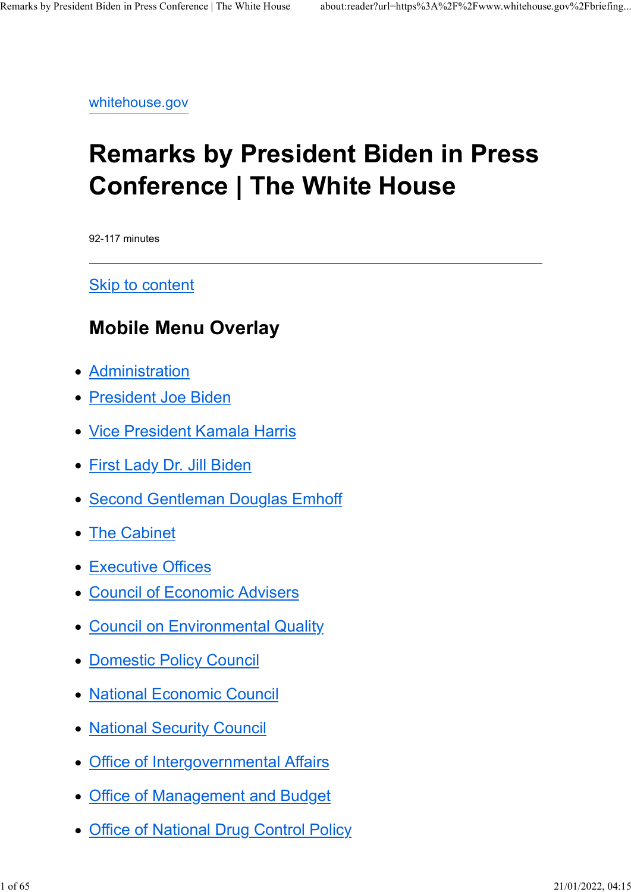whitehouse.gov

# Remarks by President Biden in Press Conference | The White House

92-117 minutes

---

Skip to content

## Mobile Menu Overlay

- Administration
- President Joe Biden
- Vice President Kamala Harris
- First Lady Dr. Jill Biden
- Second Gentleman Douglas Emhoff
- The Cabinet
- Executive Offices
- Council of Economic Advisers
- Council on Environmental Quality
- Domestic Policy Council
- National Economic Council
- National Security Council
- Office of Intergovernmental Affairs
- Office of Management and Budget
- Office of National Drug Control Policy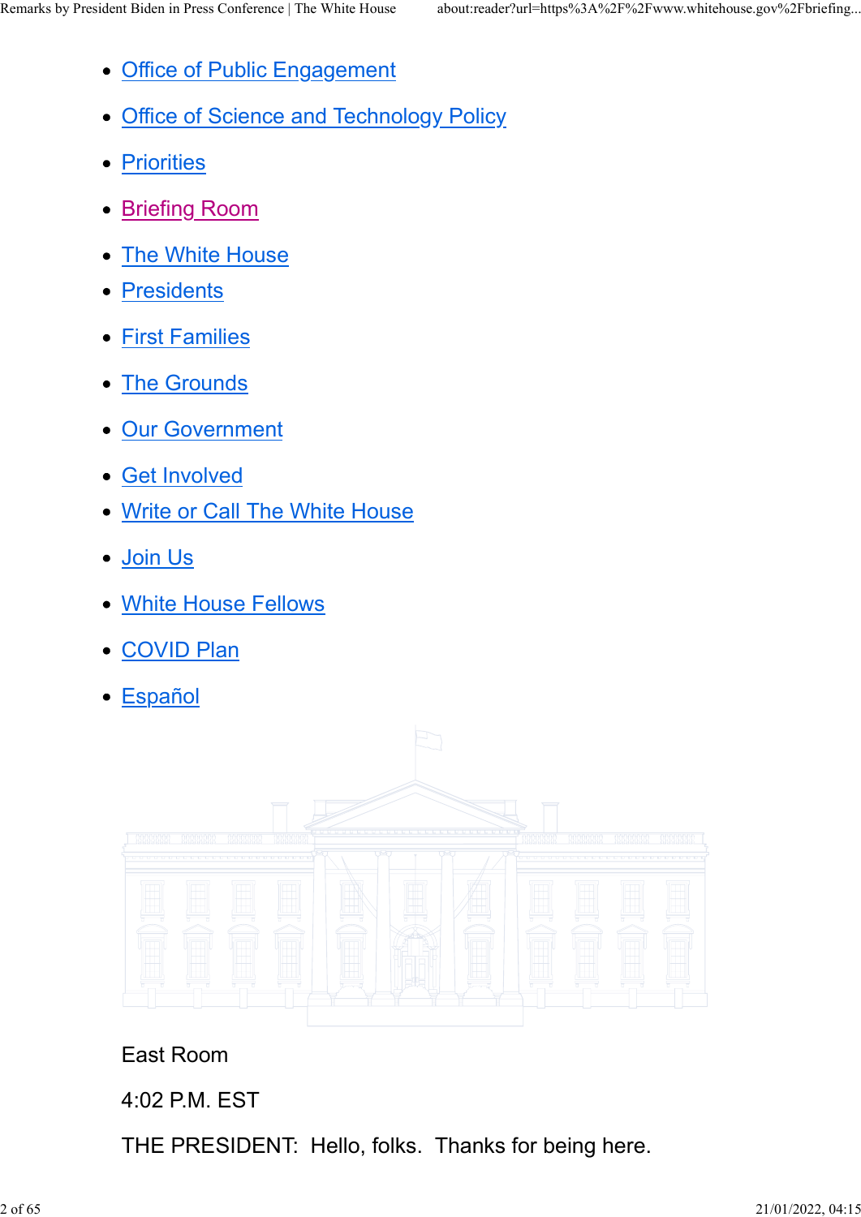- Office of Public Engagement
- Office of Science and Technology Policy
- Priorities
- Briefing Room
- The White House
- Presidents
- First Families
- The Grounds
- Our Government
- Get Involved
- Write or Call The White House
- Join Us
- White House Fellows
- COVID Plan
- Español

East Room

4:02 P.M. EST

THE PRESIDENT: Hello, folks. Thanks for being here.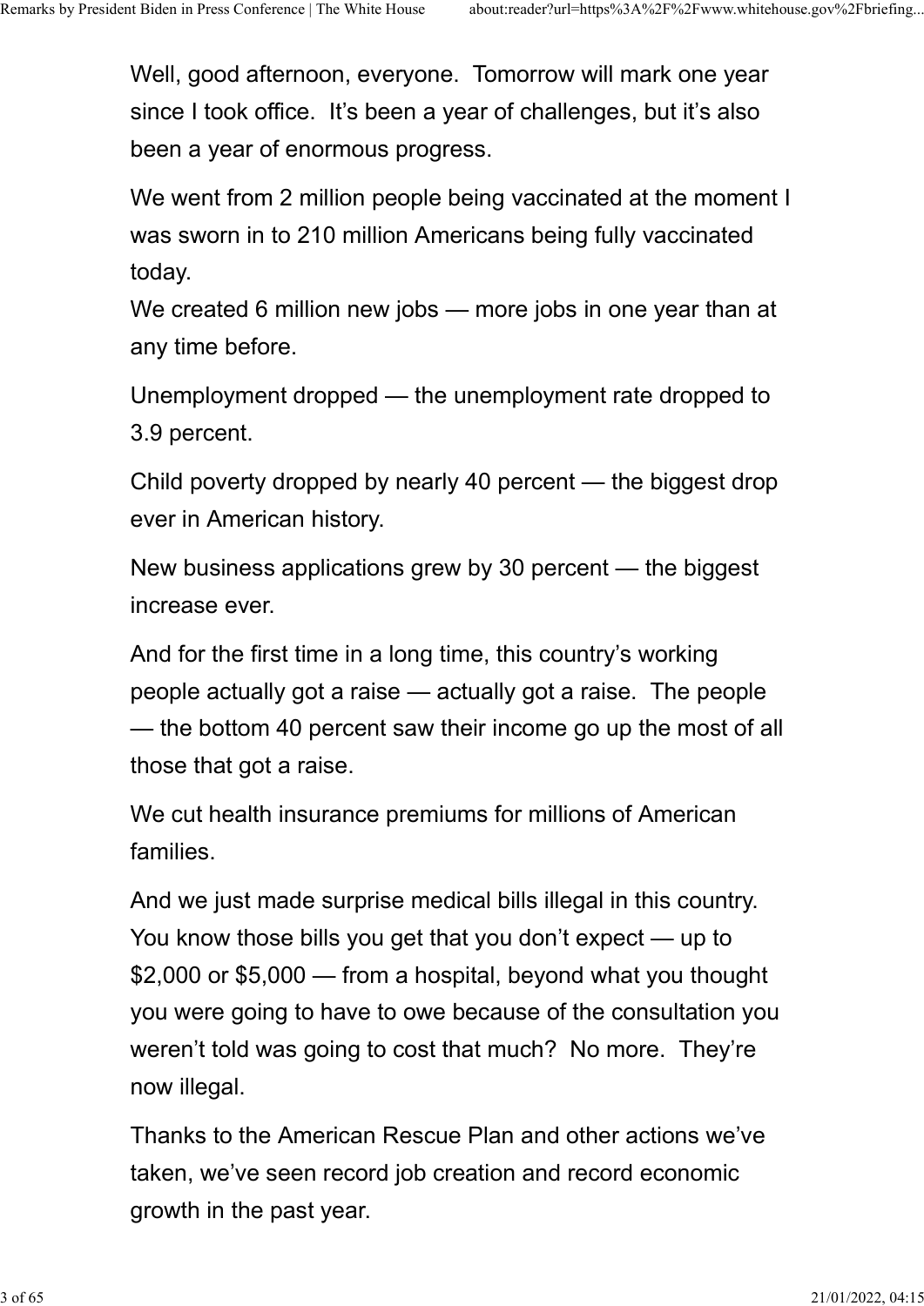Well, good afternoon, everyone. Tomorrow will mark one year since I took office. It's been a year of challenges, but it's also been a year of enormous progress.

We went from 2 million people being vaccinated at the moment I was sworn in to 210 million Americans being fully vaccinated today.
We created 6 million new jobs — more jobs in one year than at any time before.

Unemployment dropped — the unemployment rate dropped to 3.9 percent.

Child poverty dropped by nearly 40 percent — the biggest drop ever in American history.

New business applications grew by 30 percent — the biggest increase ever.

And for the first time in a long time, this country's working people actually got a raise — actually got a raise. The people — the bottom 40 percent saw their income go up the most of all those that got a raise.

We cut health insurance premiums for millions of American families.

And we just made surprise medical bills illegal in this country. You know those bills you get that you don't expect — up to $2,000 or $5,000 — from a hospital, beyond what you thought you were going to have to owe because of the consultation you weren't told was going to cost that much? No more. They're now illegal.

Thanks to the American Rescue Plan and other actions we've taken, we've seen record job creation and record economic growth in the past year.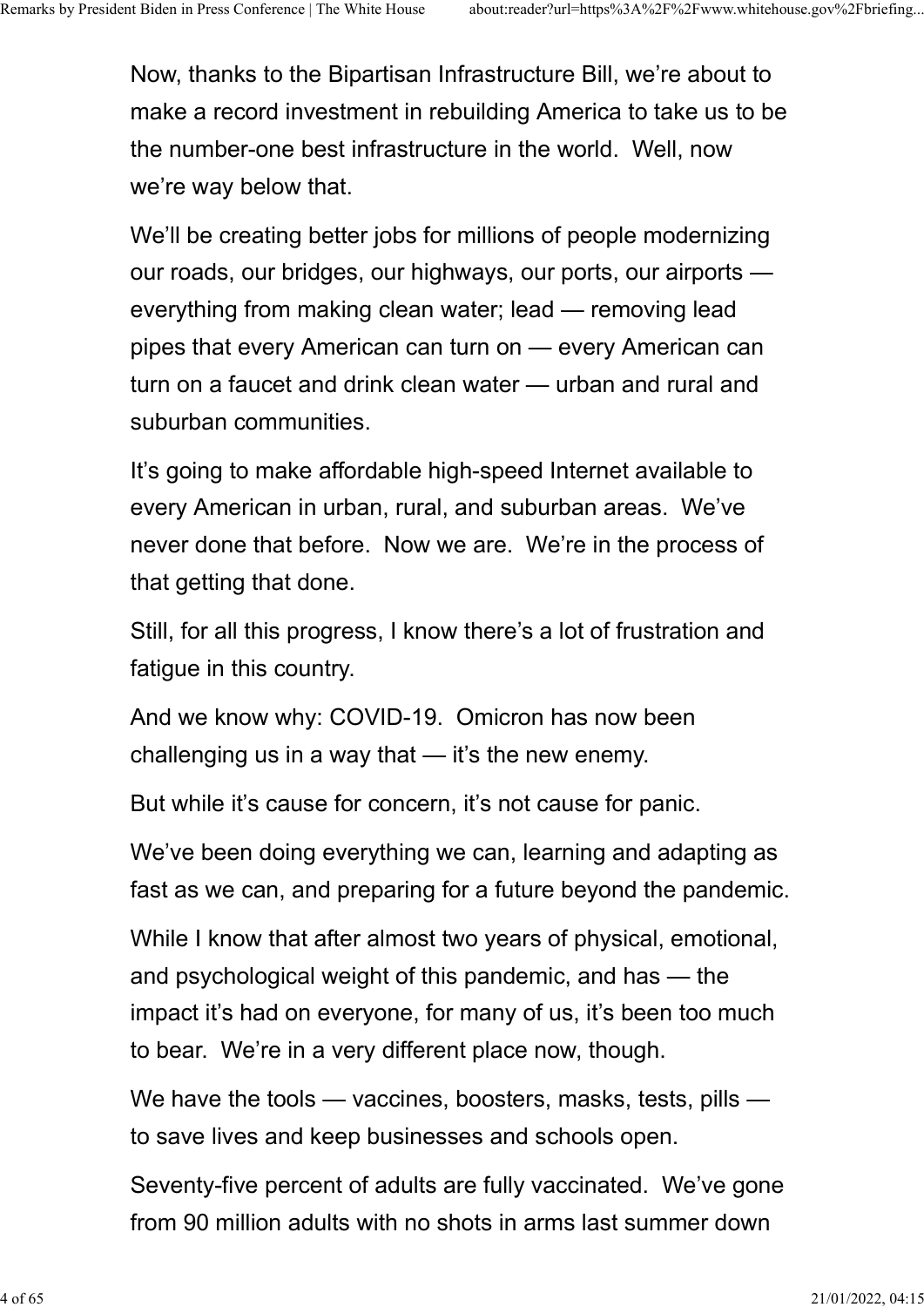Now, thanks to the Bipartisan Infrastructure Bill, we're about to make a record investment in rebuilding America to take us to be the number-one best infrastructure in the world.  Well, now we're way below that.

We'll be creating better jobs for millions of people modernizing our roads, our bridges, our highways, our ports, our airports — everything from making clean water; lead — removing lead pipes that every American can turn on — every American can turn on a faucet and drink clean water — urban and rural and suburban communities.

It's going to make affordable high-speed Internet available to every American in urban, rural, and suburban areas.  We've never done that before.  Now we are.  We're in the process of that getting that done.

Still, for all this progress, I know there's a lot of frustration and fatigue in this country.

And we know why: COVID-19.  Omicron has now been challenging us in a way that — it's the new enemy.

But while it's cause for concern, it's not cause for panic.

We've been doing everything we can, learning and adapting as fast as we can, and preparing for a future beyond the pandemic.

While I know that after almost two years of physical, emotional, and psychological weight of this pandemic, and has — the impact it's had on everyone, for many of us, it's been too much to bear.  We're in a very different place now, though.

We have the tools — vaccines, boosters, masks, tests, pills — to save lives and keep businesses and schools open.

Seventy-five percent of adults are fully vaccinated.  We've gone from 90 million adults with no shots in arms last summer down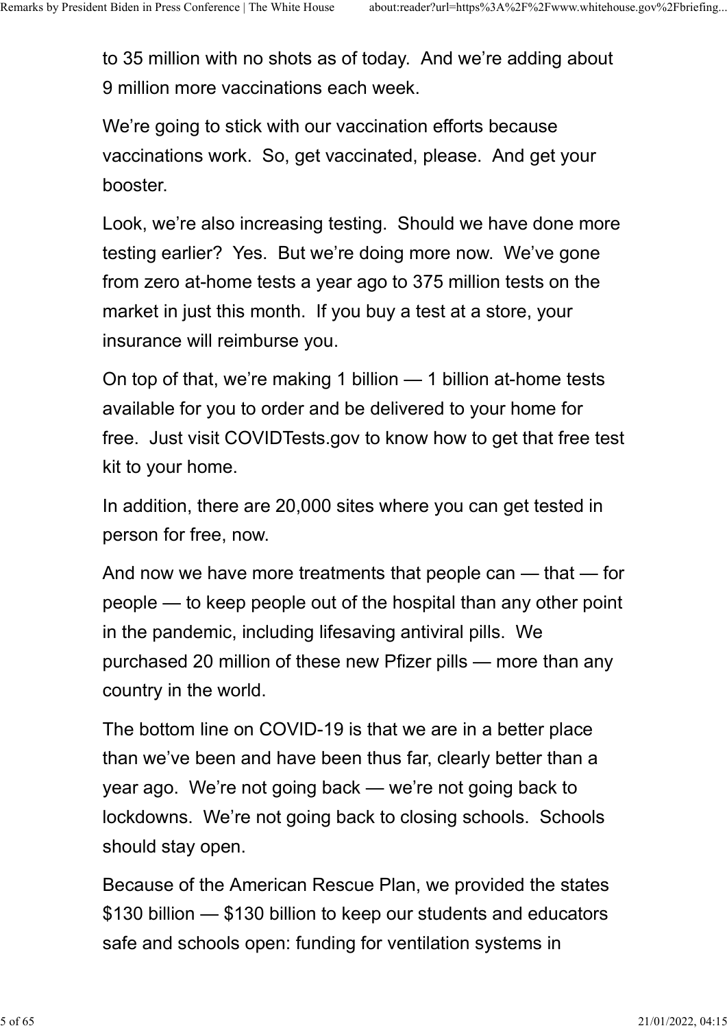to 35 million with no shots as of today.  And we're adding about 9 million more vaccinations each week.

We're going to stick with our vaccination efforts because vaccinations work.  So, get vaccinated, please.  And get your booster.

Look, we're also increasing testing.  Should we have done more testing earlier?  Yes.  But we're doing more now.  We've gone from zero at-home tests a year ago to 375 million tests on the market in just this month.  If you buy a test at a store, your insurance will reimburse you.

On top of that, we're making 1 billion — 1 billion at-home tests available for you to order and be delivered to your home for free.  Just visit COVIDTests.gov to know how to get that free test kit to your home.

In addition, there are 20,000 sites where you can get tested in person for free, now.

And now we have more treatments that people can — that — for people — to keep people out of the hospital than any other point in the pandemic, including lifesaving antiviral pills.  We purchased 20 million of these new Pfizer pills — more than any country in the world.

The bottom line on COVID-19 is that we are in a better place than we've been and have been thus far, clearly better than a year ago.  We're not going back — we're not going back to lockdowns.  We're not going back to closing schools.  Schools should stay open.

Because of the American Rescue Plan, we provided the states $130 billion — $130 billion to keep our students and educators safe and schools open: funding for ventilation systems in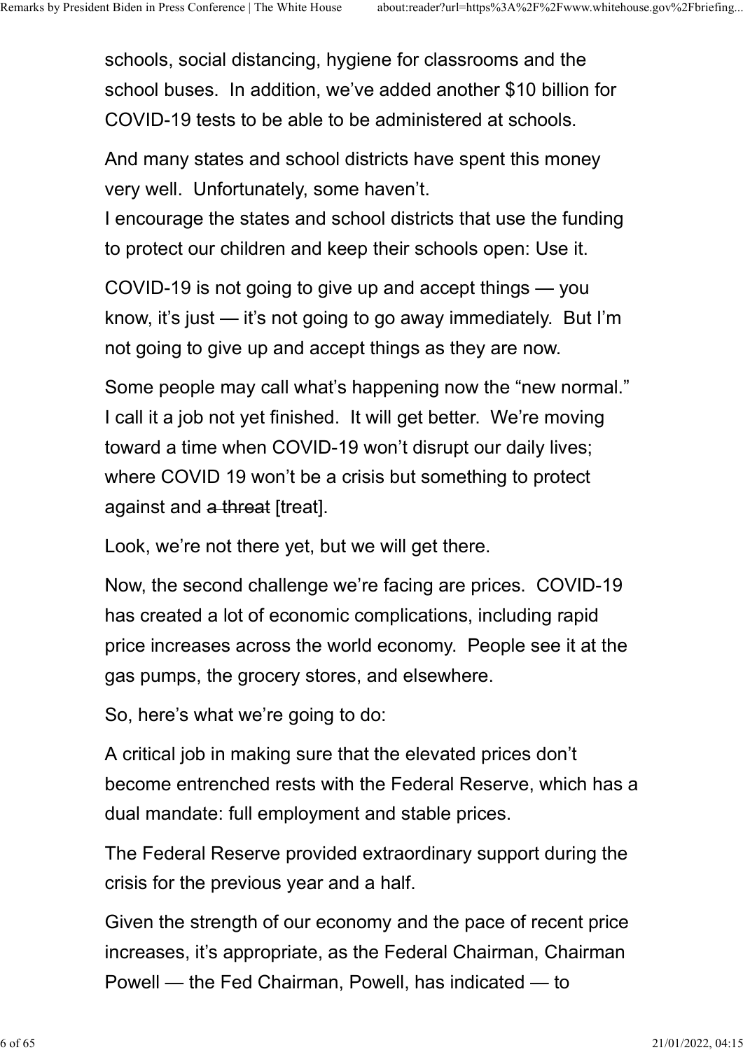schools, social distancing, hygiene for classrooms and the school buses. In addition, we've added another $10 billion for COVID-19 tests to be able to be administered at schools.

And many states and school districts have spent this money very well. Unfortunately, some haven't.
I encourage the states and school districts that use the funding to protect our children and keep their schools open: Use it.

COVID-19 is not going to give up and accept things — you know, it's just — it's not going to go away immediately. But I'm not going to give up and accept things as they are now.

Some people may call what's happening now the "new normal." I call it a job not yet finished. It will get better. We're moving toward a time when COVID-19 won't disrupt our daily lives; where COVID 19 won't be a crisis but something to protect against and ~~a threat~~ [treat].

Look, we're not there yet, but we will get there.

Now, the second challenge we're facing are prices. COVID-19 has created a lot of economic complications, including rapid price increases across the world economy. People see it at the gas pumps, the grocery stores, and elsewhere.

So, here's what we're going to do:

A critical job in making sure that the elevated prices don't become entrenched rests with the Federal Reserve, which has a dual mandate: full employment and stable prices.

The Federal Reserve provided extraordinary support during the crisis for the previous year and a half.

Given the strength of our economy and the pace of recent price increases, it's appropriate, as the Federal Chairman, Chairman Powell — the Fed Chairman, Powell, has indicated — to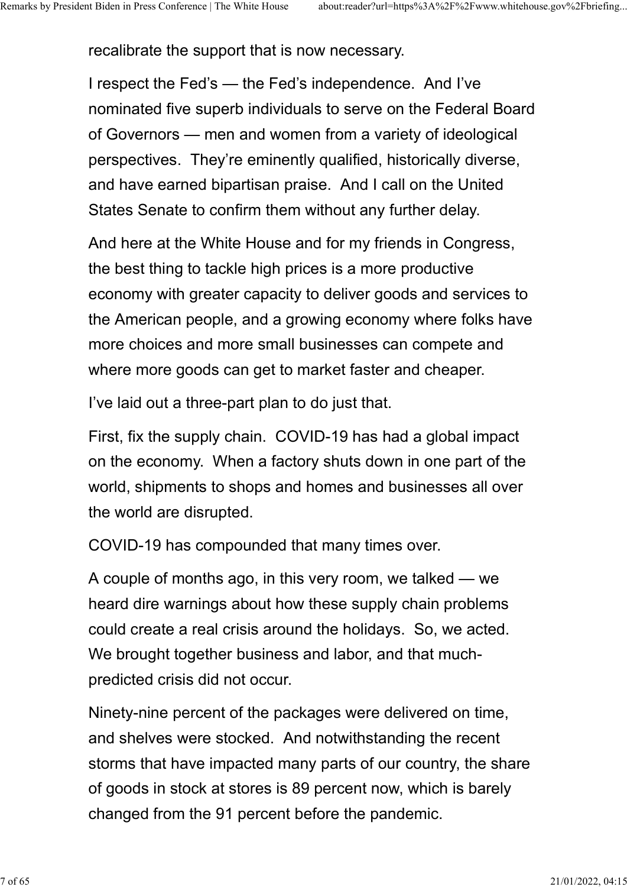recalibrate the support that is now necessary.

I respect the Fed's — the Fed's independence. And I've nominated five superb individuals to serve on the Federal Board of Governors — men and women from a variety of ideological perspectives. They're eminently qualified, historically diverse, and have earned bipartisan praise. And I call on the United States Senate to confirm them without any further delay.

And here at the White House and for my friends in Congress, the best thing to tackle high prices is a more productive economy with greater capacity to deliver goods and services to the American people, and a growing economy where folks have more choices and more small businesses can compete and where more goods can get to market faster and cheaper.

I've laid out a three-part plan to do just that.

First, fix the supply chain. COVID-19 has had a global impact on the economy. When a factory shuts down in one part of the world, shipments to shops and homes and businesses all over the world are disrupted.

COVID-19 has compounded that many times over.

A couple of months ago, in this very room, we talked — we heard dire warnings about how these supply chain problems could create a real crisis around the holidays. So, we acted. We brought together business and labor, and that much-predicted crisis did not occur.

Ninety-nine percent of the packages were delivered on time, and shelves were stocked. And notwithstanding the recent storms that have impacted many parts of our country, the share of goods in stock at stores is 89 percent now, which is barely changed from the 91 percent before the pandemic.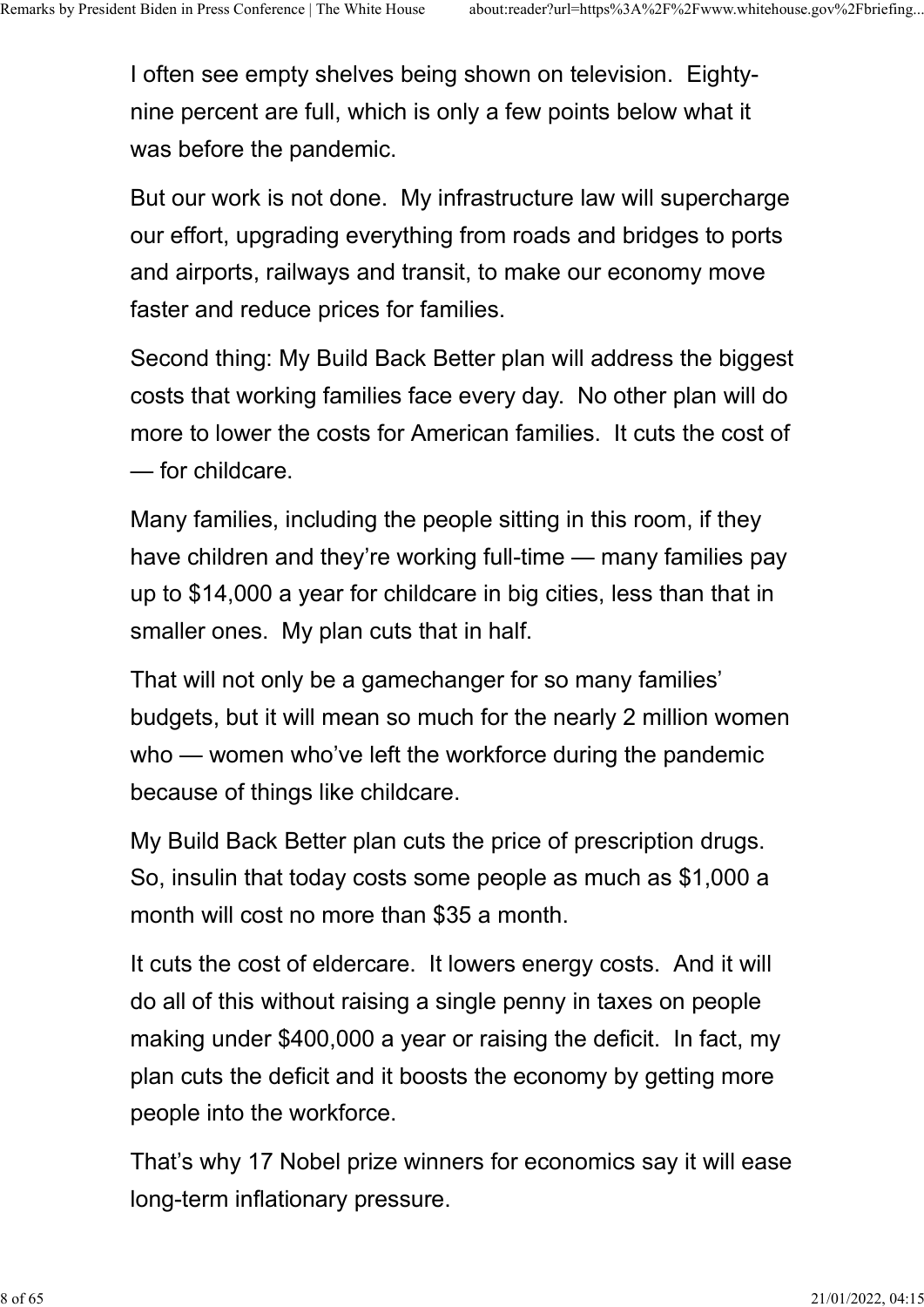I often see empty shelves being shown on television. Eighty-nine percent are full, which is only a few points below what it was before the pandemic.

But our work is not done. My infrastructure law will supercharge our effort, upgrading everything from roads and bridges to ports and airports, railways and transit, to make our economy move faster and reduce prices for families.

Second thing: My Build Back Better plan will address the biggest costs that working families face every day. No other plan will do more to lower the costs for American families. It cuts the cost of — for childcare.

Many families, including the people sitting in this room, if they have children and they're working full-time — many families pay up to $14,000 a year for childcare in big cities, less than that in smaller ones. My plan cuts that in half.

That will not only be a gamechanger for so many families' budgets, but it will mean so much for the nearly 2 million women who — women who've left the workforce during the pandemic because of things like childcare.

My Build Back Better plan cuts the price of prescription drugs. So, insulin that today costs some people as much as $1,000 a month will cost no more than $35 a month.

It cuts the cost of eldercare. It lowers energy costs. And it will do all of this without raising a single penny in taxes on people making under $400,000 a year or raising the deficit. In fact, my plan cuts the deficit and it boosts the economy by getting more people into the workforce.

That's why 17 Nobel prize winners for economics say it will ease long-term inflationary pressure.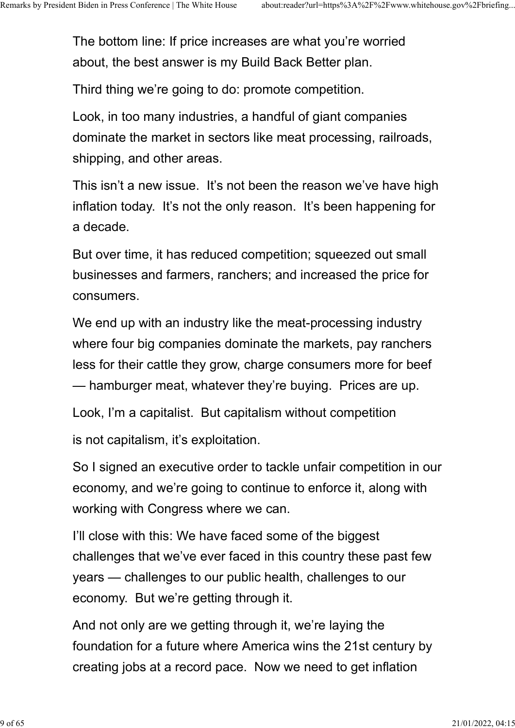The bottom line: If price increases are what you're worried about, the best answer is my Build Back Better plan.

Third thing we're going to do: promote competition.

Look, in too many industries, a handful of giant companies dominate the market in sectors like meat processing, railroads, shipping, and other areas.

This isn't a new issue. It's not been the reason we've have high inflation today. It's not the only reason. It's been happening for a decade.

But over time, it has reduced competition; squeezed out small businesses and farmers, ranchers; and increased the price for consumers.

We end up with an industry like the meat-processing industry where four big companies dominate the markets, pay ranchers less for their cattle they grow, charge consumers more for beef — hamburger meat, whatever they're buying. Prices are up.

Look, I'm a capitalist. But capitalism without competition

is not capitalism, it's exploitation.

So I signed an executive order to tackle unfair competition in our economy, and we're going to continue to enforce it, along with working with Congress where we can.

I'll close with this: We have faced some of the biggest challenges that we've ever faced in this country these past few years — challenges to our public health, challenges to our economy. But we're getting through it.

And not only are we getting through it, we're laying the foundation for a future where America wins the 21st century by creating jobs at a record pace. Now we need to get inflation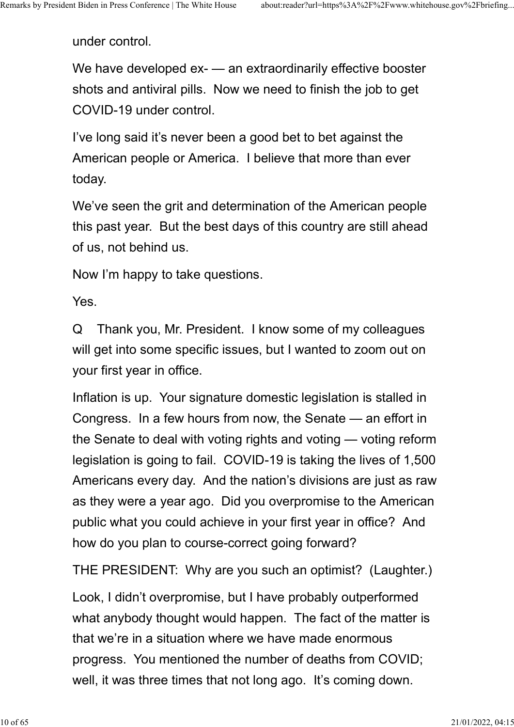under control.

We have developed ex- — an extraordinarily effective booster shots and antiviral pills. Now we need to finish the job to get COVID-19 under control.

I've long said it's never been a good bet to bet against the American people or America. I believe that more than ever today.

We've seen the grit and determination of the American people this past year. But the best days of this country are still ahead of us, not behind us.

Now I'm happy to take questions.

Yes.

Q Thank you, Mr. President. I know some of my colleagues will get into some specific issues, but I wanted to zoom out on your first year in office.

Inflation is up. Your signature domestic legislation is stalled in Congress. In a few hours from now, the Senate — an effort in the Senate to deal with voting rights and voting — voting reform legislation is going to fail. COVID-19 is taking the lives of 1,500 Americans every day. And the nation's divisions are just as raw as they were a year ago. Did you overpromise to the American public what you could achieve in your first year in office? And how do you plan to course-correct going forward?

THE PRESIDENT: Why are you such an optimist? (Laughter.)

Look, I didn't overpromise, but I have probably outperformed what anybody thought would happen. The fact of the matter is that we're in a situation where we have made enormous progress. You mentioned the number of deaths from COVID; well, it was three times that not long ago. It's coming down.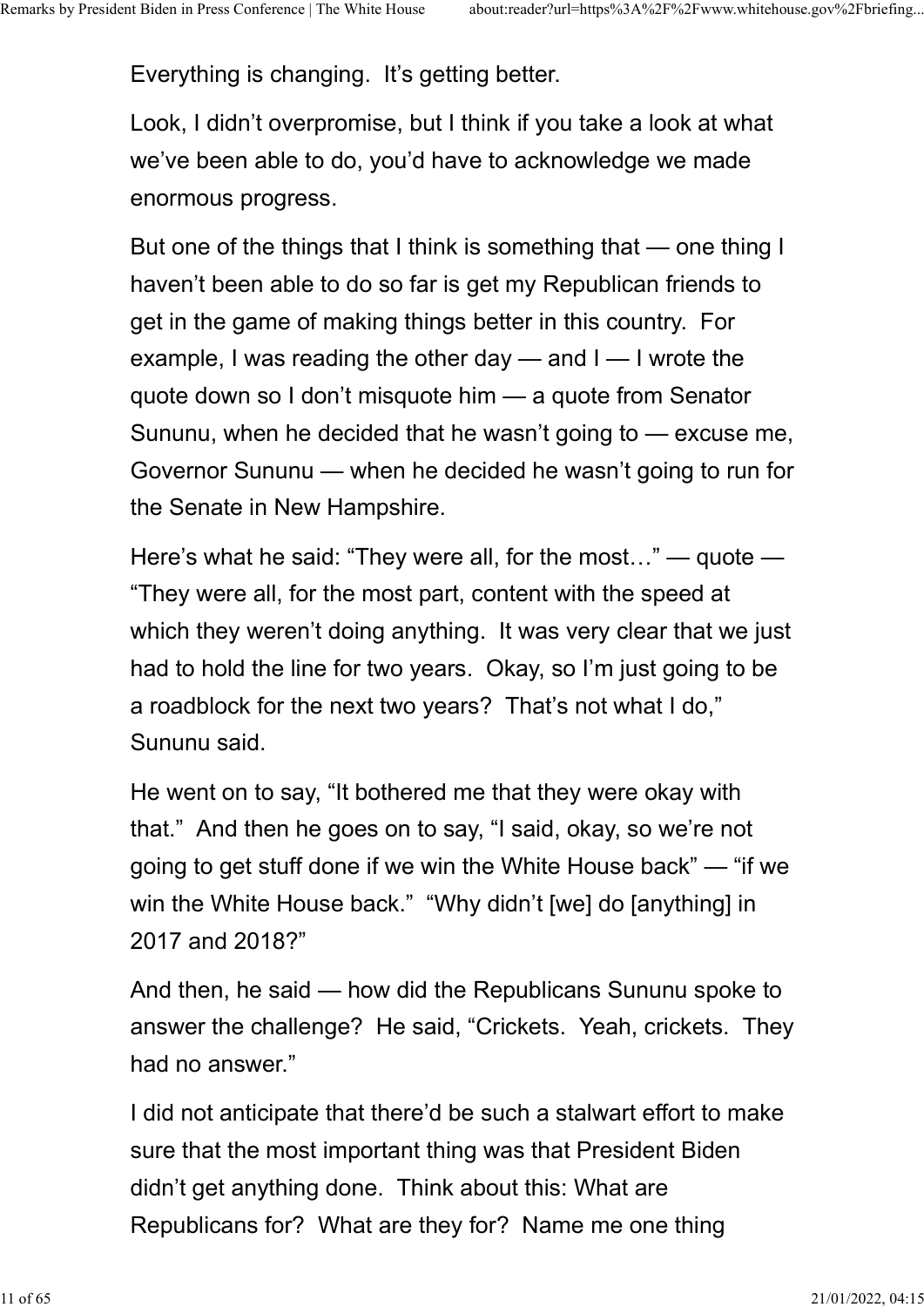Everything is changing.  It's getting better.

Look, I didn't overpromise, but I think if you take a look at what we've been able to do, you'd have to acknowledge we made enormous progress.

But one of the things that I think is something that — one thing I haven't been able to do so far is get my Republican friends to get in the game of making things better in this country.  For example, I was reading the other day — and I — I wrote the quote down so I don't misquote him — a quote from Senator Sununu, when he decided that he wasn't going to — excuse me, Governor Sununu — when he decided he wasn't going to run for the Senate in New Hampshire.

Here's what he said: "They were all, for the most…" — quote — "They were all, for the most part, content with the speed at which they weren't doing anything.  It was very clear that we just had to hold the line for two years.  Okay, so I'm just going to be a roadblock for the next two years?  That's not what I do," Sununu said.

He went on to say, "It bothered me that they were okay with that."  And then he goes on to say, "I said, okay, so we're not going to get stuff done if we win the White House back" — "if we win the White House back."  "Why didn't [we] do [anything] in 2017 and 2018?"

And then, he said — how did the Republicans Sununu spoke to answer the challenge?  He said, "Crickets.  Yeah, crickets.  They had no answer."

I did not anticipate that there'd be such a stalwart effort to make sure that the most important thing was that President Biden didn't get anything done.  Think about this: What are Republicans for?  What are they for?  Name me one thing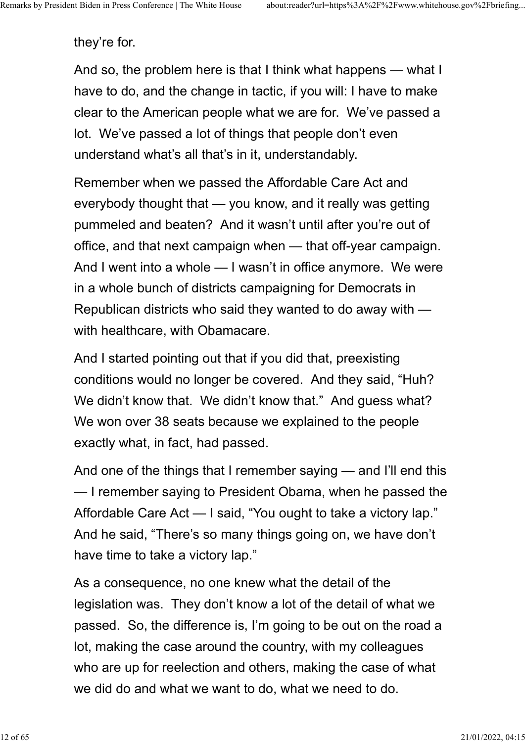they’re for.

And so, the problem here is that I think what happens — what I have to do, and the change in tactic, if you will: I have to make clear to the American people what we are for.  We’ve passed a lot.  We’ve passed a lot of things that people don’t even understand what’s all that’s in it, understandably.

Remember when we passed the Affordable Care Act and everybody thought that — you know, and it really was getting pummeled and beaten?  And it wasn’t until after you’re out of office, and that next campaign when — that off-year campaign.  And I went into a whole — I wasn’t in office anymore.  We were in a whole bunch of districts campaigning for Democrats in Republican districts who said they wanted to do away with — with healthcare, with Obamacare.

And I started pointing out that if you did that, preexisting conditions would no longer be covered.  And they said, “Huh?  We didn’t know that.  We didn’t know that.”  And guess what?  We won over 38 seats because we explained to the people exactly what, in fact, had passed.

And one of the things that I remember saying — and I’ll end this — I remember saying to President Obama, when he passed the Affordable Care Act — I said, “You ought to take a victory lap.”  And he said, “There’s so many things going on, we have don’t have time to take a victory lap.”

As a consequence, no one knew what the detail of the legislation was.  They don’t know a lot of the detail of what we passed.  So, the difference is, I’m going to be out on the road a lot, making the case around the country, with my colleagues who are up for reelection and others, making the case of what we did do and what we want to do, what we need to do.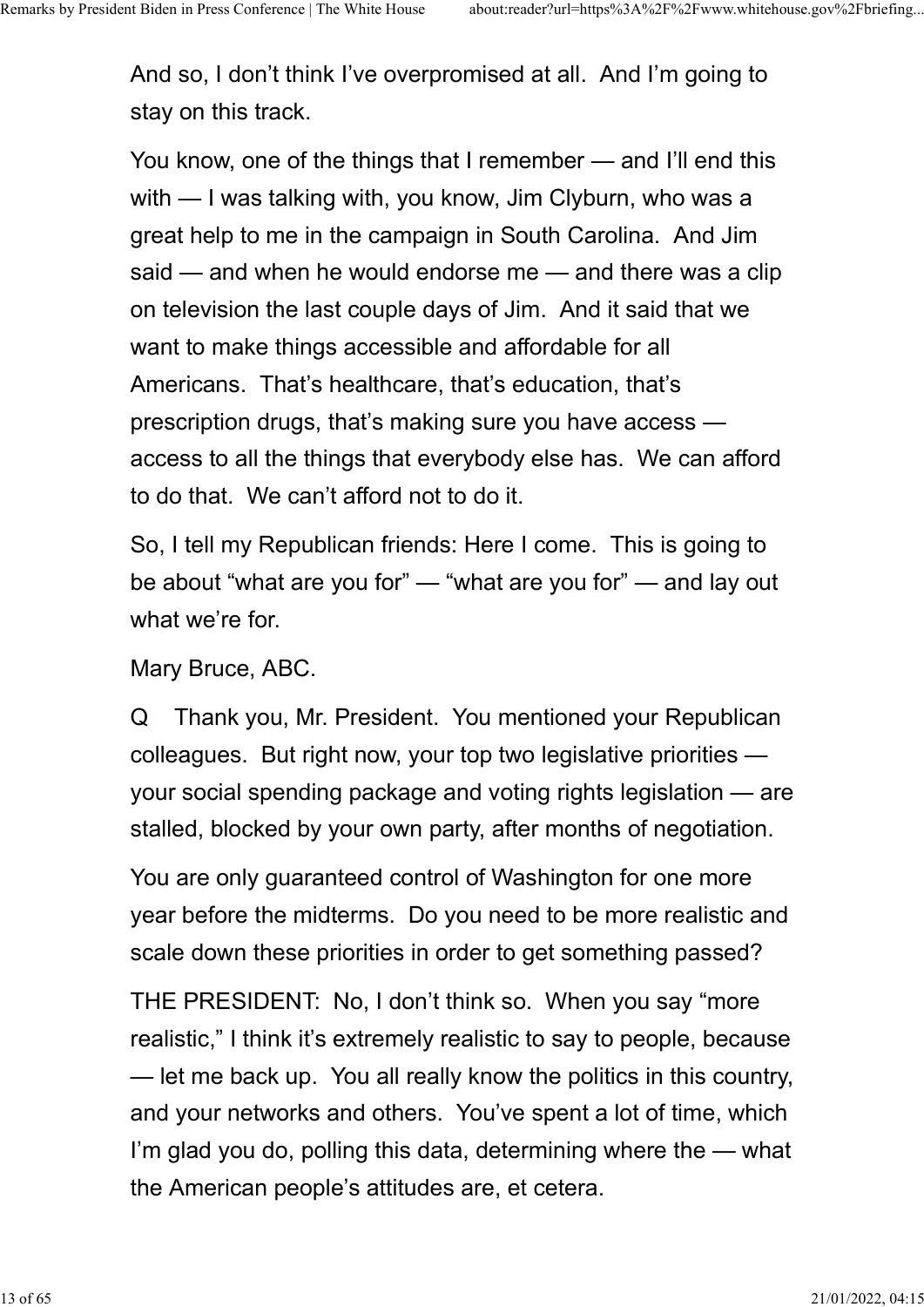And so, I don't think I've overpromised at all. And I'm going to stay on this track.

You know, one of the things that I remember — and I'll end this with — I was talking with, you know, Jim Clyburn, who was a great help to me in the campaign in South Carolina. And Jim said — and when he would endorse me — and there was a clip on television the last couple days of Jim. And it said that we want to make things accessible and affordable for all Americans. That's healthcare, that's education, that's prescription drugs, that's making sure you have access — access to all the things that everybody else has. We can afford to do that. We can't afford not to do it.

So, I tell my Republican friends: Here I come. This is going to be about "what are you for" — "what are you for" — and lay out what we're for.

Mary Bruce, ABC.

Q Thank you, Mr. President. You mentioned your Republican colleagues. But right now, your top two legislative priorities — your social spending package and voting rights legislation — are stalled, blocked by your own party, after months of negotiation.

You are only guaranteed control of Washington for one more year before the midterms. Do you need to be more realistic and scale down these priorities in order to get something passed?

THE PRESIDENT: No, I don't think so. When you say "more realistic," I think it's extremely realistic to say to people, because — let me back up. You all really know the politics in this country, and your networks and others. You've spent a lot of time, which I'm glad you do, polling this data, determining where the — what the American people's attitudes are, et cetera.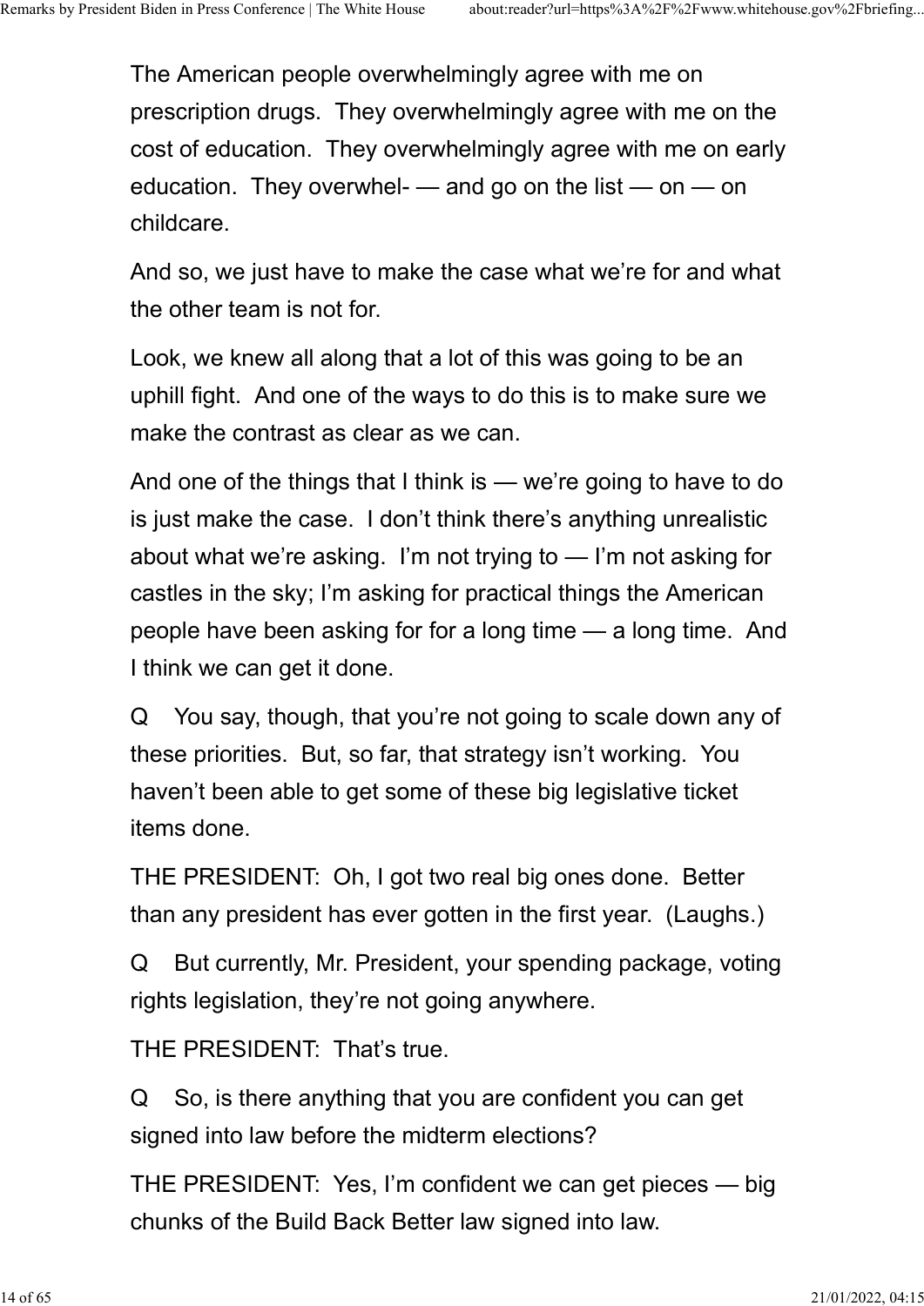The American people overwhelmingly agree with me on prescription drugs. They overwhelmingly agree with me on the cost of education. They overwhelmingly agree with me on early education. They overwhel- — and go on the list — on — on childcare.

And so, we just have to make the case what we're for and what the other team is not for.

Look, we knew all along that a lot of this was going to be an uphill fight. And one of the ways to do this is to make sure we make the contrast as clear as we can.

And one of the things that I think is — we're going to have to do is just make the case. I don't think there's anything unrealistic about what we're asking. I'm not trying to — I'm not asking for castles in the sky; I'm asking for practical things the American people have been asking for for a long time — a long time. And I think we can get it done.

Q You say, though, that you're not going to scale down any of these priorities. But, so far, that strategy isn't working. You haven't been able to get some of these big legislative ticket items done.

THE PRESIDENT: Oh, I got two real big ones done. Better than any president has ever gotten in the first year. (Laughs.)

Q But currently, Mr. President, your spending package, voting rights legislation, they're not going anywhere.

THE PRESIDENT: That's true.

Q So, is there anything that you are confident you can get signed into law before the midterm elections?

THE PRESIDENT: Yes, I'm confident we can get pieces — big chunks of the Build Back Better law signed into law.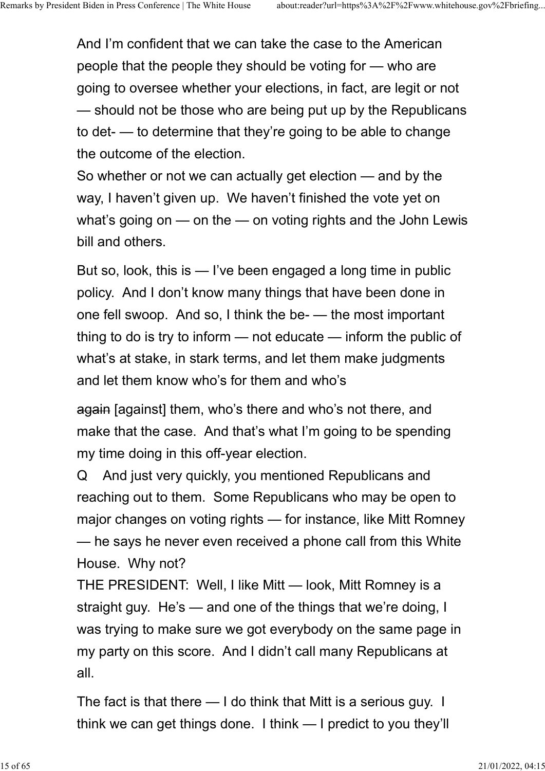And I'm confident that we can take the case to the American people that the people they should be voting for — who are going to oversee whether your elections, in fact, are legit or not — should not be those who are being put up by the Republicans to det- — to determine that they're going to be able to change the outcome of the election.
So whether or not we can actually get election — and by the way, I haven't given up. We haven't finished the vote yet on what's going on — on the — on voting rights and the John Lewis bill and others.

But so, look, this is — I've been engaged a long time in public policy. And I don't know many things that have been done in one fell swoop. And so, I think the be- — the most important thing to do is try to inform — not educate — inform the public of what's at stake, in stark terms, and let them make judgments and let them know who's for them and who's

~~again~~ [against] them, who's there and who's not there, and make that the case. And that's what I'm going to be spending my time doing in this off-year election.
Q And just very quickly, you mentioned Republicans and reaching out to them. Some Republicans who may be open to major changes on voting rights — for instance, like Mitt Romney — he says he never even received a phone call from this White House. Why not?
THE PRESIDENT: Well, I like Mitt — look, Mitt Romney is a straight guy. He's — and one of the things that we're doing, I was trying to make sure we got everybody on the same page in my party on this score. And I didn't call many Republicans at all.

The fact is that there — I do think that Mitt is a serious guy. I think we can get things done. I think — I predict to you they'll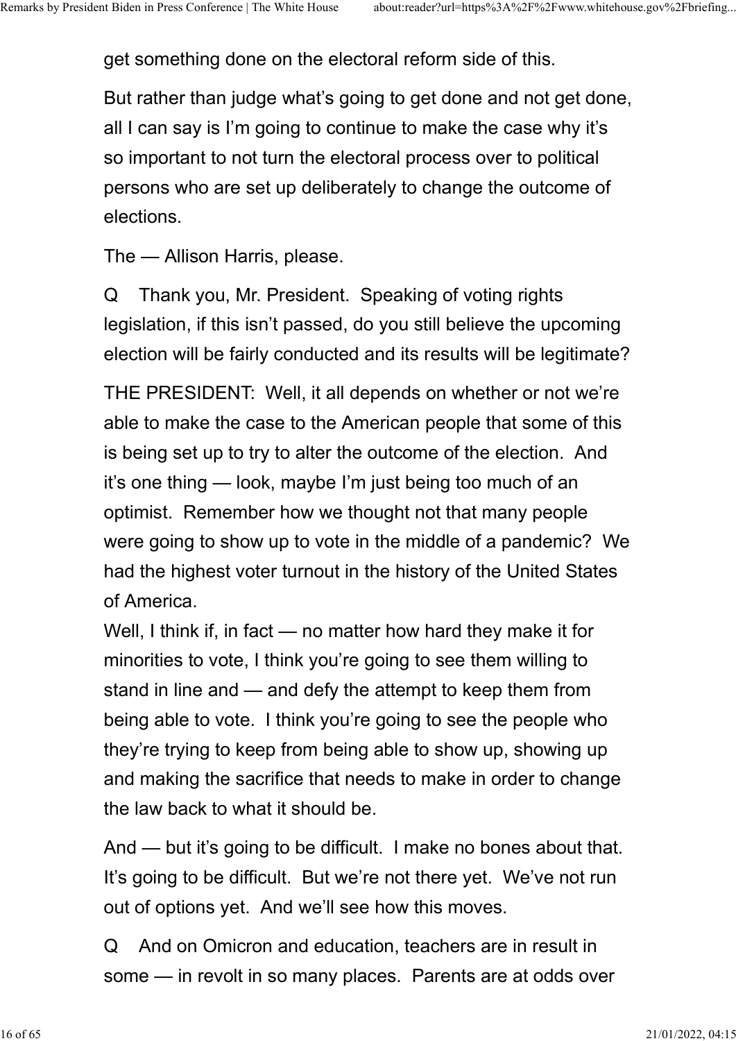get something done on the electoral reform side of this.

But rather than judge what's going to get done and not get done, all I can say is I'm going to continue to make the case why it's so important to not turn the electoral process over to political persons who are set up deliberately to change the outcome of elections.

The — Allison Harris, please.

Q Thank you, Mr. President. Speaking of voting rights legislation, if this isn't passed, do you still believe the upcoming election will be fairly conducted and its results will be legitimate?

THE PRESIDENT: Well, it all depends on whether or not we're able to make the case to the American people that some of this is being set up to try to alter the outcome of the election. And it's one thing — look, maybe I'm just being too much of an optimist. Remember how we thought not that many people were going to show up to vote in the middle of a pandemic? We had the highest voter turnout in the history of the United States of America.
Well, I think if, in fact — no matter how hard they make it for minorities to vote, I think you're going to see them willing to stand in line and — and defy the attempt to keep them from being able to vote. I think you're going to see the people who they're trying to keep from being able to show up, showing up and making the sacrifice that needs to make in order to change the law back to what it should be.

And — but it's going to be difficult. I make no bones about that. It's going to be difficult. But we're not there yet. We've not run out of options yet. And we'll see how this moves.

Q And on Omicron and education, teachers are in result in some — in revolt in so many places. Parents are at odds over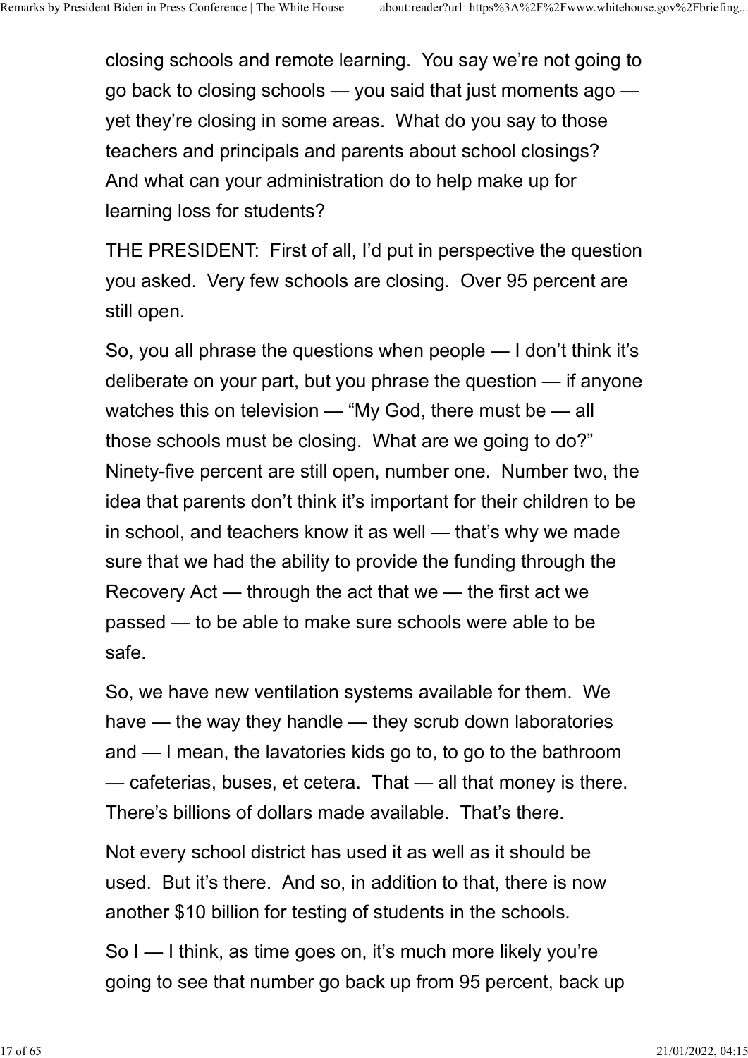closing schools and remote learning. You say we're not going to go back to closing schools — you said that just moments ago — yet they're closing in some areas. What do you say to those teachers and principals and parents about school closings? And what can your administration do to help make up for learning loss for students?

THE PRESIDENT: First of all, I'd put in perspective the question you asked. Very few schools are closing. Over 95 percent are still open.

So, you all phrase the questions when people — I don't think it's deliberate on your part, but you phrase the question — if anyone watches this on television — "My God, there must be — all those schools must be closing. What are we going to do?" Ninety-five percent are still open, number one. Number two, the idea that parents don't think it's important for their children to be in school, and teachers know it as well — that's why we made sure that we had the ability to provide the funding through the Recovery Act — through the act that we — the first act we passed — to be able to make sure schools were able to be safe.

So, we have new ventilation systems available for them. We have — the way they handle — they scrub down laboratories and — I mean, the lavatories kids go to, to go to the bathroom — cafeterias, buses, et cetera. That — all that money is there. There's billions of dollars made available. That's there.

Not every school district has used it as well as it should be used. But it's there. And so, in addition to that, there is now another $10 billion for testing of students in the schools.

So I — I think, as time goes on, it's much more likely you're going to see that number go back up from 95 percent, back up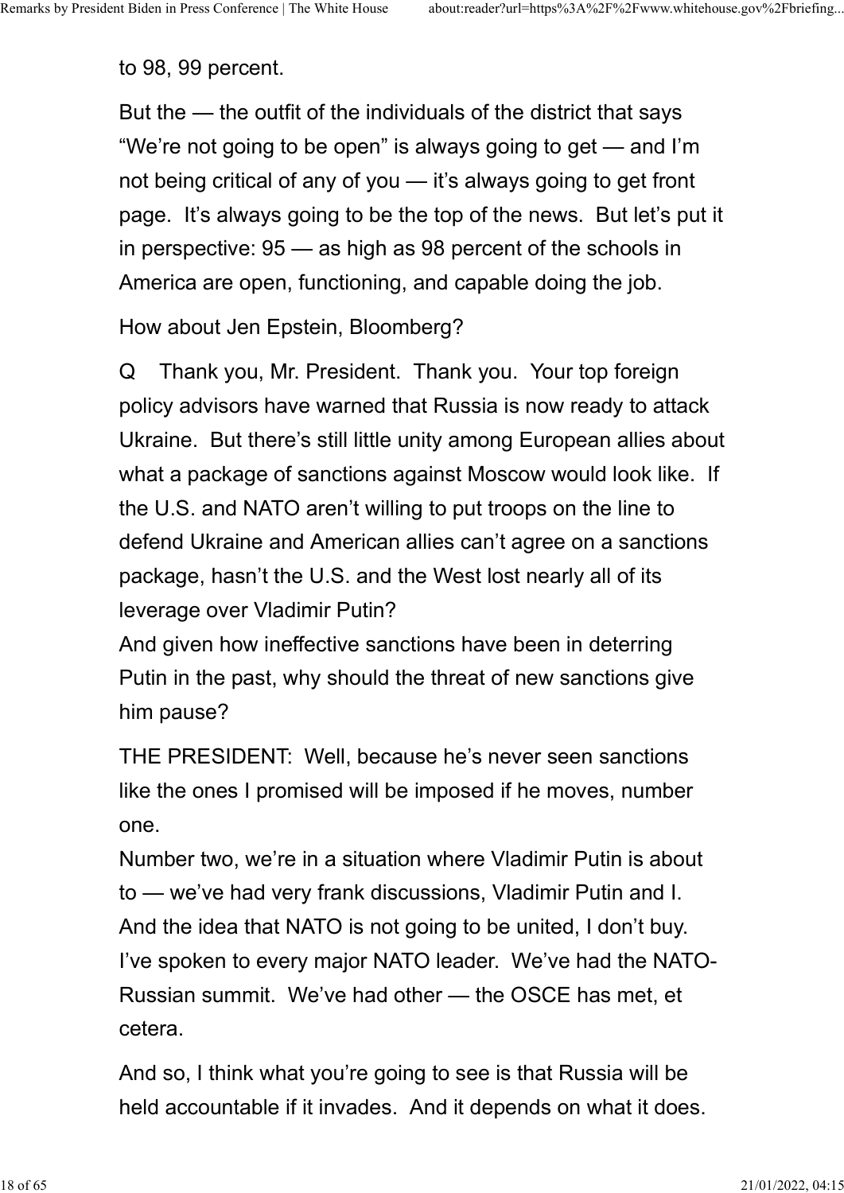to 98, 99 percent.

But the — the outfit of the individuals of the district that says "We're not going to be open" is always going to get — and I'm not being critical of any of you — it's always going to get front page.  It's always going to be the top of the news.  But let's put it in perspective: 95 — as high as 98 percent of the schools in America are open, functioning, and capable doing the job.

How about Jen Epstein, Bloomberg?

Q    Thank you, Mr. President.  Thank you.  Your top foreign policy advisors have warned that Russia is now ready to attack Ukraine.  But there's still little unity among European allies about what a package of sanctions against Moscow would look like.  If the U.S. and NATO aren't willing to put troops on the line to defend Ukraine and American allies can't agree on a sanctions package, hasn't the U.S. and the West lost nearly all of its leverage over Vladimir Putin?
And given how ineffective sanctions have been in deterring Putin in the past, why should the threat of new sanctions give him pause?

THE PRESIDENT:  Well, because he's never seen sanctions like the ones I promised will be imposed if he moves, number one.
Number two, we're in a situation where Vladimir Putin is about to — we've had very frank discussions, Vladimir Putin and I. And the idea that NATO is not going to be united, I don't buy. I've spoken to every major NATO leader.  We've had the NATO-Russian summit.  We've had other — the OSCE has met, et cetera.

And so, I think what you're going to see is that Russia will be held accountable if it invades.  And it depends on what it does.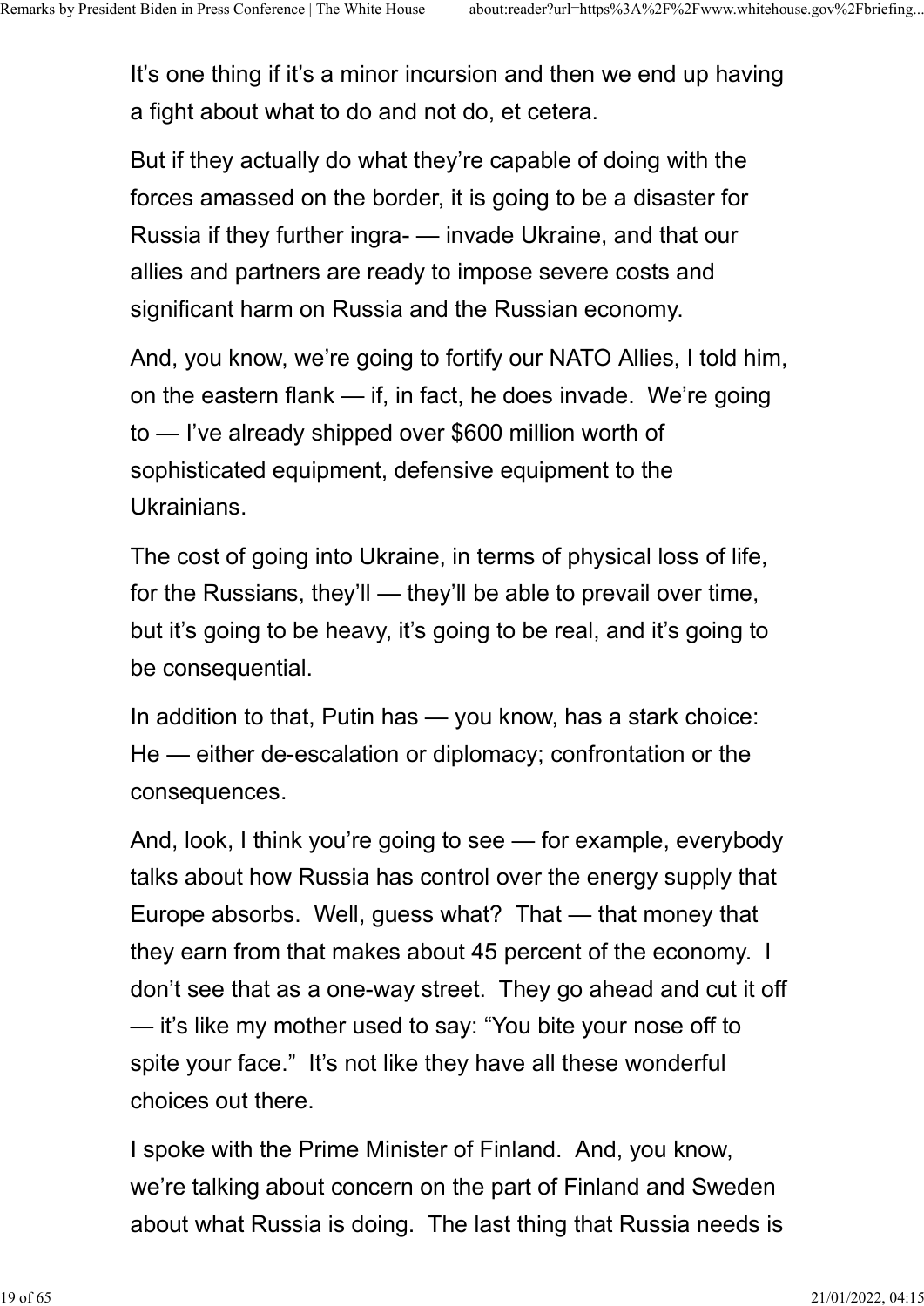It’s one thing if it’s a minor incursion and then we end up having a fight about what to do and not do, et cetera.

But if they actually do what they’re capable of doing with the forces amassed on the border, it is going to be a disaster for Russia if they further ingra- — invade Ukraine, and that our allies and partners are ready to impose severe costs and significant harm on Russia and the Russian economy.

And, you know, we’re going to fortify our NATO Allies, I told him, on the eastern flank — if, in fact, he does invade. We’re going to — I’ve already shipped over $600 million worth of sophisticated equipment, defensive equipment to the Ukrainians.

The cost of going into Ukraine, in terms of physical loss of life, for the Russians, they’ll — they’ll be able to prevail over time, but it’s going to be heavy, it’s going to be real, and it’s going to be consequential.

In addition to that, Putin has — you know, has a stark choice: He — either de-escalation or diplomacy; confrontation or the consequences.

And, look, I think you’re going to see — for example, everybody talks about how Russia has control over the energy supply that Europe absorbs. Well, guess what? That — that money that they earn from that makes about 45 percent of the economy. I don’t see that as a one-way street. They go ahead and cut it off — it’s like my mother used to say: “You bite your nose off to spite your face.” It’s not like they have all these wonderful choices out there.

I spoke with the Prime Minister of Finland. And, you know, we’re talking about concern on the part of Finland and Sweden about what Russia is doing. The last thing that Russia needs is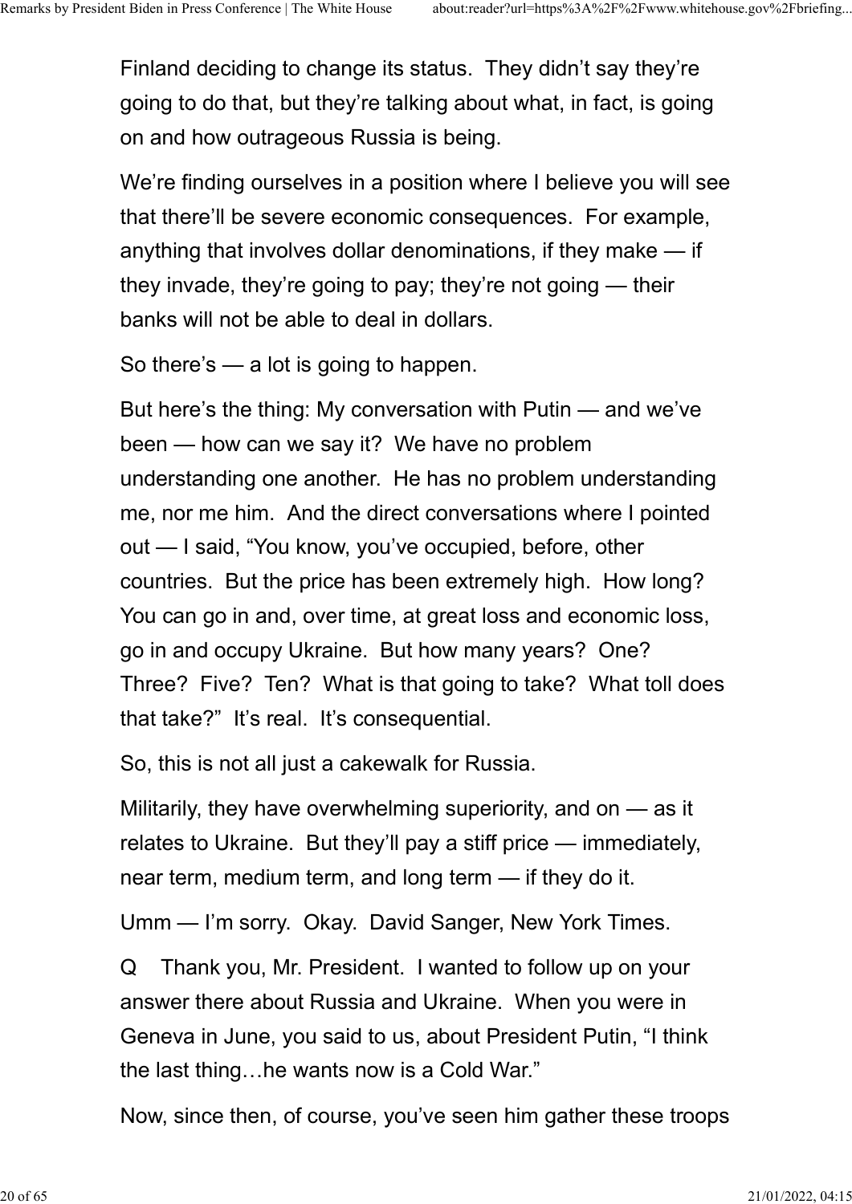Finland deciding to change its status. They didn't say they're going to do that, but they're talking about what, in fact, is going on and how outrageous Russia is being.

We're finding ourselves in a position where I believe you will see that there'll be severe economic consequences. For example, anything that involves dollar denominations, if they make — if they invade, they're going to pay; they're not going — their banks will not be able to deal in dollars.

So there's — a lot is going to happen.

But here's the thing: My conversation with Putin — and we've been — how can we say it? We have no problem understanding one another. He has no problem understanding me, nor me him. And the direct conversations where I pointed out — I said, "You know, you've occupied, before, other countries. But the price has been extremely high. How long? You can go in and, over time, at great loss and economic loss, go in and occupy Ukraine. But how many years? One? Three? Five? Ten? What is that going to take? What toll does that take?" It's real. It's consequential.

So, this is not all just a cakewalk for Russia.

Militarily, they have overwhelming superiority, and on — as it relates to Ukraine. But they'll pay a stiff price — immediately, near term, medium term, and long term — if they do it.

Umm — I'm sorry. Okay. David Sanger, New York Times.

Q Thank you, Mr. President. I wanted to follow up on your answer there about Russia and Ukraine. When you were in Geneva in June, you said to us, about President Putin, "I think the last thing…he wants now is a Cold War."

Now, since then, of course, you've seen him gather these troops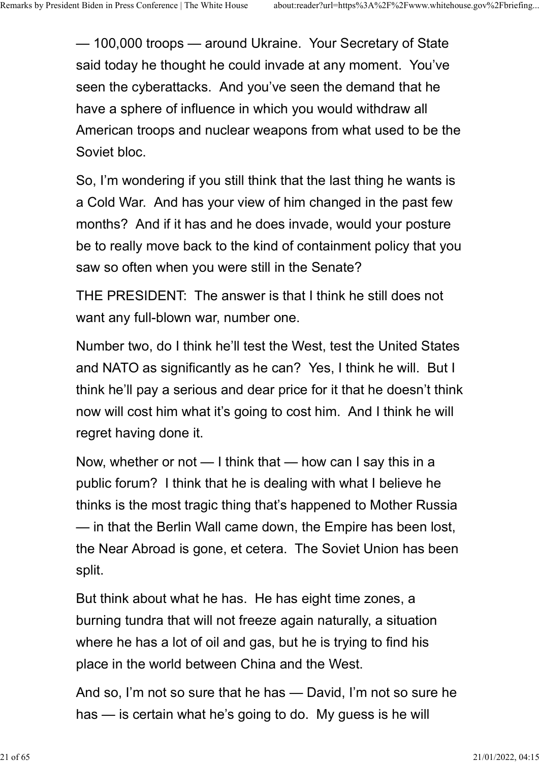— 100,000 troops — around Ukraine.  Your Secretary of State said today he thought he could invade at any moment.  You've seen the cyberattacks.  And you've seen the demand that he have a sphere of influence in which you would withdraw all American troops and nuclear weapons from what used to be the Soviet bloc.

So, I'm wondering if you still think that the last thing he wants is a Cold War.  And has your view of him changed in the past few months?  And if it has and he does invade, would your posture be to really move back to the kind of containment policy that you saw so often when you were still in the Senate?

THE PRESIDENT:  The answer is that I think he still does not want any full-blown war, number one.

Number two, do I think he'll test the West, test the United States and NATO as significantly as he can?  Yes, I think he will.  But I think he'll pay a serious and dear price for it that he doesn't think now will cost him what it's going to cost him.  And I think he will regret having done it.

Now, whether or not — I think that — how can I say this in a public forum?  I think that he is dealing with what I believe he thinks is the most tragic thing that's happened to Mother Russia — in that the Berlin Wall came down, the Empire has been lost, the Near Abroad is gone, et cetera.  The Soviet Union has been split.

But think about what he has.  He has eight time zones, a burning tundra that will not freeze again naturally, a situation where he has a lot of oil and gas, but he is trying to find his place in the world between China and the West.

And so, I'm not so sure that he has — David, I'm not so sure he has — is certain what he's going to do.  My guess is he will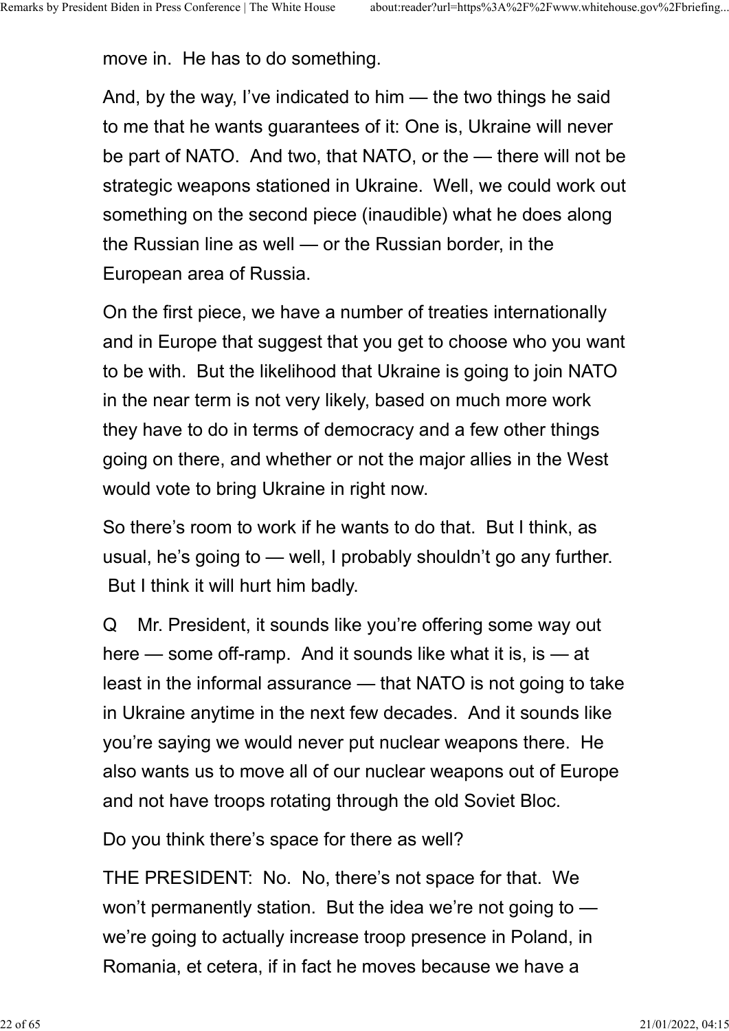move in. He has to do something.

And, by the way, I've indicated to him — the two things he said to me that he wants guarantees of it: One is, Ukraine will never be part of NATO. And two, that NATO, or the — there will not be strategic weapons stationed in Ukraine. Well, we could work out something on the second piece (inaudible) what he does along the Russian line as well — or the Russian border, in the European area of Russia.

On the first piece, we have a number of treaties internationally and in Europe that suggest that you get to choose who you want to be with. But the likelihood that Ukraine is going to join NATO in the near term is not very likely, based on much more work they have to do in terms of democracy and a few other things going on there, and whether or not the major allies in the West would vote to bring Ukraine in right now.

So there's room to work if he wants to do that. But I think, as usual, he's going to — well, I probably shouldn't go any further. But I think it will hurt him badly.

Q Mr. President, it sounds like you're offering some way out here — some off-ramp. And it sounds like what it is, is — at least in the informal assurance — that NATO is not going to take in Ukraine anytime in the next few decades. And it sounds like you're saying we would never put nuclear weapons there. He also wants us to move all of our nuclear weapons out of Europe and not have troops rotating through the old Soviet Bloc.

Do you think there's space for there as well?

THE PRESIDENT: No. No, there's not space for that. We won't permanently station. But the idea we're not going to — we're going to actually increase troop presence in Poland, in Romania, et cetera, if in fact he moves because we have a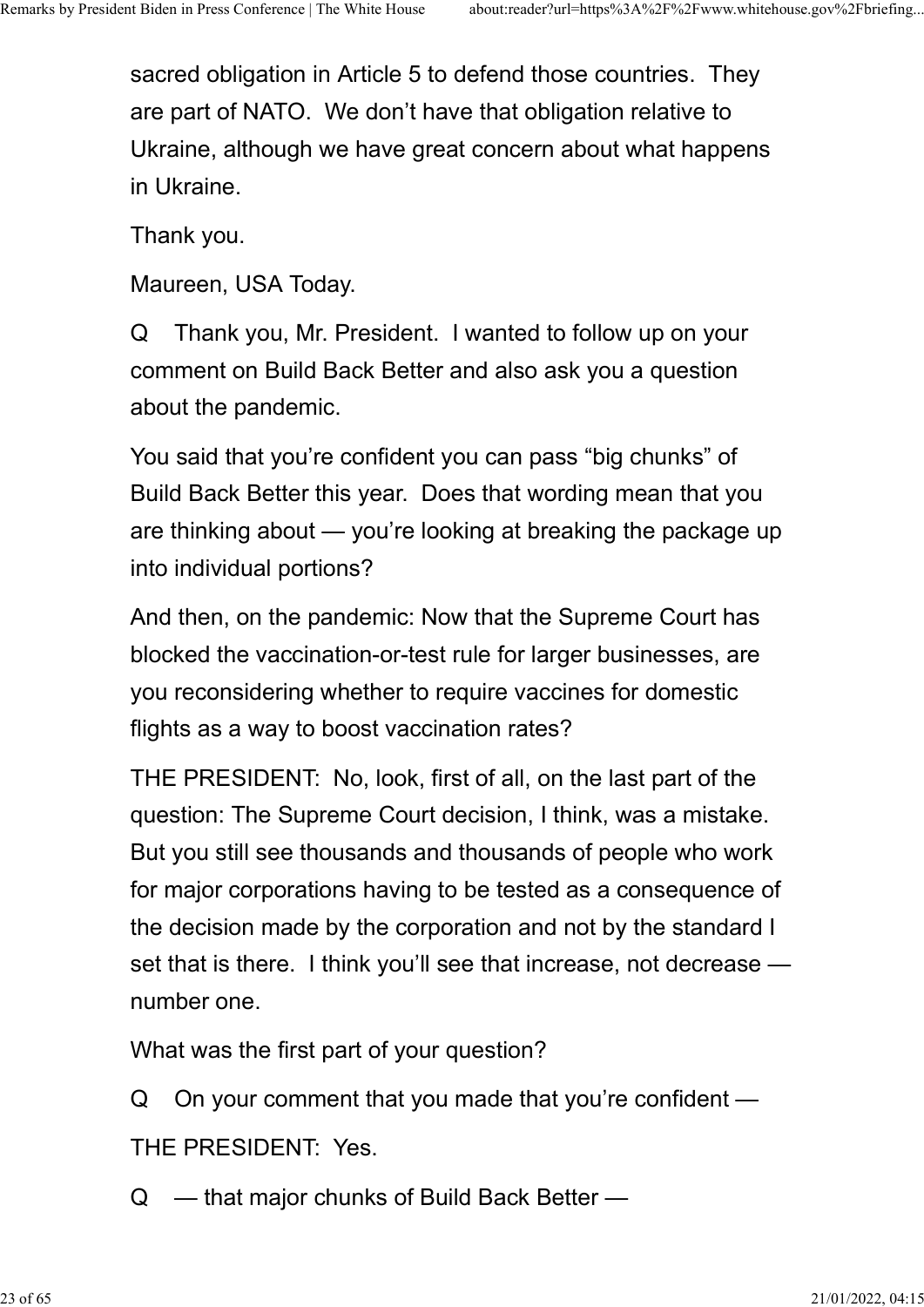sacred obligation in Article 5 to defend those countries. They are part of NATO. We don't have that obligation relative to Ukraine, although we have great concern about what happens in Ukraine.

Thank you.

Maureen, USA Today.

Q Thank you, Mr. President. I wanted to follow up on your comment on Build Back Better and also ask you a question about the pandemic.

You said that you're confident you can pass "big chunks" of Build Back Better this year. Does that wording mean that you are thinking about — you're looking at breaking the package up into individual portions?

And then, on the pandemic: Now that the Supreme Court has blocked the vaccination-or-test rule for larger businesses, are you reconsidering whether to require vaccines for domestic flights as a way to boost vaccination rates?

THE PRESIDENT: No, look, first of all, on the last part of the question: The Supreme Court decision, I think, was a mistake. But you still see thousands and thousands of people who work for major corporations having to be tested as a consequence of the decision made by the corporation and not by the standard I set that is there. I think you'll see that increase, not decrease — number one.

What was the first part of your question?

Q On your comment that you made that you're confident —

THE PRESIDENT: Yes.

Q — that major chunks of Build Back Better —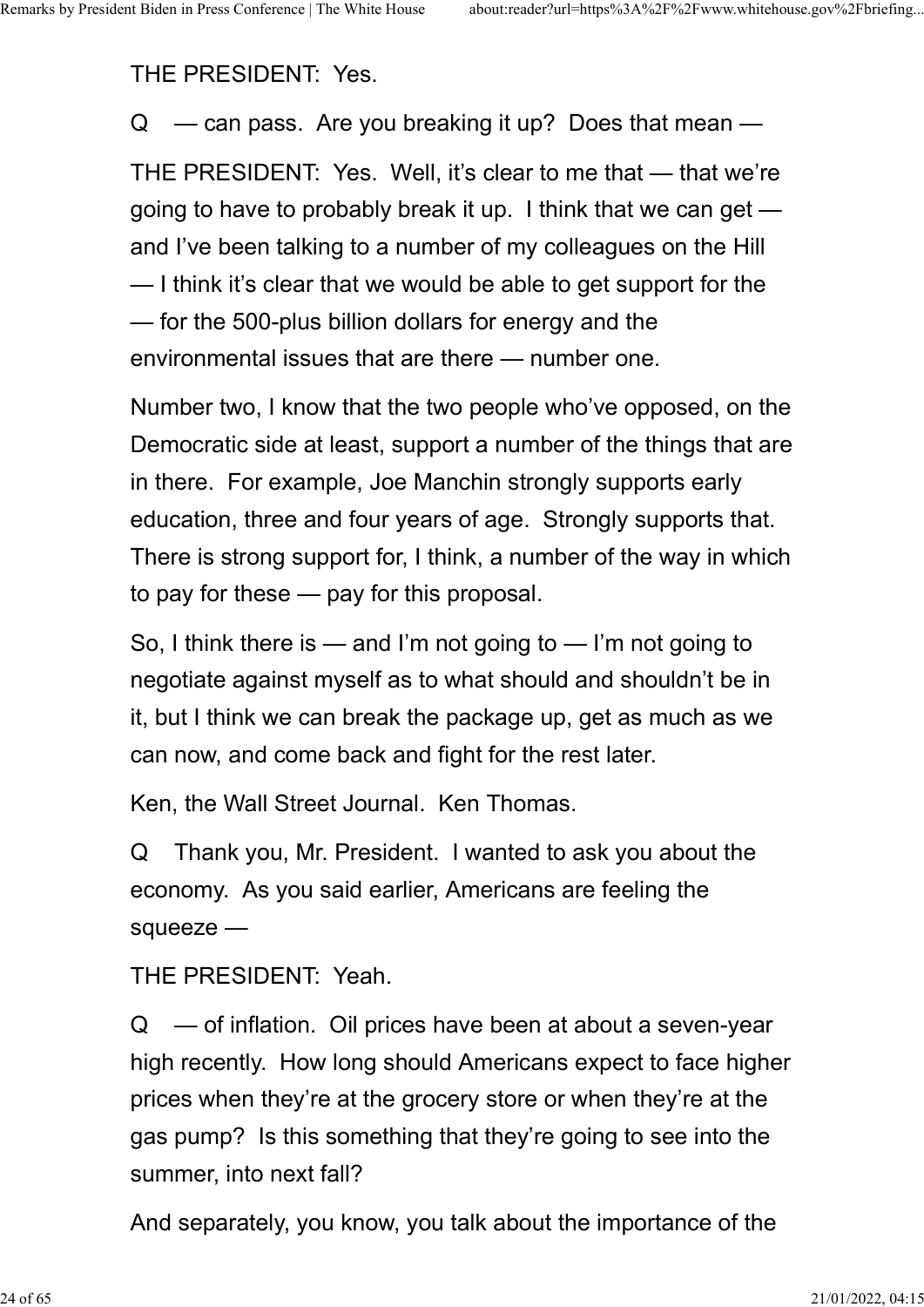THE PRESIDENT: Yes.

Q — can pass. Are you breaking it up? Does that mean —

THE PRESIDENT: Yes. Well, it's clear to me that — that we're going to have to probably break it up. I think that we can get — and I've been talking to a number of my colleagues on the Hill — I think it's clear that we would be able to get support for the — for the 500-plus billion dollars for energy and the environmental issues that are there — number one.

Number two, I know that the two people who've opposed, on the Democratic side at least, support a number of the things that are in there. For example, Joe Manchin strongly supports early education, three and four years of age. Strongly supports that. There is strong support for, I think, a number of the way in which to pay for these — pay for this proposal.

So, I think there is — and I'm not going to — I'm not going to negotiate against myself as to what should and shouldn't be in it, but I think we can break the package up, get as much as we can now, and come back and fight for the rest later.

Ken, the Wall Street Journal. Ken Thomas.

Q Thank you, Mr. President. I wanted to ask you about the economy. As you said earlier, Americans are feeling the squeeze —

THE PRESIDENT: Yeah.

Q — of inflation. Oil prices have been at about a seven-year high recently. How long should Americans expect to face higher prices when they're at the grocery store or when they're at the gas pump? Is this something that they're going to see into the summer, into next fall?

And separately, you know, you talk about the importance of the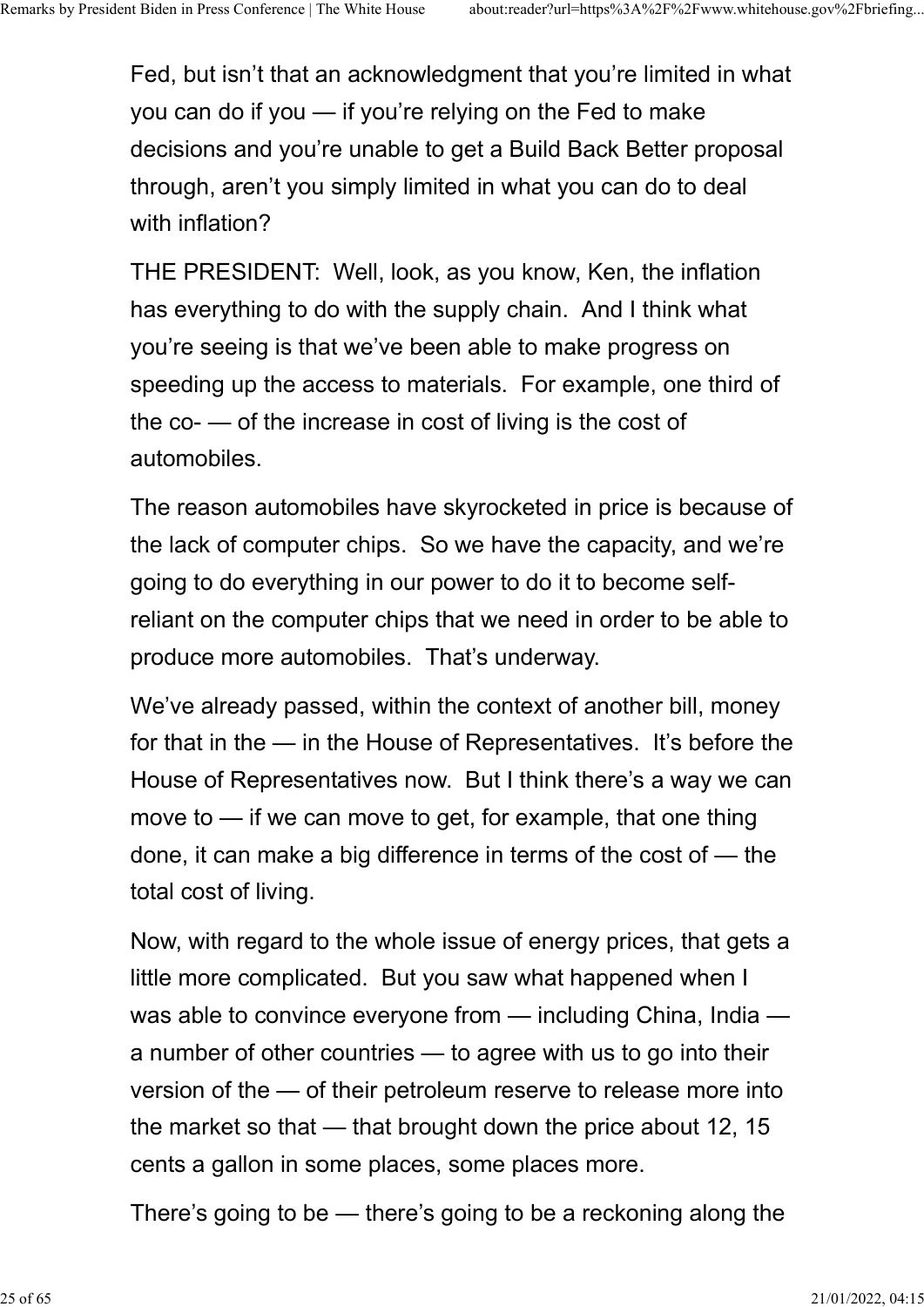Fed, but isn't that an acknowledgment that you're limited in what you can do if you — if you're relying on the Fed to make decisions and you're unable to get a Build Back Better proposal through, aren't you simply limited in what you can do to deal with inflation?

THE PRESIDENT: Well, look, as you know, Ken, the inflation has everything to do with the supply chain. And I think what you're seeing is that we've been able to make progress on speeding up the access to materials. For example, one third of the co- — of the increase in cost of living is the cost of automobiles.

The reason automobiles have skyrocketed in price is because of the lack of computer chips. So we have the capacity, and we're going to do everything in our power to do it to become self-reliant on the computer chips that we need in order to be able to produce more automobiles. That's underway.

We've already passed, within the context of another bill, money for that in the — in the House of Representatives. It's before the House of Representatives now. But I think there's a way we can move to — if we can move to get, for example, that one thing done, it can make a big difference in terms of the cost of — the total cost of living.

Now, with regard to the whole issue of energy prices, that gets a little more complicated. But you saw what happened when I was able to convince everyone from — including China, India — a number of other countries — to agree with us to go into their version of the — of their petroleum reserve to release more into the market so that — that brought down the price about 12, 15 cents a gallon in some places, some places more.

There's going to be — there's going to be a reckoning along the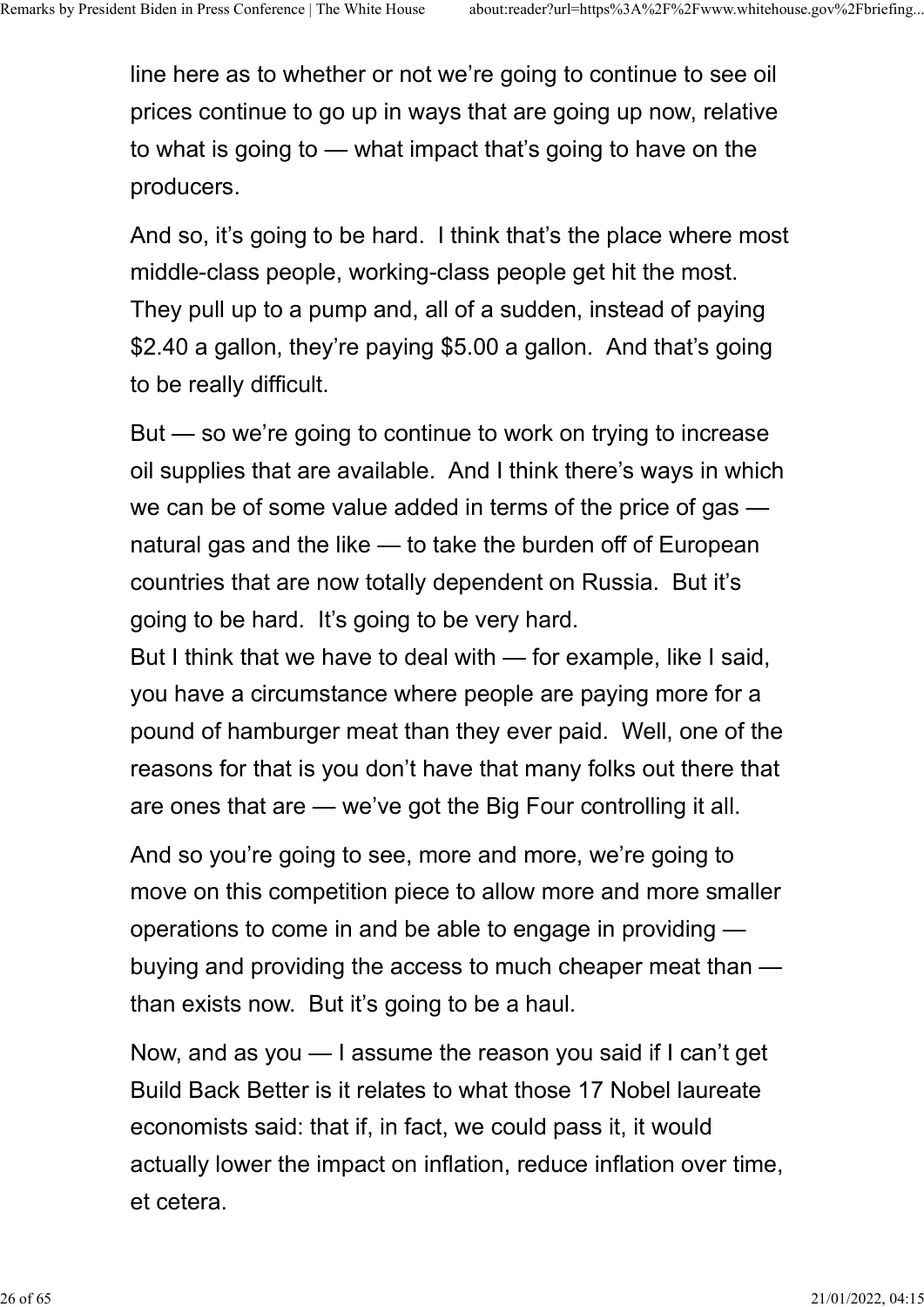line here as to whether or not we’re going to continue to see oil prices continue to go up in ways that are going up now, relative to what is going to — what impact that’s going to have on the producers.

And so, it’s going to be hard. I think that’s the place where most middle-class people, working-class people get hit the most. They pull up to a pump and, all of a sudden, instead of paying $2.40 a gallon, they’re paying $5.00 a gallon. And that’s going to be really difficult.

But — so we’re going to continue to work on trying to increase oil supplies that are available. And I think there’s ways in which we can be of some value added in terms of the price of gas — natural gas and the like — to take the burden off of European countries that are now totally dependent on Russia. But it’s going to be hard. It’s going to be very hard.

But I think that we have to deal with — for example, like I said, you have a circumstance where people are paying more for a pound of hamburger meat than they ever paid. Well, one of the reasons for that is you don’t have that many folks out there that are ones that are — we’ve got the Big Four controlling it all.

And so you’re going to see, more and more, we’re going to move on this competition piece to allow more and more smaller operations to come in and be able to engage in providing — buying and providing the access to much cheaper meat than — than exists now. But it’s going to be a haul.

Now, and as you — I assume the reason you said if I can’t get Build Back Better is it relates to what those 17 Nobel laureate economists said: that if, in fact, we could pass it, it would actually lower the impact on inflation, reduce inflation over time, et cetera.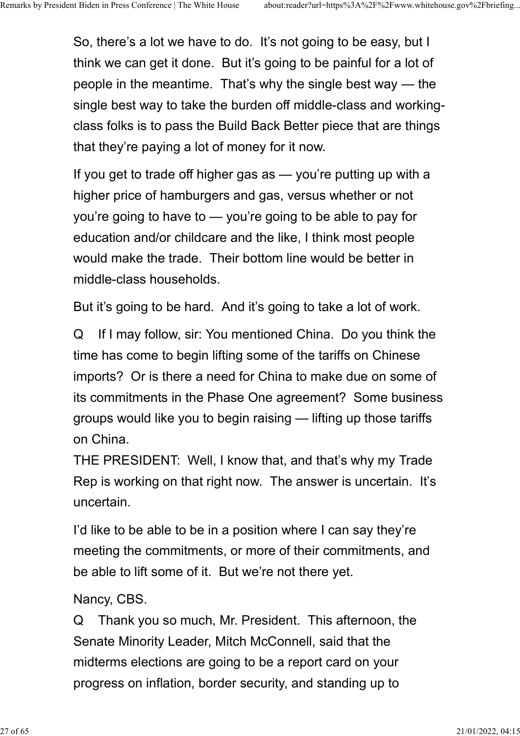So, there's a lot we have to do.  It's not going to be easy, but I think we can get it done.  But it's going to be painful for a lot of people in the meantime.  That's why the single best way — the single best way to take the burden off middle-class and working-class folks is to pass the Build Back Better piece that are things that they're paying a lot of money for it now.

If you get to trade off higher gas as — you're putting up with a higher price of hamburgers and gas, versus whether or not you're going to have to — you're going to be able to pay for education and/or childcare and the like, I think most people would make the trade.  Their bottom line would be better in middle-class households.

But it's going to be hard.  And it's going to take a lot of work.

Q    If I may follow, sir: You mentioned China.  Do you think the time has come to begin lifting some of the tariffs on Chinese imports?  Or is there a need for China to make due on some of its commitments in the Phase One agreement?  Some business groups would like you to begin raising — lifting up those tariffs on China.
THE PRESIDENT:  Well, I know that, and that's why my Trade Rep is working on that right now.  The answer is uncertain.  It's uncertain.

I'd like to be able to be in a position where I can say they're meeting the commitments, or more of their commitments, and be able to lift some of it.  But we're not there yet.

Nancy, CBS.
Q    Thank you so much, Mr. President.  This afternoon, the Senate Minority Leader, Mitch McConnell, said that the midterms elections are going to be a report card on your progress on inflation, border security, and standing up to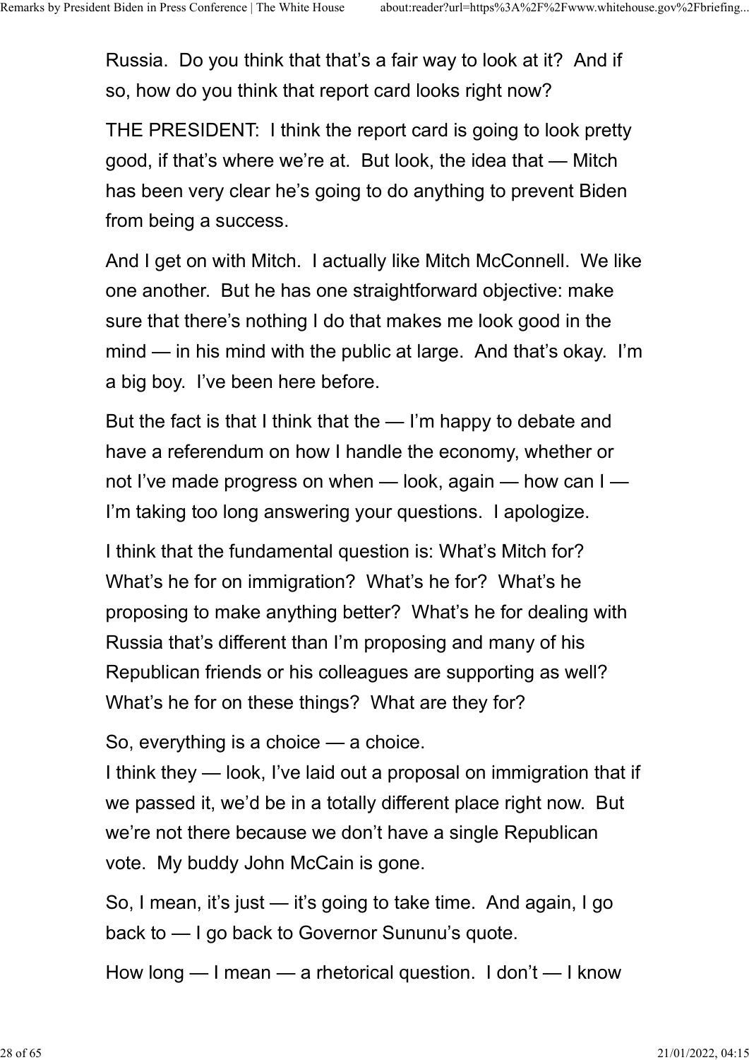Russia. Do you think that that's a fair way to look at it? And if so, how do you think that report card looks right now?

THE PRESIDENT: I think the report card is going to look pretty good, if that's where we're at. But look, the idea that — Mitch has been very clear he's going to do anything to prevent Biden from being a success.

And I get on with Mitch. I actually like Mitch McConnell. We like one another. But he has one straightforward objective: make sure that there's nothing I do that makes me look good in the mind — in his mind with the public at large. And that's okay. I'm a big boy. I've been here before.

But the fact is that I think that the — I'm happy to debate and have a referendum on how I handle the economy, whether or not I've made progress on when — look, again — how can I — I'm taking too long answering your questions. I apologize.

I think that the fundamental question is: What's Mitch for? What's he for on immigration? What's he for? What's he proposing to make anything better? What's he for dealing with Russia that's different than I'm proposing and many of his Republican friends or his colleagues are supporting as well? What's he for on these things? What are they for?

So, everything is a choice — a choice.
I think they — look, I've laid out a proposal on immigration that if we passed it, we'd be in a totally different place right now. But we're not there because we don't have a single Republican vote. My buddy John McCain is gone.

So, I mean, it's just — it's going to take time. And again, I go back to — I go back to Governor Sununu's quote.

How long — I mean — a rhetorical question. I don't — I know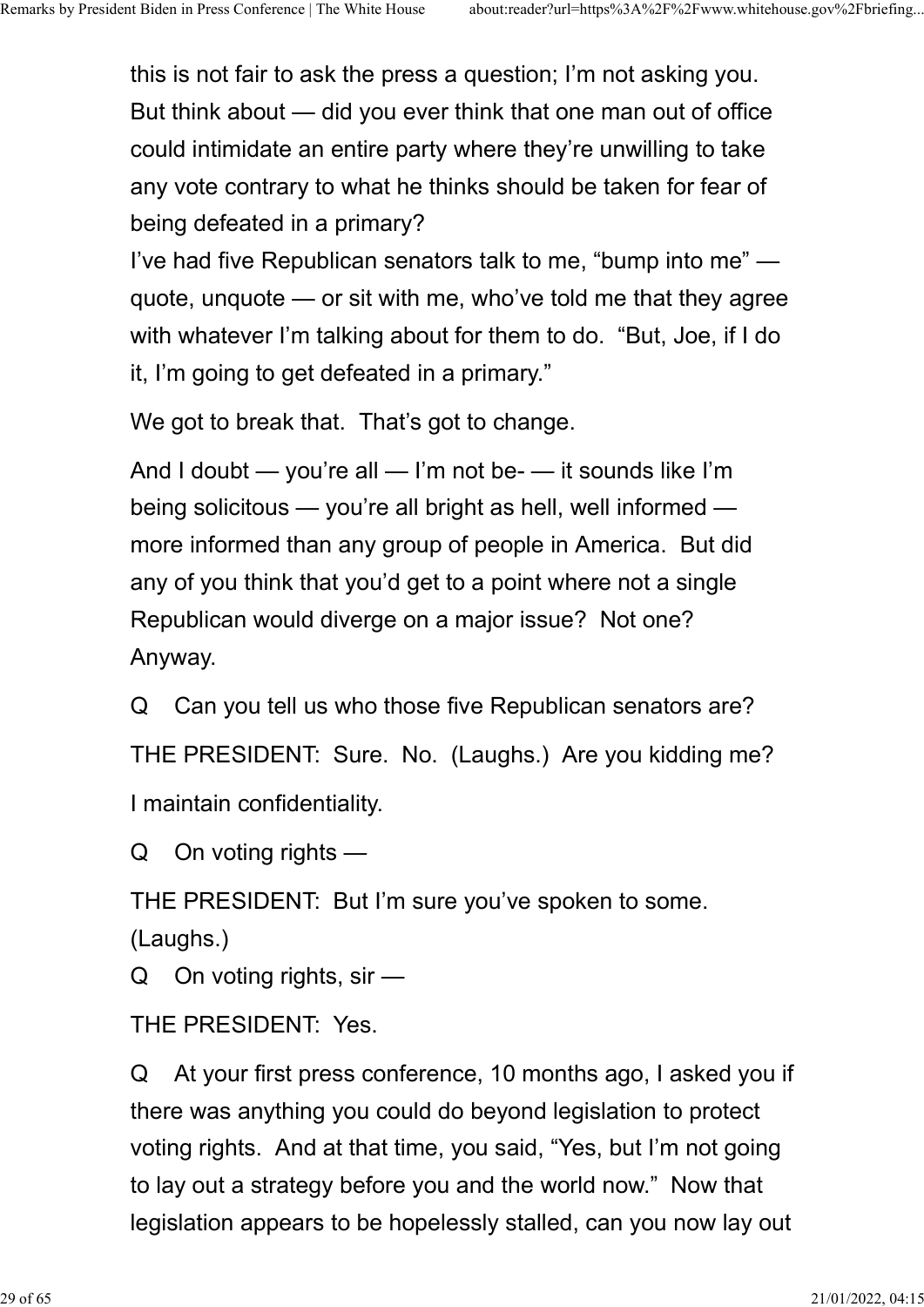this is not fair to ask the press a question; I'm not asking you. But think about — did you ever think that one man out of office could intimidate an entire party where they're unwilling to take any vote contrary to what he thinks should be taken for fear of being defeated in a primary?
I've had five Republican senators talk to me, "bump into me" — quote, unquote — or sit with me, who've told me that they agree with whatever I'm talking about for them to do. "But, Joe, if I do it, I'm going to get defeated in a primary."

We got to break that. That's got to change.

And I doubt — you're all — I'm not be- — it sounds like I'm being solicitous — you're all bright as hell, well informed — more informed than any group of people in America. But did any of you think that you'd get to a point where not a single Republican would diverge on a major issue? Not one? Anyway.

Q Can you tell us who those five Republican senators are?

THE PRESIDENT: Sure. No. (Laughs.) Are you kidding me?

I maintain confidentiality.

Q On voting rights —

THE PRESIDENT: But I'm sure you've spoken to some. (Laughs.)

Q On voting rights, sir —

THE PRESIDENT: Yes.

Q At your first press conference, 10 months ago, I asked you if there was anything you could do beyond legislation to protect voting rights. And at that time, you said, "Yes, but I'm not going to lay out a strategy before you and the world now." Now that legislation appears to be hopelessly stalled, can you now lay out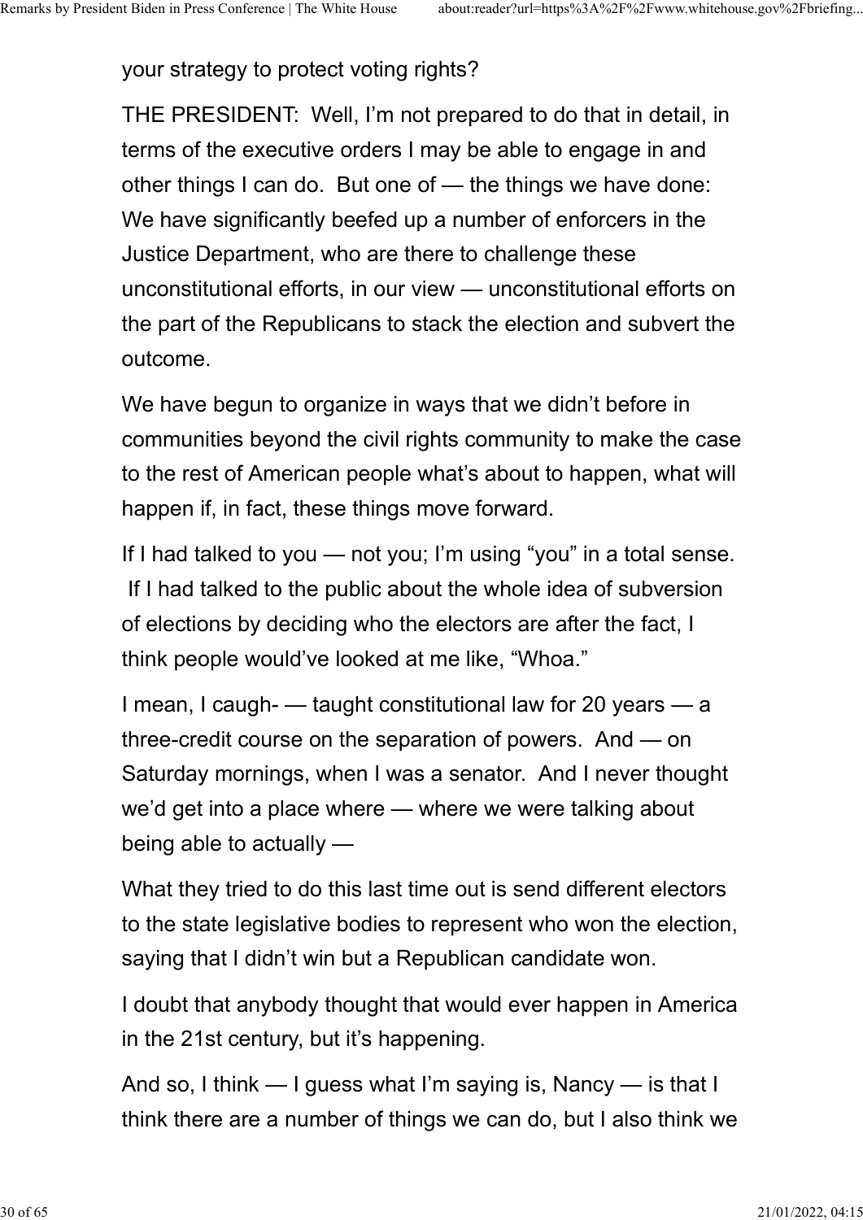your strategy to protect voting rights?

THE PRESIDENT: Well, I'm not prepared to do that in detail, in terms of the executive orders I may be able to engage in and other things I can do. But one of — the things we have done: We have significantly beefed up a number of enforcers in the Justice Department, who are there to challenge these unconstitutional efforts, in our view — unconstitutional efforts on the part of the Republicans to stack the election and subvert the outcome.

We have begun to organize in ways that we didn't before in communities beyond the civil rights community to make the case to the rest of American people what's about to happen, what will happen if, in fact, these things move forward.

If I had talked to you — not you; I'm using "you" in a total sense. If I had talked to the public about the whole idea of subversion of elections by deciding who the electors are after the fact, I think people would've looked at me like, "Whoa."

I mean, I caugh- — taught constitutional law for 20 years — a three-credit course on the separation of powers. And — on Saturday mornings, when I was a senator. And I never thought we'd get into a place where — where we were talking about being able to actually —

What they tried to do this last time out is send different electors to the state legislative bodies to represent who won the election, saying that I didn't win but a Republican candidate won.

I doubt that anybody thought that would ever happen in America in the 21st century, but it's happening.

And so, I think — I guess what I'm saying is, Nancy — is that I think there are a number of things we can do, but I also think we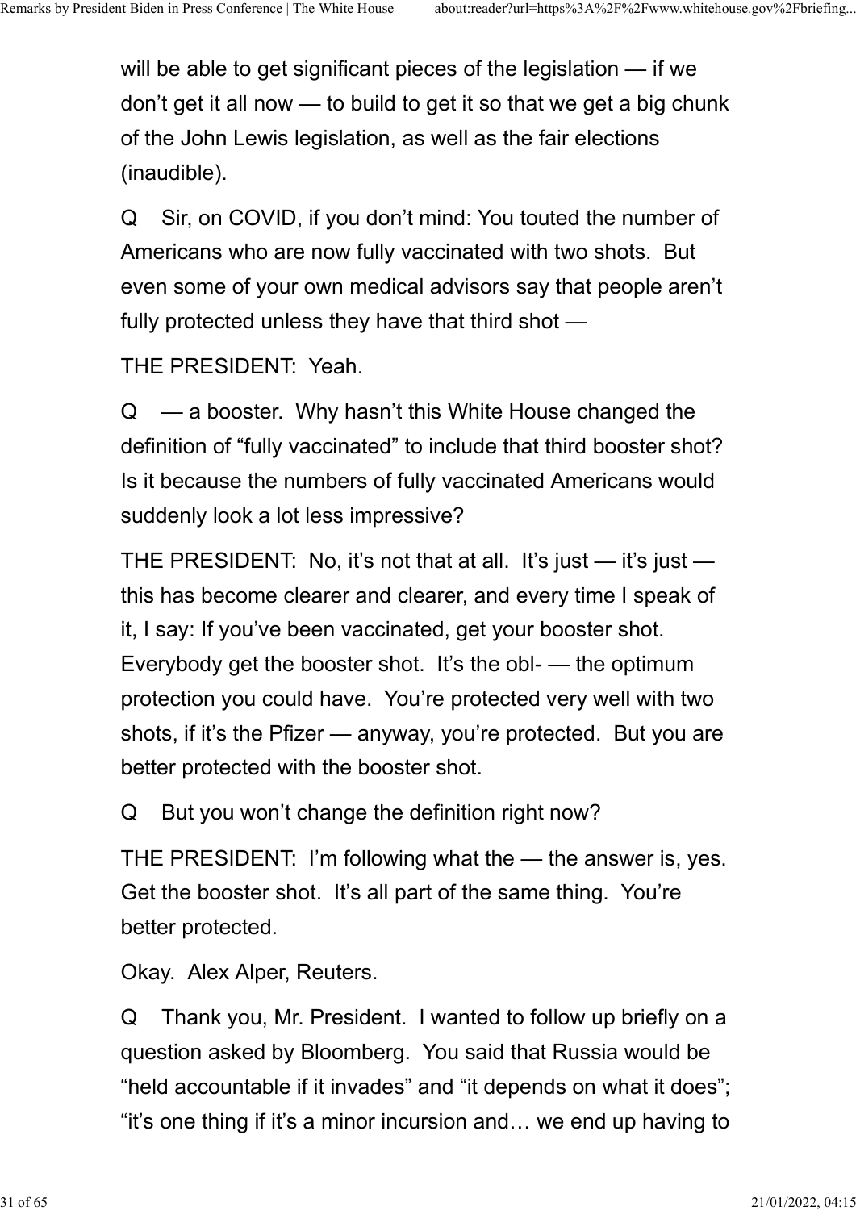will be able to get significant pieces of the legislation — if we don't get it all now — to build to get it so that we get a big chunk of the John Lewis legislation, as well as the fair elections (inaudible).

Q Sir, on COVID, if you don't mind: You touted the number of Americans who are now fully vaccinated with two shots. But even some of your own medical advisors say that people aren't fully protected unless they have that third shot —

THE PRESIDENT: Yeah.

Q — a booster. Why hasn't this White House changed the definition of "fully vaccinated" to include that third booster shot? Is it because the numbers of fully vaccinated Americans would suddenly look a lot less impressive?

THE PRESIDENT: No, it's not that at all. It's just — it's just — this has become clearer and clearer, and every time I speak of it, I say: If you've been vaccinated, get your booster shot. Everybody get the booster shot. It's the obl- — the optimum protection you could have. You're protected very well with two shots, if it's the Pfizer — anyway, you're protected. But you are better protected with the booster shot.

Q But you won't change the definition right now?

THE PRESIDENT: I'm following what the — the answer is, yes. Get the booster shot. It's all part of the same thing. You're better protected.

Okay. Alex Alper, Reuters.

Q Thank you, Mr. President. I wanted to follow up briefly on a question asked by Bloomberg. You said that Russia would be "held accountable if it invades" and "it depends on what it does"; "it's one thing if it's a minor incursion and… we end up having to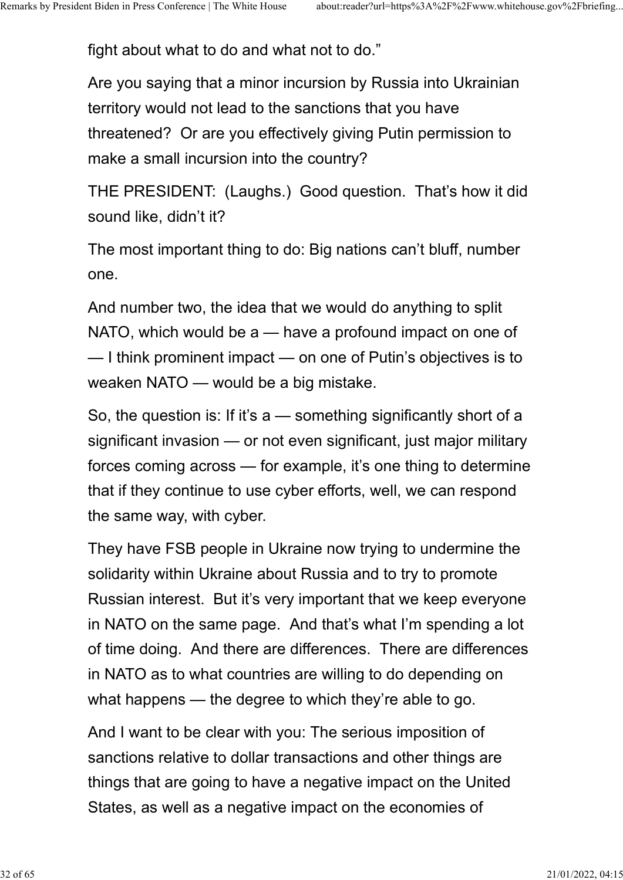fight about what to do and what not to do."

Are you saying that a minor incursion by Russia into Ukrainian territory would not lead to the sanctions that you have threatened? Or are you effectively giving Putin permission to make a small incursion into the country?

THE PRESIDENT: (Laughs.) Good question. That's how it did sound like, didn't it?

The most important thing to do: Big nations can't bluff, number one.

And number two, the idea that we would do anything to split NATO, which would be a — have a profound impact on one of — I think prominent impact — on one of Putin's objectives is to weaken NATO — would be a big mistake.

So, the question is: If it's a — something significantly short of a significant invasion — or not even significant, just major military forces coming across — for example, it's one thing to determine that if they continue to use cyber efforts, well, we can respond the same way, with cyber.

They have FSB people in Ukraine now trying to undermine the solidarity within Ukraine about Russia and to try to promote Russian interest. But it's very important that we keep everyone in NATO on the same page. And that's what I'm spending a lot of time doing. And there are differences. There are differences in NATO as to what countries are willing to do depending on what happens — the degree to which they're able to go.

And I want to be clear with you: The serious imposition of sanctions relative to dollar transactions and other things are things that are going to have a negative impact on the United States, as well as a negative impact on the economies of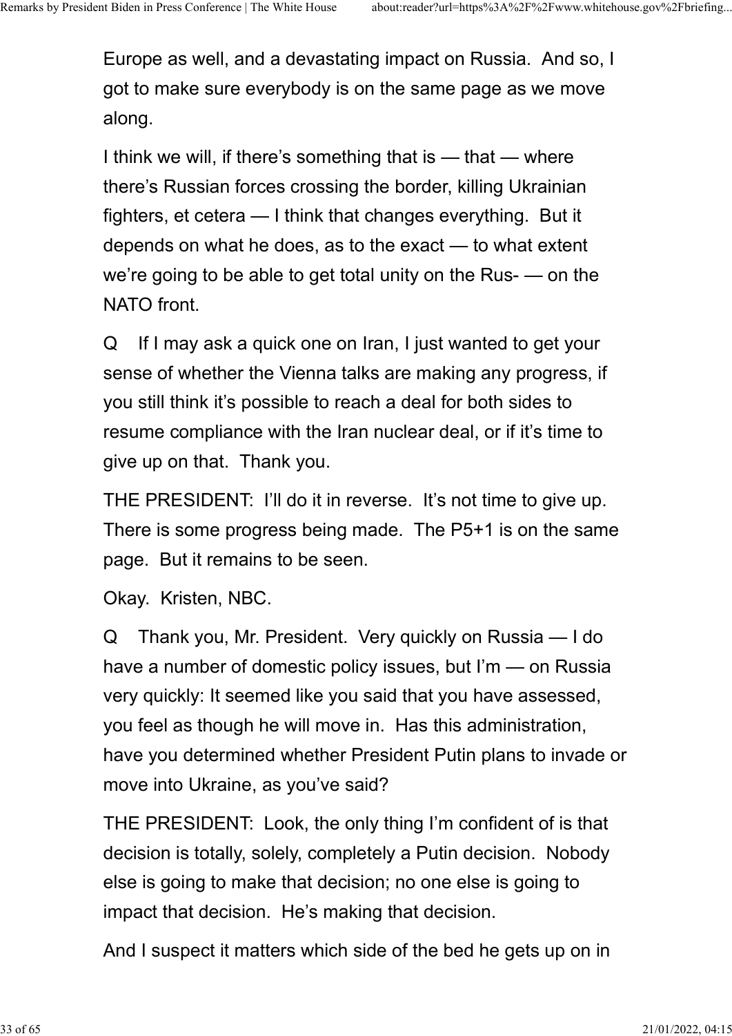Europe as well, and a devastating impact on Russia. And so, I got to make sure everybody is on the same page as we move along.

I think we will, if there's something that is — that — where there's Russian forces crossing the border, killing Ukrainian fighters, et cetera — I think that changes everything. But it depends on what he does, as to the exact — to what extent we're going to be able to get total unity on the Rus- — on the NATO front.

Q If I may ask a quick one on Iran, I just wanted to get your sense of whether the Vienna talks are making any progress, if you still think it's possible to reach a deal for both sides to resume compliance with the Iran nuclear deal, or if it's time to give up on that. Thank you.

THE PRESIDENT: I'll do it in reverse. It's not time to give up. There is some progress being made. The P5+1 is on the same page. But it remains to be seen.

Okay. Kristen, NBC.

Q Thank you, Mr. President. Very quickly on Russia — I do have a number of domestic policy issues, but I'm — on Russia very quickly: It seemed like you said that you have assessed, you feel as though he will move in. Has this administration, have you determined whether President Putin plans to invade or move into Ukraine, as you've said?

THE PRESIDENT: Look, the only thing I'm confident of is that decision is totally, solely, completely a Putin decision. Nobody else is going to make that decision; no one else is going to impact that decision. He's making that decision.

And I suspect it matters which side of the bed he gets up on in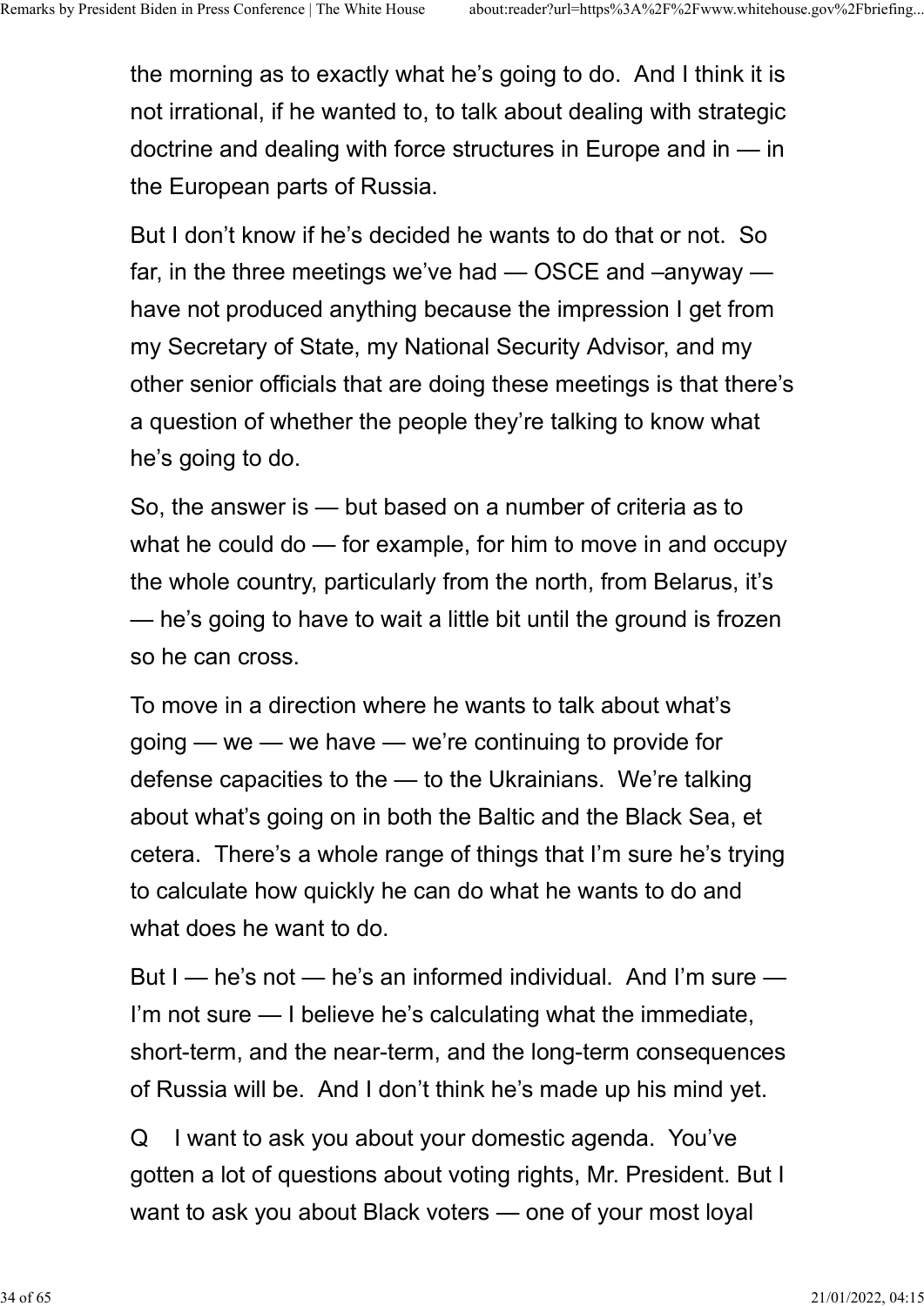the morning as to exactly what he's going to do. And I think it is not irrational, if he wanted to, to talk about dealing with strategic doctrine and dealing with force structures in Europe and in — in the European parts of Russia.

But I don't know if he's decided he wants to do that or not. So far, in the three meetings we've had — OSCE and –anyway — have not produced anything because the impression I get from my Secretary of State, my National Security Advisor, and my other senior officials that are doing these meetings is that there's a question of whether the people they're talking to know what he's going to do.

So, the answer is — but based on a number of criteria as to what he could do — for example, for him to move in and occupy the whole country, particularly from the north, from Belarus, it's — he's going to have to wait a little bit until the ground is frozen so he can cross.

To move in a direction where he wants to talk about what's going — we — we have — we're continuing to provide for defense capacities to the — to the Ukrainians. We're talking about what's going on in both the Baltic and the Black Sea, et cetera. There's a whole range of things that I'm sure he's trying to calculate how quickly he can do what he wants to do and what does he want to do.

But I — he's not — he's an informed individual. And I'm sure — I'm not sure — I believe he's calculating what the immediate, short-term, and the near-term, and the long-term consequences of Russia will be. And I don't think he's made up his mind yet.

Q I want to ask you about your domestic agenda. You've gotten a lot of questions about voting rights, Mr. President. But I want to ask you about Black voters — one of your most loyal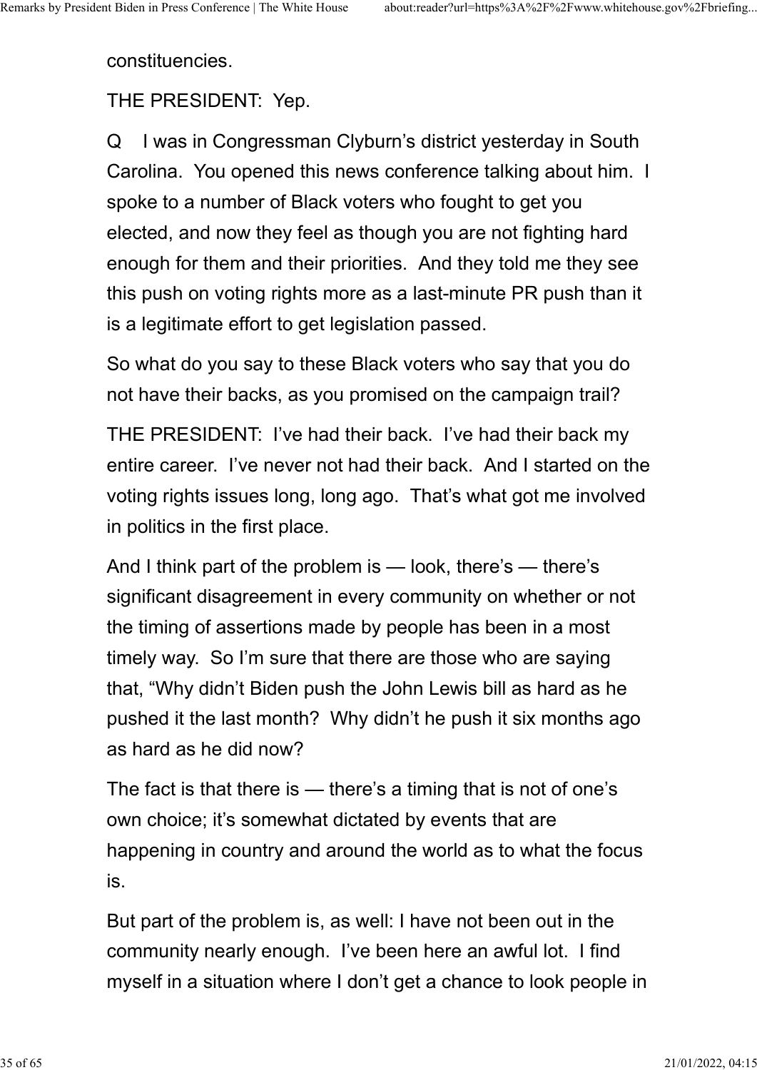constituencies.

THE PRESIDENT: Yep.

Q I was in Congressman Clyburn's district yesterday in South Carolina. You opened this news conference talking about him. I spoke to a number of Black voters who fought to get you elected, and now they feel as though you are not fighting hard enough for them and their priorities. And they told me they see this push on voting rights more as a last-minute PR push than it is a legitimate effort to get legislation passed.

So what do you say to these Black voters who say that you do not have their backs, as you promised on the campaign trail?

THE PRESIDENT: I've had their back. I've had their back my entire career. I've never not had their back. And I started on the voting rights issues long, long ago. That's what got me involved in politics in the first place.

And I think part of the problem is — look, there's — there's significant disagreement in every community on whether or not the timing of assertions made by people has been in a most timely way. So I'm sure that there are those who are saying that, "Why didn't Biden push the John Lewis bill as hard as he pushed it the last month? Why didn't he push it six months ago as hard as he did now?

The fact is that there is — there's a timing that is not of one's own choice; it's somewhat dictated by events that are happening in country and around the world as to what the focus is.

But part of the problem is, as well: I have not been out in the community nearly enough. I've been here an awful lot. I find myself in a situation where I don't get a chance to look people in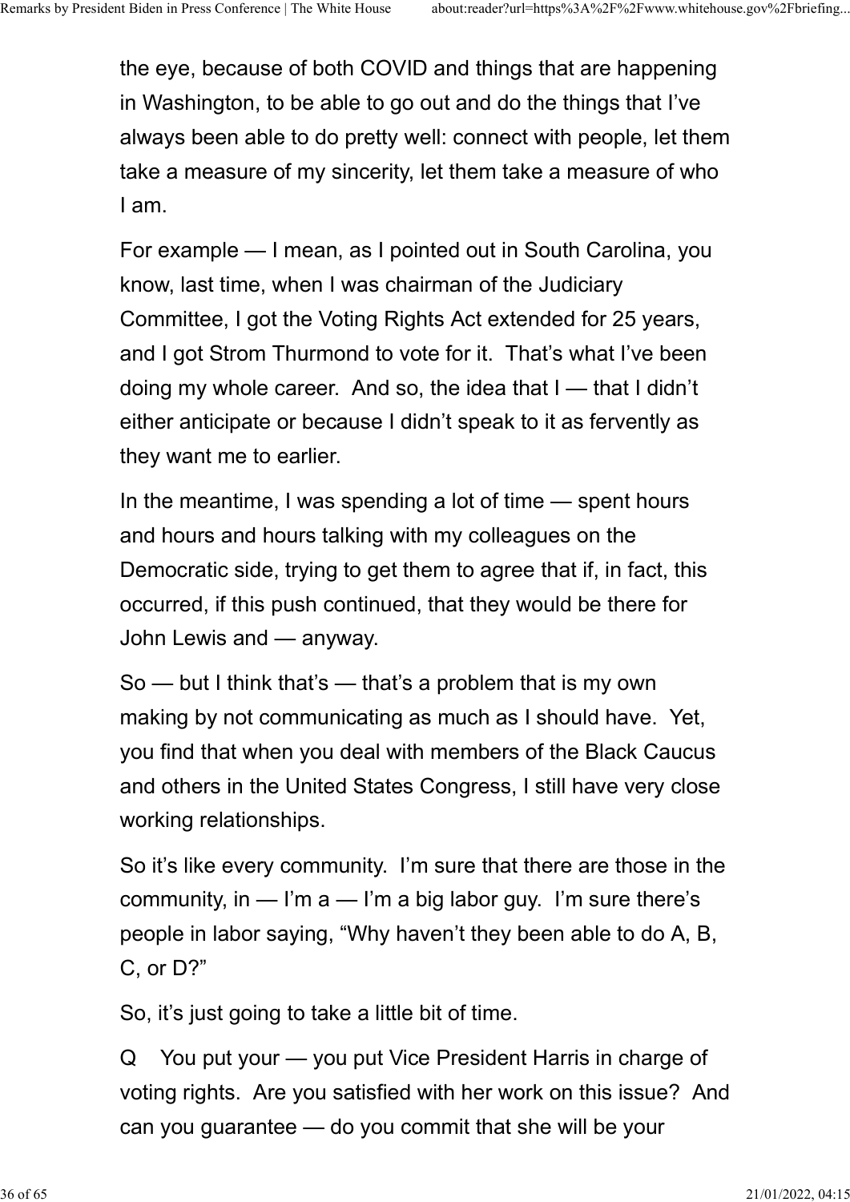the eye, because of both COVID and things that are happening in Washington, to be able to go out and do the things that I've always been able to do pretty well: connect with people, let them take a measure of my sincerity, let them take a measure of who I am.

For example — I mean, as I pointed out in South Carolina, you know, last time, when I was chairman of the Judiciary Committee, I got the Voting Rights Act extended for 25 years, and I got Strom Thurmond to vote for it. That's what I've been doing my whole career. And so, the idea that I — that I didn't either anticipate or because I didn't speak to it as fervently as they want me to earlier.

In the meantime, I was spending a lot of time — spent hours and hours and hours talking with my colleagues on the Democratic side, trying to get them to agree that if, in fact, this occurred, if this push continued, that they would be there for John Lewis and — anyway.

So — but I think that's — that's a problem that is my own making by not communicating as much as I should have. Yet, you find that when you deal with members of the Black Caucus and others in the United States Congress, I still have very close working relationships.

So it's like every community. I'm sure that there are those in the community, in — I'm a — I'm a big labor guy. I'm sure there's people in labor saying, "Why haven't they been able to do A, B, C, or D?"

So, it's just going to take a little bit of time.

Q You put your — you put Vice President Harris in charge of voting rights. Are you satisfied with her work on this issue? And can you guarantee — do you commit that she will be your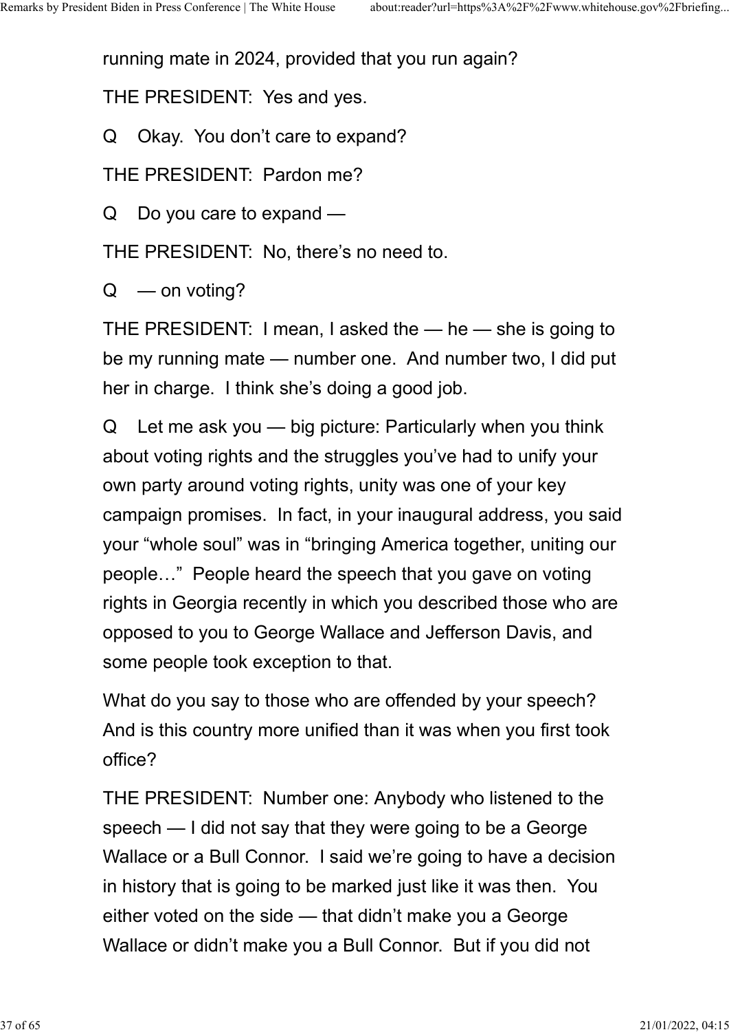running mate in 2024, provided that you run again?

THE PRESIDENT: Yes and yes.

Q Okay. You don't care to expand?

THE PRESIDENT: Pardon me?

Q Do you care to expand —

THE PRESIDENT: No, there's no need to.

Q — on voting?

THE PRESIDENT: I mean, I asked the — he — she is going to be my running mate — number one. And number two, I did put her in charge. I think she's doing a good job.

Q Let me ask you — big picture: Particularly when you think about voting rights and the struggles you've had to unify your own party around voting rights, unity was one of your key campaign promises. In fact, in your inaugural address, you said your "whole soul" was in "bringing America together, uniting our people…" People heard the speech that you gave on voting rights in Georgia recently in which you described those who are opposed to you to George Wallace and Jefferson Davis, and some people took exception to that.

What do you say to those who are offended by your speech? And is this country more unified than it was when you first took office?

THE PRESIDENT: Number one: Anybody who listened to the speech — I did not say that they were going to be a George Wallace or a Bull Connor. I said we're going to have a decision in history that is going to be marked just like it was then. You either voted on the side — that didn't make you a George Wallace or didn't make you a Bull Connor. But if you did not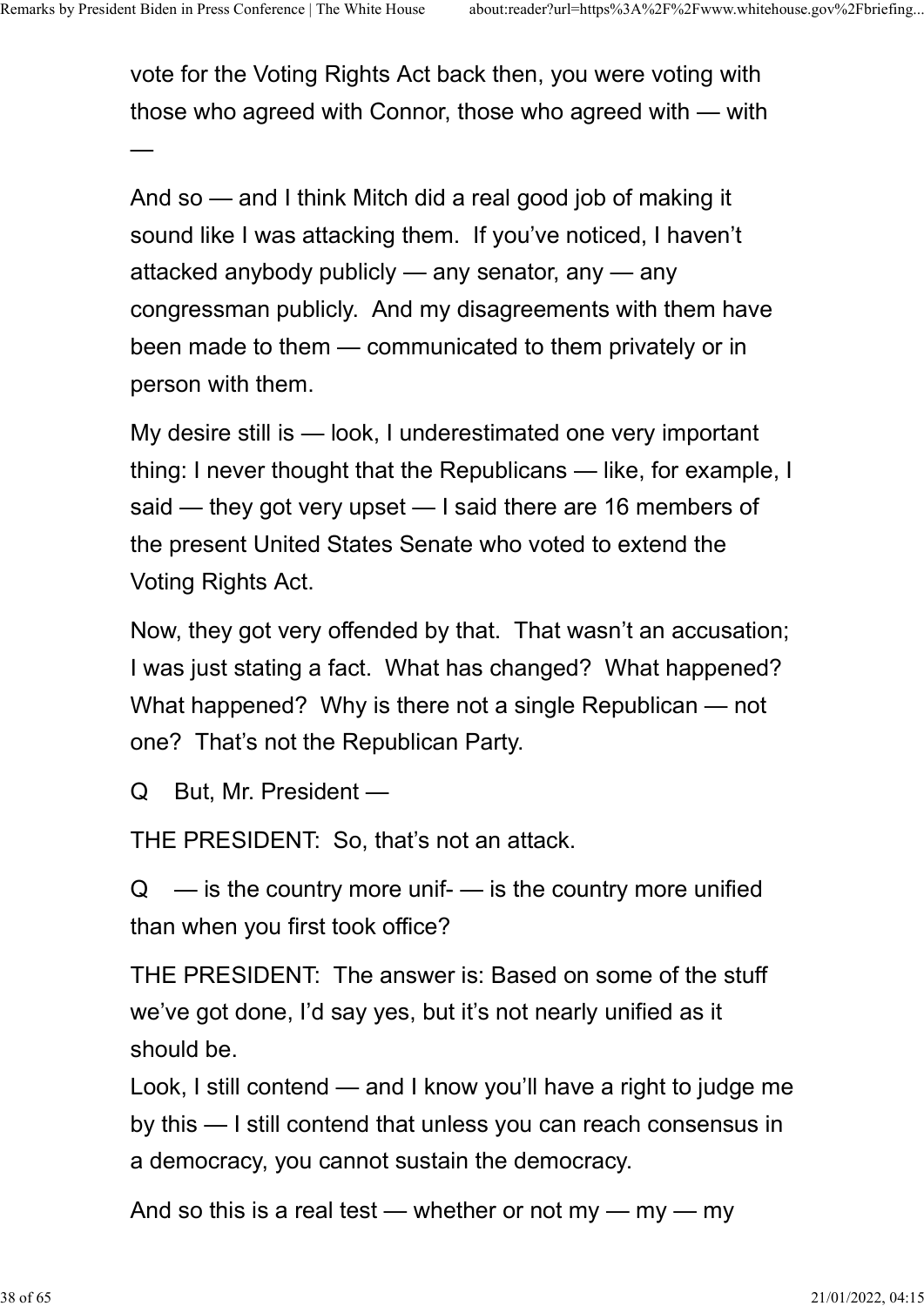vote for the Voting Rights Act back then, you were voting with those who agreed with Connor, those who agreed with — with —

And so — and I think Mitch did a real good job of making it sound like I was attacking them. If you've noticed, I haven't attacked anybody publicly — any senator, any — any congressman publicly. And my disagreements with them have been made to them — communicated to them privately or in person with them.

My desire still is — look, I underestimated one very important thing: I never thought that the Republicans — like, for example, I said — they got very upset — I said there are 16 members of the present United States Senate who voted to extend the Voting Rights Act.

Now, they got very offended by that. That wasn't an accusation; I was just stating a fact. What has changed? What happened? What happened? Why is there not a single Republican — not one? That's not the Republican Party.

Q But, Mr. President —

THE PRESIDENT: So, that's not an attack.

Q — is the country more unif- — is the country more unified than when you first took office?

THE PRESIDENT: The answer is: Based on some of the stuff we've got done, I'd say yes, but it's not nearly unified as it should be.

Look, I still contend — and I know you'll have a right to judge me by this — I still contend that unless you can reach consensus in a democracy, you cannot sustain the democracy.

And so this is a real test — whether or not my — my — my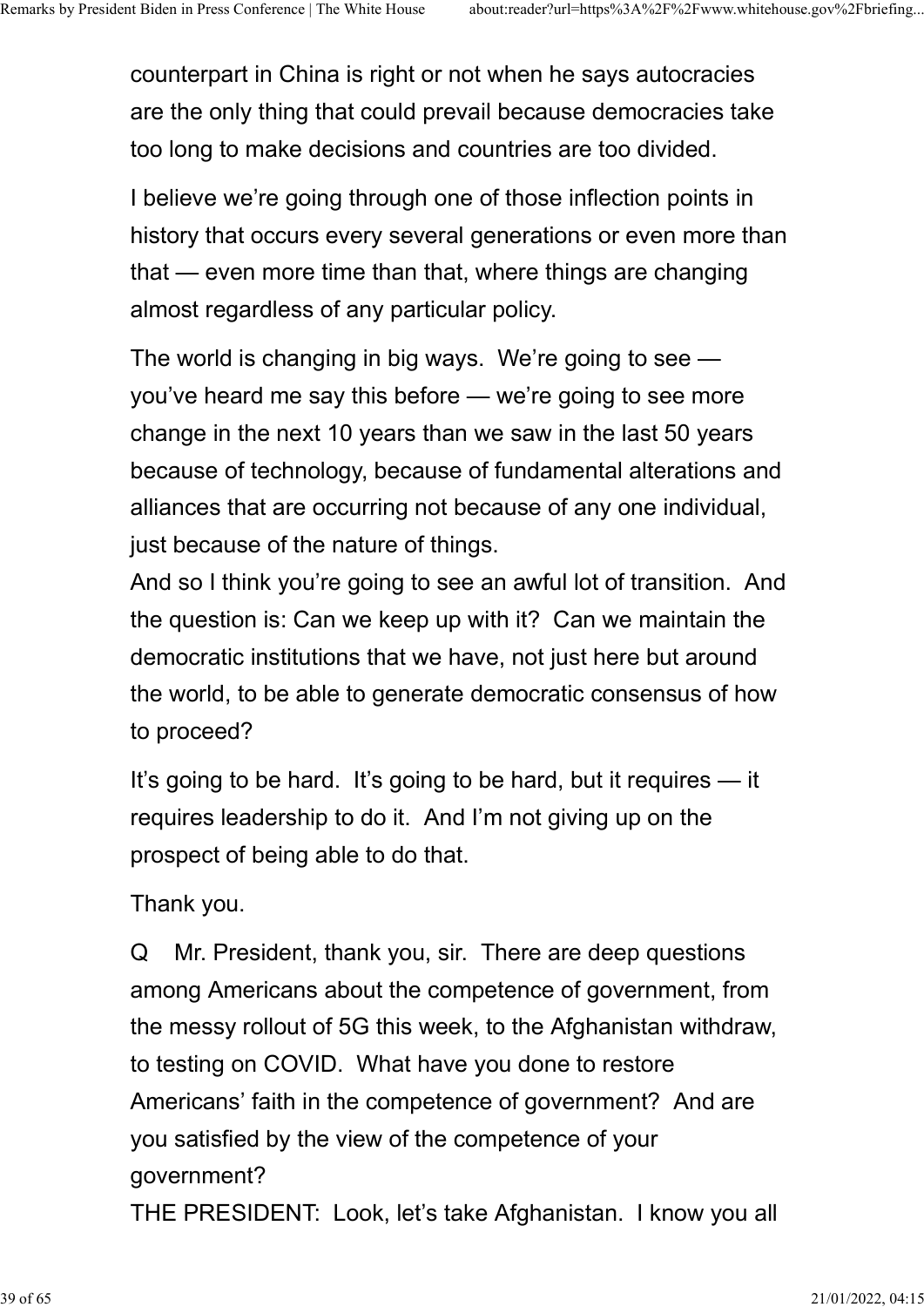counterpart in China is right or not when he says autocracies are the only thing that could prevail because democracies take too long to make decisions and countries are too divided.

I believe we're going through one of those inflection points in history that occurs every several generations or even more than that — even more time than that, where things are changing almost regardless of any particular policy.

The world is changing in big ways. We're going to see — you've heard me say this before — we're going to see more change in the next 10 years than we saw in the last 50 years because of technology, because of fundamental alterations and alliances that are occurring not because of any one individual, just because of the nature of things.
And so I think you're going to see an awful lot of transition. And the question is: Can we keep up with it? Can we maintain the democratic institutions that we have, not just here but around the world, to be able to generate democratic consensus of how to proceed?

It's going to be hard. It's going to be hard, but it requires — it requires leadership to do it. And I'm not giving up on the prospect of being able to do that.

Thank you.

Q Mr. President, thank you, sir. There are deep questions among Americans about the competence of government, from the messy rollout of 5G this week, to the Afghanistan withdraw, to testing on COVID. What have you done to restore Americans' faith in the competence of government? And are you satisfied by the view of the competence of your government?
THE PRESIDENT: Look, let's take Afghanistan. I know you all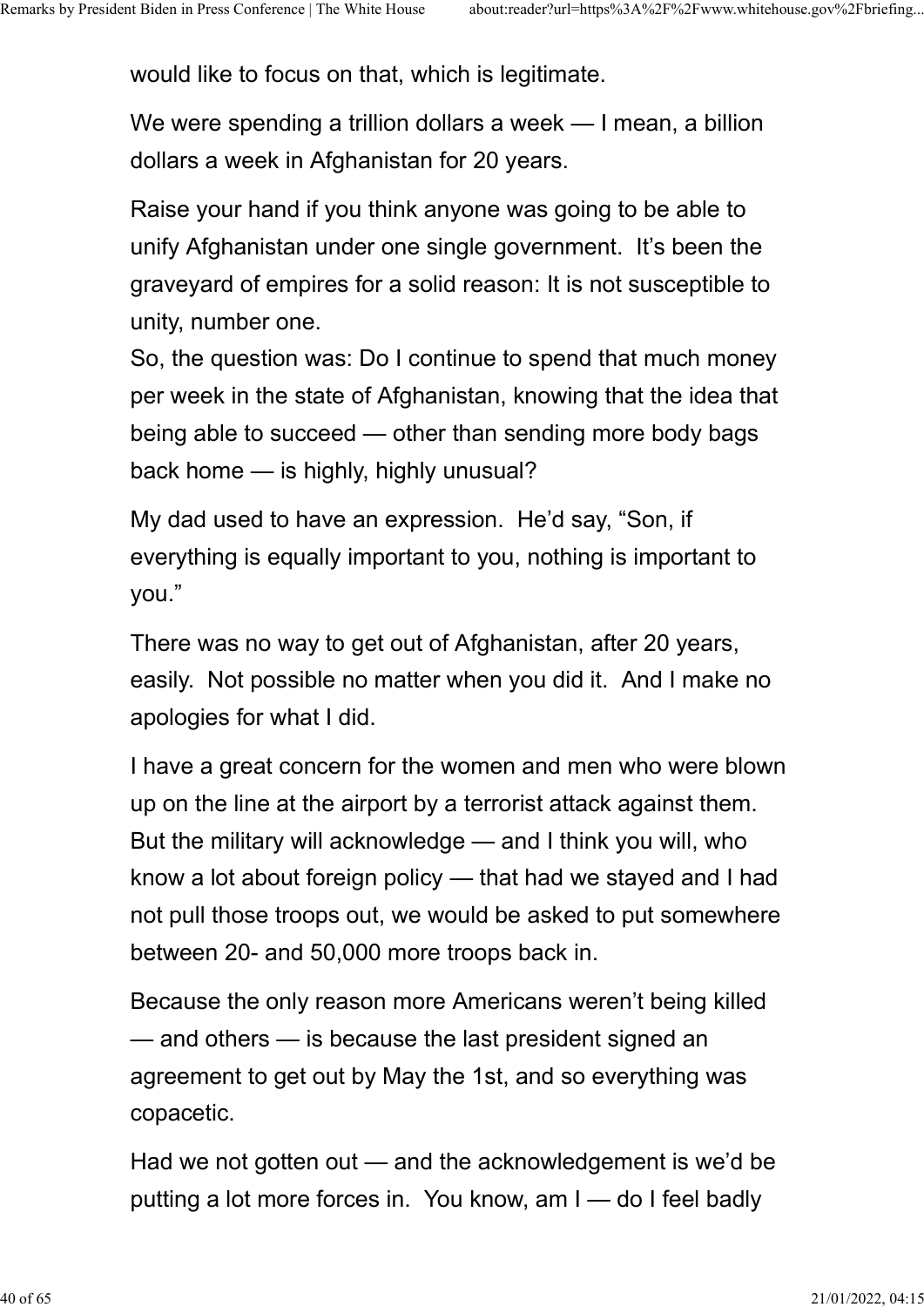would like to focus on that, which is legitimate.

We were spending a trillion dollars a week — I mean, a billion dollars a week in Afghanistan for 20 years.

Raise your hand if you think anyone was going to be able to unify Afghanistan under one single government. It's been the graveyard of empires for a solid reason: It is not susceptible to unity, number one.
So, the question was: Do I continue to spend that much money per week in the state of Afghanistan, knowing that the idea that being able to succeed — other than sending more body bags back home — is highly, highly unusual?

My dad used to have an expression. He'd say, "Son, if everything is equally important to you, nothing is important to you."

There was no way to get out of Afghanistan, after 20 years, easily. Not possible no matter when you did it. And I make no apologies for what I did.

I have a great concern for the women and men who were blown up on the line at the airport by a terrorist attack against them. But the military will acknowledge — and I think you will, who know a lot about foreign policy — that had we stayed and I had not pull those troops out, we would be asked to put somewhere between 20- and 50,000 more troops back in.

Because the only reason more Americans weren't being killed — and others — is because the last president signed an agreement to get out by May the 1st, and so everything was copacetic.

Had we not gotten out — and the acknowledgement is we'd be putting a lot more forces in. You know, am I — do I feel badly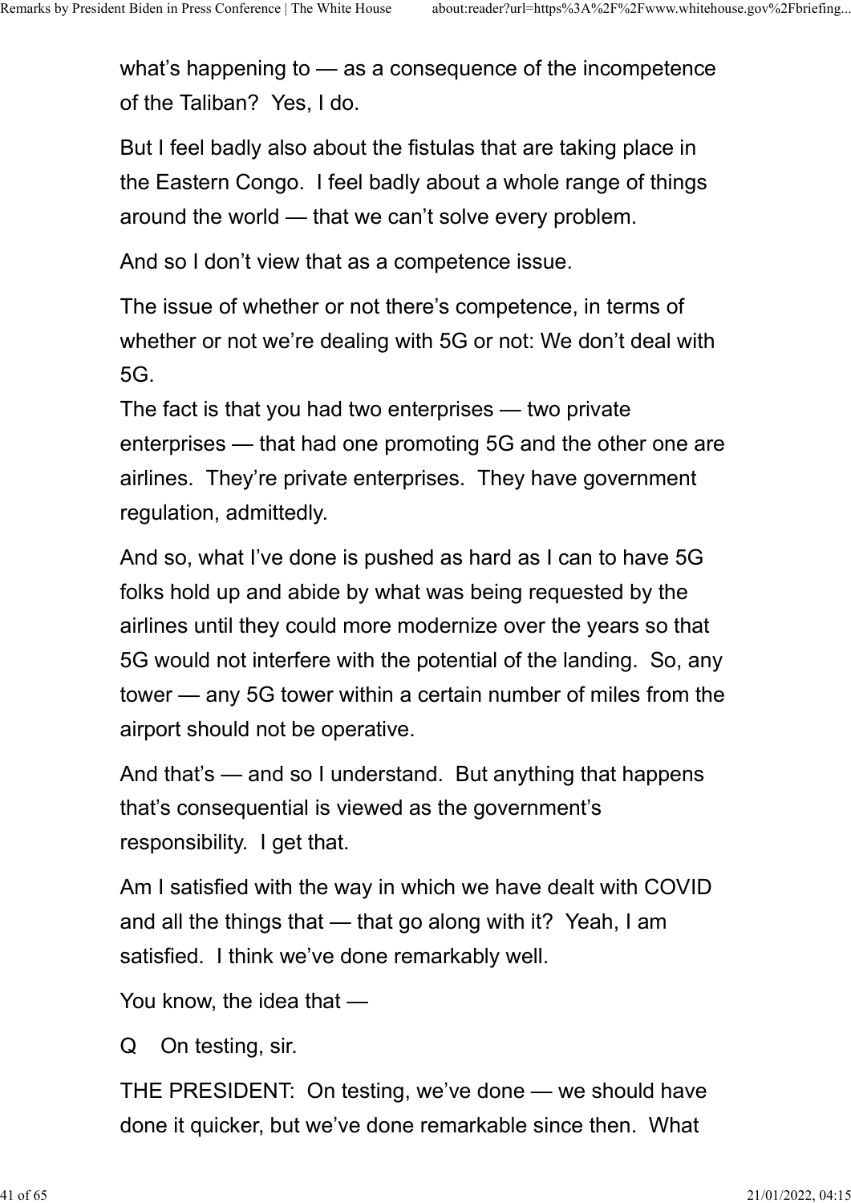what's happening to — as a consequence of the incompetence of the Taliban?  Yes, I do.

But I feel badly also about the fistulas that are taking place in the Eastern Congo.  I feel badly about a whole range of things around the world — that we can't solve every problem.

And so I don't view that as a competence issue.

The issue of whether or not there's competence, in terms of whether or not we're dealing with 5G or not: We don't deal with 5G.
The fact is that you had two enterprises — two private enterprises — that had one promoting 5G and the other one are airlines.  They're private enterprises.  They have government regulation, admittedly.

And so, what I've done is pushed as hard as I can to have 5G folks hold up and abide by what was being requested by the airlines until they could more modernize over the years so that 5G would not interfere with the potential of the landing.  So, any tower — any 5G tower within a certain number of miles from the airport should not be operative.

And that's — and so I understand.  But anything that happens that's consequential is viewed as the government's responsibility.  I get that.

Am I satisfied with the way in which we have dealt with COVID and all the things that — that go along with it?  Yeah, I am satisfied.  I think we've done remarkably well.

You know, the idea that —

Q    On testing, sir.

THE PRESIDENT:  On testing, we've done — we should have done it quicker, but we've done remarkable since then.  What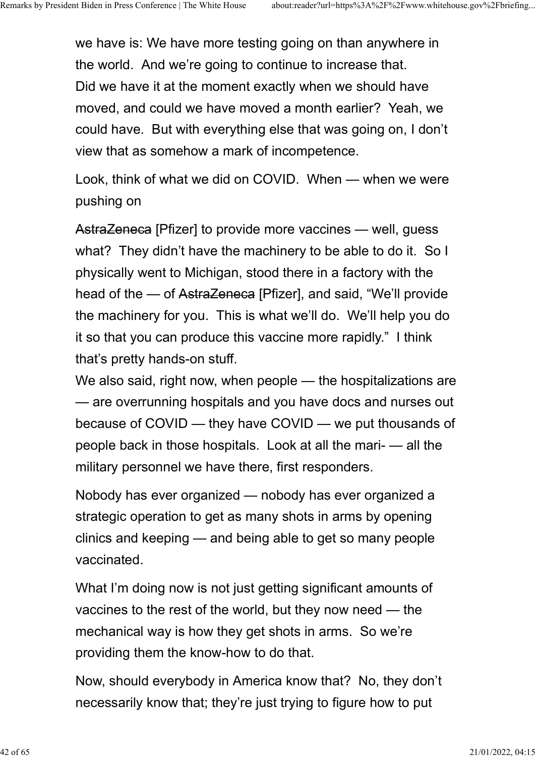we have is: We have more testing going on than anywhere in the world. And we're going to continue to increase that.
Did we have it at the moment exactly when we should have moved, and could we have moved a month earlier? Yeah, we could have. But with everything else that was going on, I don't view that as somehow a mark of incompetence.

Look, think of what we did on COVID. When — when we were pushing on

~~AstraZeneca~~ [Pfizer] to provide more vaccines — well, guess what? They didn't have the machinery to be able to do it. So I physically went to Michigan, stood there in a factory with the head of the — of ~~AstraZeneca~~ [Pfizer], and said, "We'll provide the machinery for you. This is what we'll do. We'll help you do it so that you can produce this vaccine more rapidly." I think that's pretty hands-on stuff.
We also said, right now, when people — the hospitalizations are — are overrunning hospitals and you have docs and nurses out because of COVID — they have COVID — we put thousands of people back in those hospitals. Look at all the mari- — all the military personnel we have there, first responders.

Nobody has ever organized — nobody has ever organized a strategic operation to get as many shots in arms by opening clinics and keeping — and being able to get so many people vaccinated.

What I'm doing now is not just getting significant amounts of vaccines to the rest of the world, but they now need — the mechanical way is how they get shots in arms. So we're providing them the know-how to do that.

Now, should everybody in America know that? No, they don't necessarily know that; they're just trying to figure how to put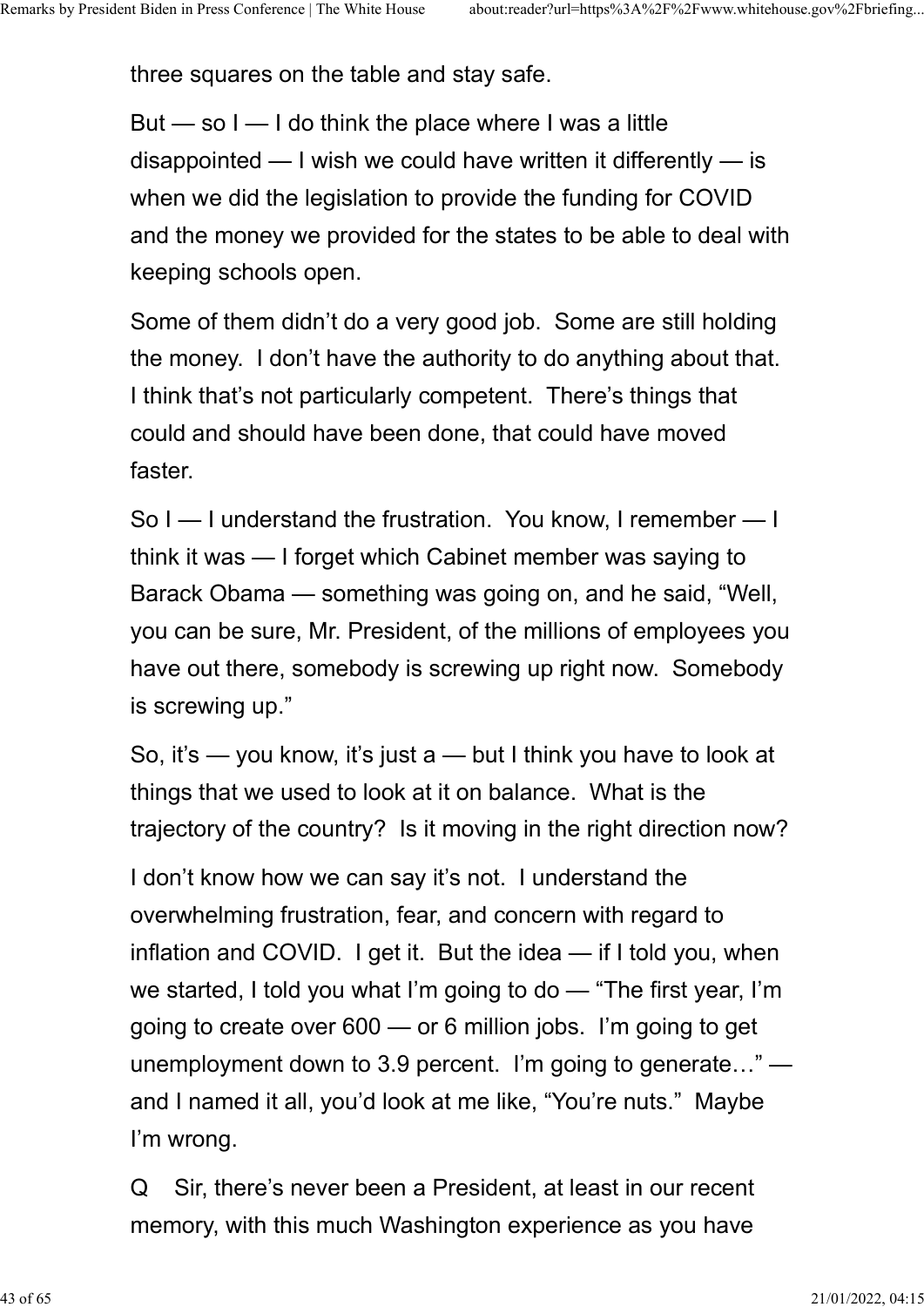three squares on the table and stay safe.

But — so I — I do think the place where I was a little disappointed — I wish we could have written it differently — is when we did the legislation to provide the funding for COVID and the money we provided for the states to be able to deal with keeping schools open.

Some of them didn't do a very good job. Some are still holding the money. I don't have the authority to do anything about that. I think that's not particularly competent. There's things that could and should have been done, that could have moved faster.

So I — I understand the frustration. You know, I remember — I think it was — I forget which Cabinet member was saying to Barack Obama — something was going on, and he said, "Well, you can be sure, Mr. President, of the millions of employees you have out there, somebody is screwing up right now. Somebody is screwing up."

So, it's — you know, it's just a — but I think you have to look at things that we used to look at it on balance. What is the trajectory of the country? Is it moving in the right direction now?

I don't know how we can say it's not. I understand the overwhelming frustration, fear, and concern with regard to inflation and COVID. I get it. But the idea — if I told you, when we started, I told you what I'm going to do — "The first year, I'm going to create over 600 — or 6 million jobs. I'm going to get unemployment down to 3.9 percent. I'm going to generate…" — and I named it all, you'd look at me like, "You're nuts." Maybe I'm wrong.

Q Sir, there's never been a President, at least in our recent memory, with this much Washington experience as you have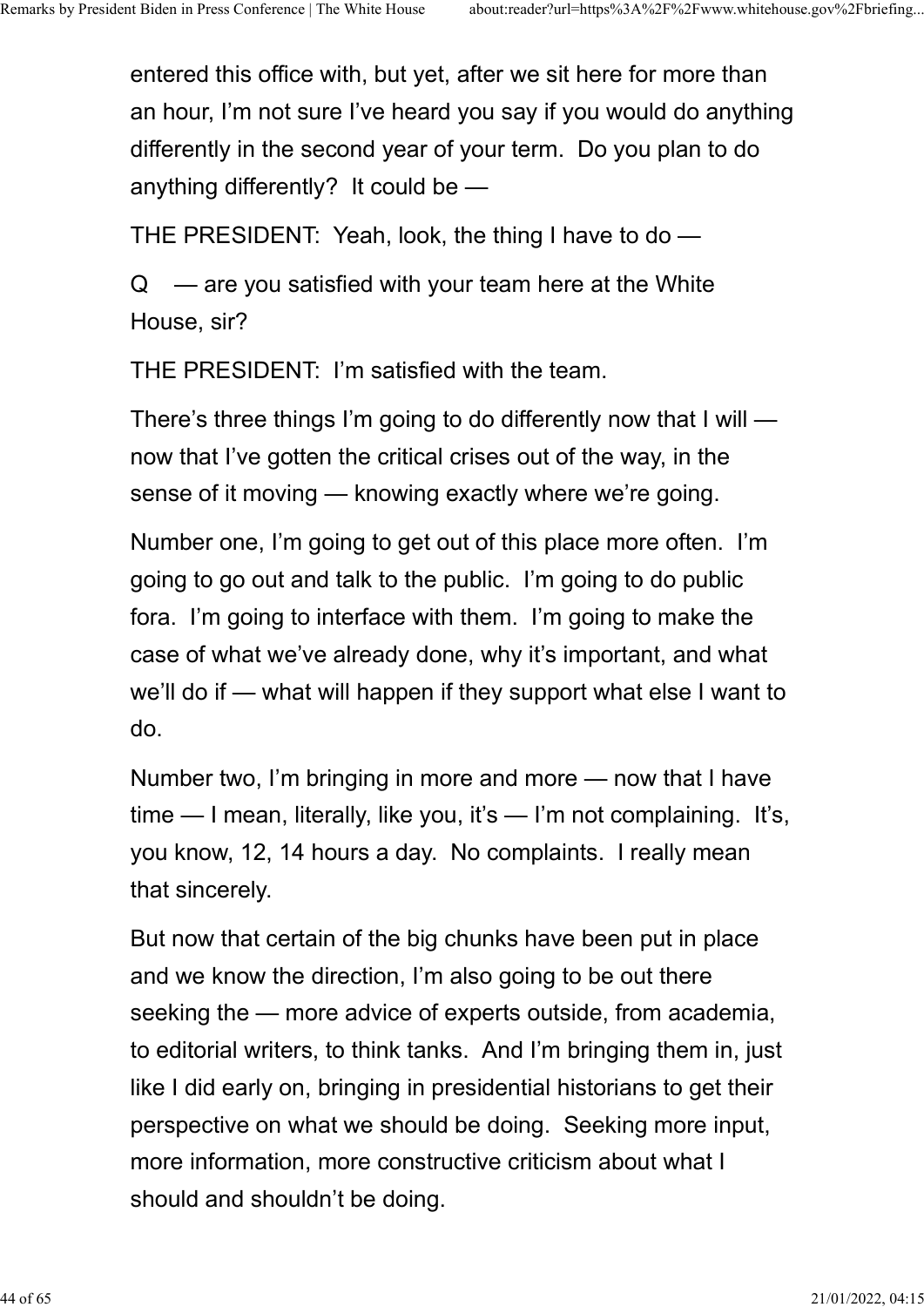entered this office with, but yet, after we sit here for more than an hour, I'm not sure I've heard you say if you would do anything differently in the second year of your term. Do you plan to do anything differently? It could be —

THE PRESIDENT: Yeah, look, the thing I have to do —

Q — are you satisfied with your team here at the White House, sir?

THE PRESIDENT: I'm satisfied with the team.

There's three things I'm going to do differently now that I will — now that I've gotten the critical crises out of the way, in the sense of it moving — knowing exactly where we're going.

Number one, I'm going to get out of this place more often. I'm going to go out and talk to the public. I'm going to do public fora. I'm going to interface with them. I'm going to make the case of what we've already done, why it's important, and what we'll do if — what will happen if they support what else I want to do.

Number two, I'm bringing in more and more — now that I have time — I mean, literally, like you, it's — I'm not complaining. It's, you know, 12, 14 hours a day. No complaints. I really mean that sincerely.

But now that certain of the big chunks have been put in place and we know the direction, I'm also going to be out there seeking the — more advice of experts outside, from academia, to editorial writers, to think tanks. And I'm bringing them in, just like I did early on, bringing in presidential historians to get their perspective on what we should be doing. Seeking more input, more information, more constructive criticism about what I should and shouldn't be doing.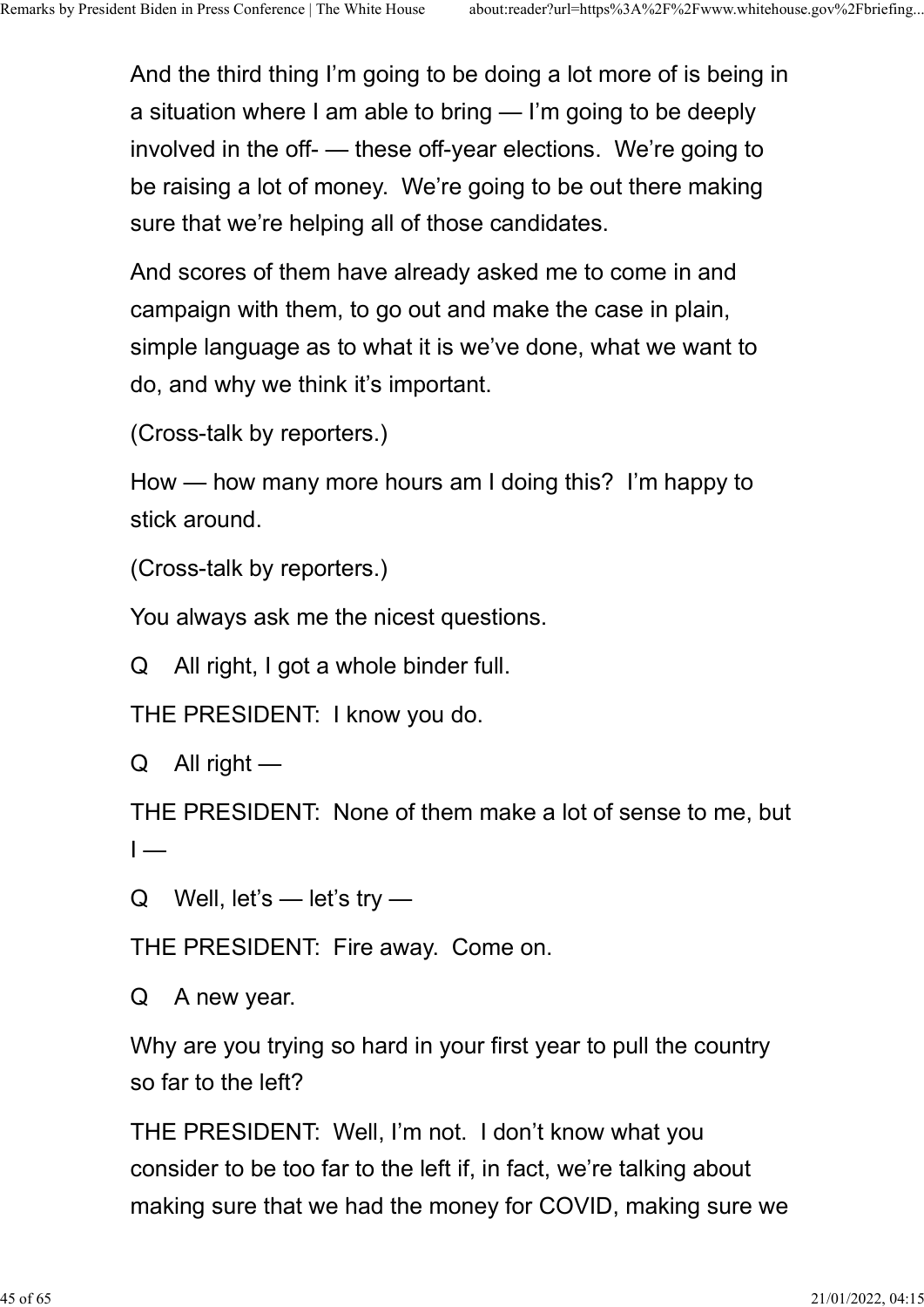And the third thing I'm going to be doing a lot more of is being in a situation where I am able to bring — I'm going to be deeply involved in the off- — these off-year elections. We're going to be raising a lot of money. We're going to be out there making sure that we're helping all of those candidates.

And scores of them have already asked me to come in and campaign with them, to go out and make the case in plain, simple language as to what it is we've done, what we want to do, and why we think it's important.

(Cross-talk by reporters.)

How — how many more hours am I doing this? I'm happy to stick around.

(Cross-talk by reporters.)

You always ask me the nicest questions.

Q All right, I got a whole binder full.

THE PRESIDENT: I know you do.

Q All right —

THE PRESIDENT: None of them make a lot of sense to me, but I —

Q Well, let's — let's try —

THE PRESIDENT: Fire away. Come on.

Q A new year.

Why are you trying so hard in your first year to pull the country so far to the left?

THE PRESIDENT: Well, I'm not. I don't know what you consider to be too far to the left if, in fact, we're talking about making sure that we had the money for COVID, making sure we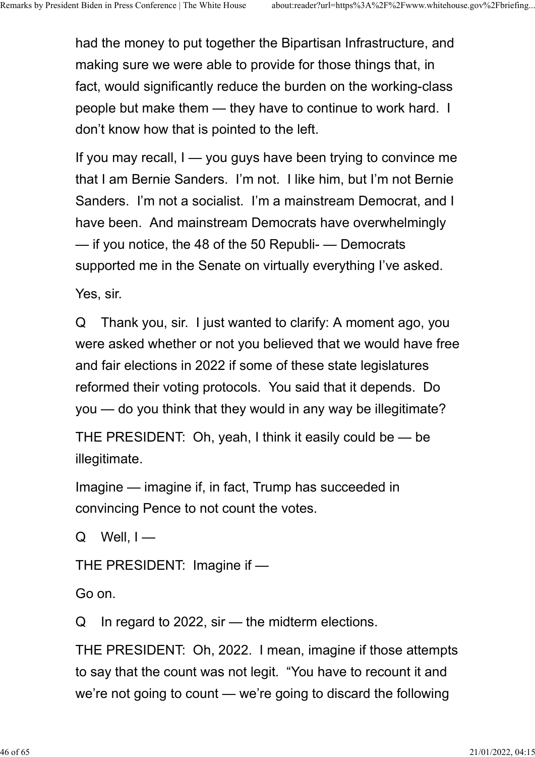had the money to put together the Bipartisan Infrastructure, and making sure we were able to provide for those things that, in fact, would significantly reduce the burden on the working-class people but make them — they have to continue to work hard. I don't know how that is pointed to the left.

If you may recall, I — you guys have been trying to convince me that I am Bernie Sanders. I'm not. I like him, but I'm not Bernie Sanders. I'm not a socialist. I'm a mainstream Democrat, and I have been. And mainstream Democrats have overwhelmingly — if you notice, the 48 of the 50 Republi- — Democrats supported me in the Senate on virtually everything I've asked.

Yes, sir.

Q Thank you, sir. I just wanted to clarify: A moment ago, you were asked whether or not you believed that we would have free and fair elections in 2022 if some of these state legislatures reformed their voting protocols. You said that it depends. Do you — do you think that they would in any way be illegitimate?

THE PRESIDENT: Oh, yeah, I think it easily could be — be illegitimate.

Imagine — imagine if, in fact, Trump has succeeded in convincing Pence to not count the votes.

Q Well, I —

THE PRESIDENT: Imagine if —

Go on.

Q In regard to 2022, sir — the midterm elections.

THE PRESIDENT: Oh, 2022. I mean, imagine if those attempts to say that the count was not legit. "You have to recount it and we're not going to count — we're going to discard the following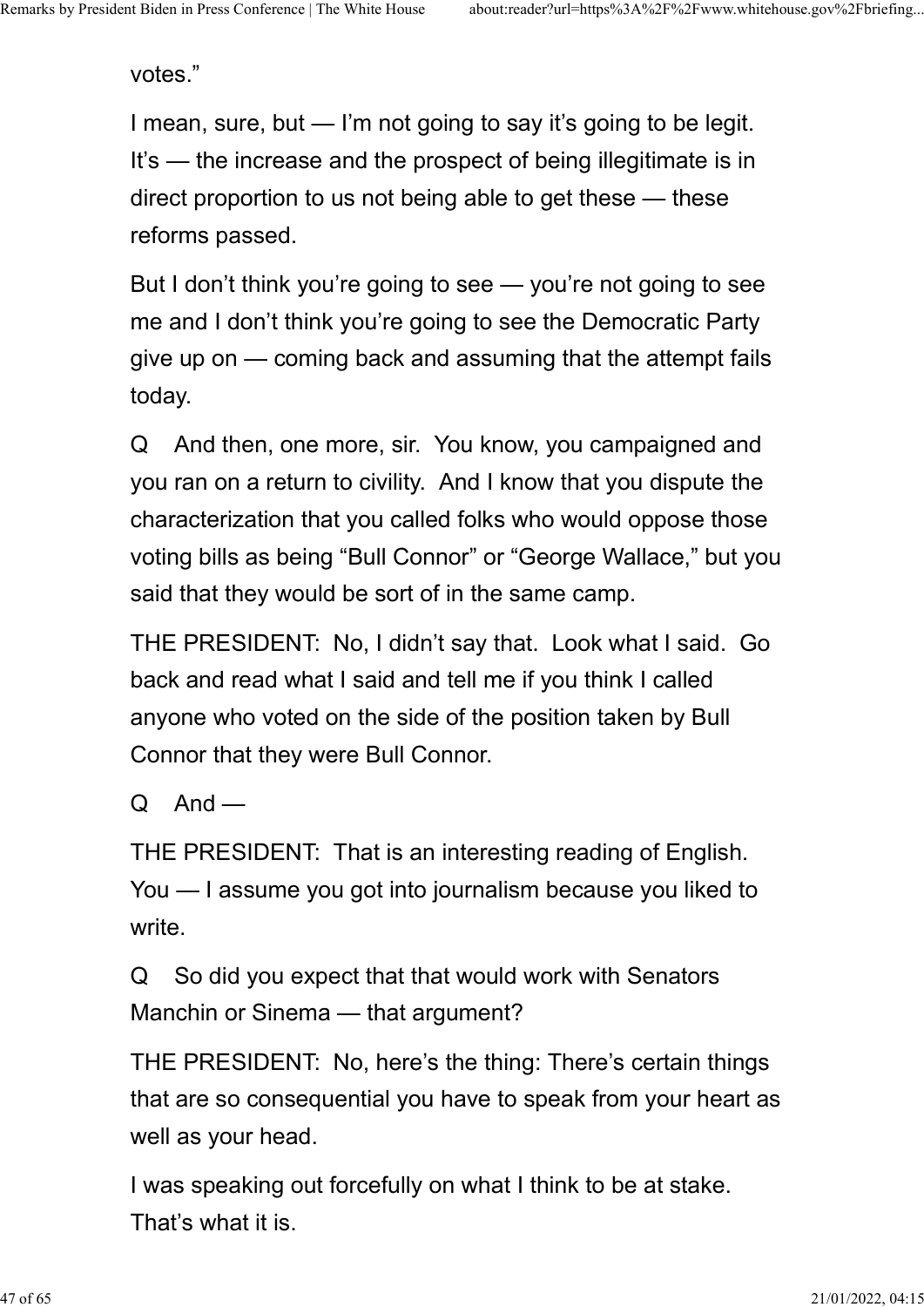votes."

I mean, sure, but — I'm not going to say it's going to be legit. It's — the increase and the prospect of being illegitimate is in direct proportion to us not being able to get these — these reforms passed.

But I don't think you're going to see — you're not going to see me and I don't think you're going to see the Democratic Party give up on — coming back and assuming that the attempt fails today.

Q And then, one more, sir. You know, you campaigned and you ran on a return to civility. And I know that you dispute the characterization that you called folks who would oppose those voting bills as being "Bull Connor" or "George Wallace," but you said that they would be sort of in the same camp.

THE PRESIDENT: No, I didn't say that. Look what I said. Go back and read what I said and tell me if you think I called anyone who voted on the side of the position taken by Bull Connor that they were Bull Connor.

Q And —

THE PRESIDENT: That is an interesting reading of English. You — I assume you got into journalism because you liked to write.

Q So did you expect that that would work with Senators Manchin or Sinema — that argument?

THE PRESIDENT: No, here's the thing: There's certain things that are so consequential you have to speak from your heart as well as your head.

I was speaking out forcefully on what I think to be at stake. That's what it is.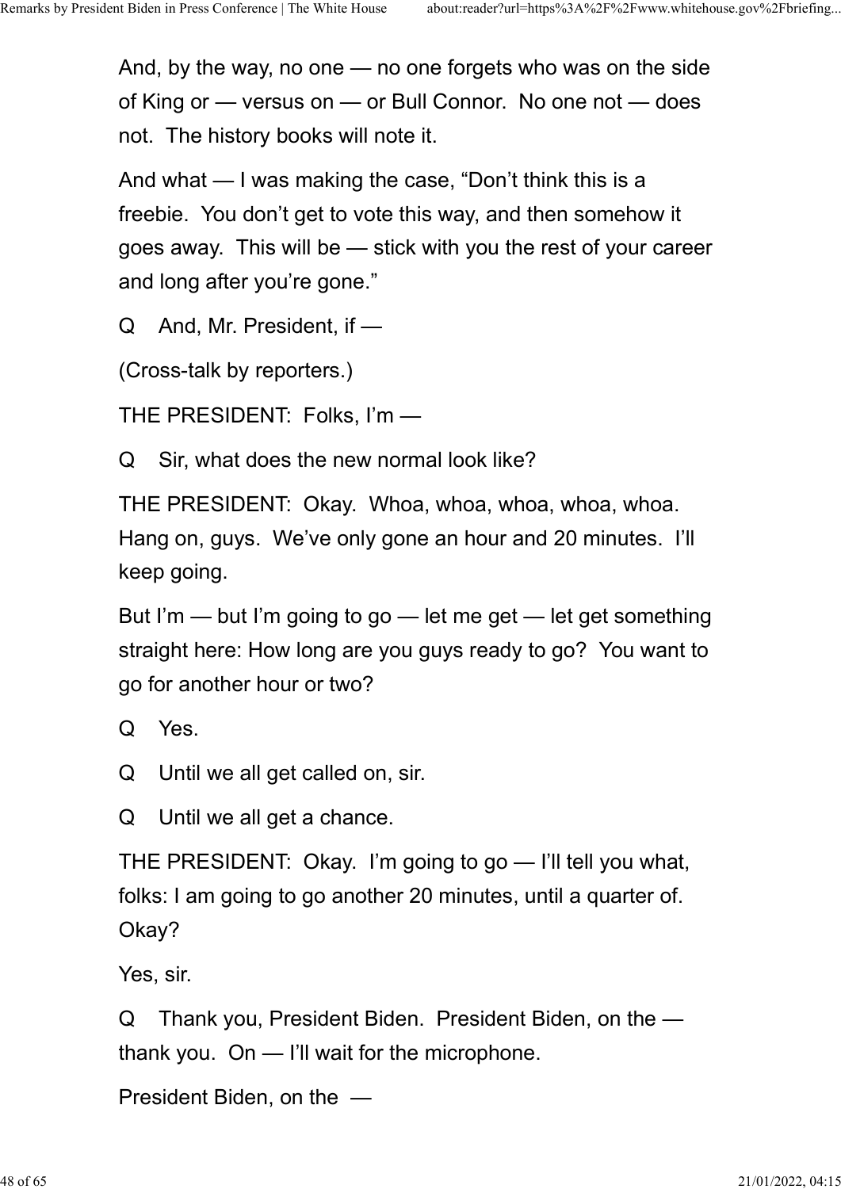And, by the way, no one — no one forgets who was on the side of King or — versus on — or Bull Connor. No one not — does not. The history books will note it.

And what — I was making the case, "Don't think this is a freebie. You don't get to vote this way, and then somehow it goes away. This will be — stick with you the rest of your career and long after you're gone."

Q And, Mr. President, if —

(Cross-talk by reporters.)

THE PRESIDENT: Folks, I'm —

Q Sir, what does the new normal look like?

THE PRESIDENT: Okay. Whoa, whoa, whoa, whoa, whoa. Hang on, guys. We've only gone an hour and 20 minutes. I'll keep going.

But I'm — but I'm going to go — let me get — let get something straight here: How long are you guys ready to go? You want to go for another hour or two?

Q Yes.

Q Until we all get called on, sir.

Q Until we all get a chance.

THE PRESIDENT: Okay. I'm going to go — I'll tell you what, folks: I am going to go another 20 minutes, until a quarter of. Okay?

Yes, sir.

Q Thank you, President Biden. President Biden, on the — thank you. On — I'll wait for the microphone.

President Biden, on the —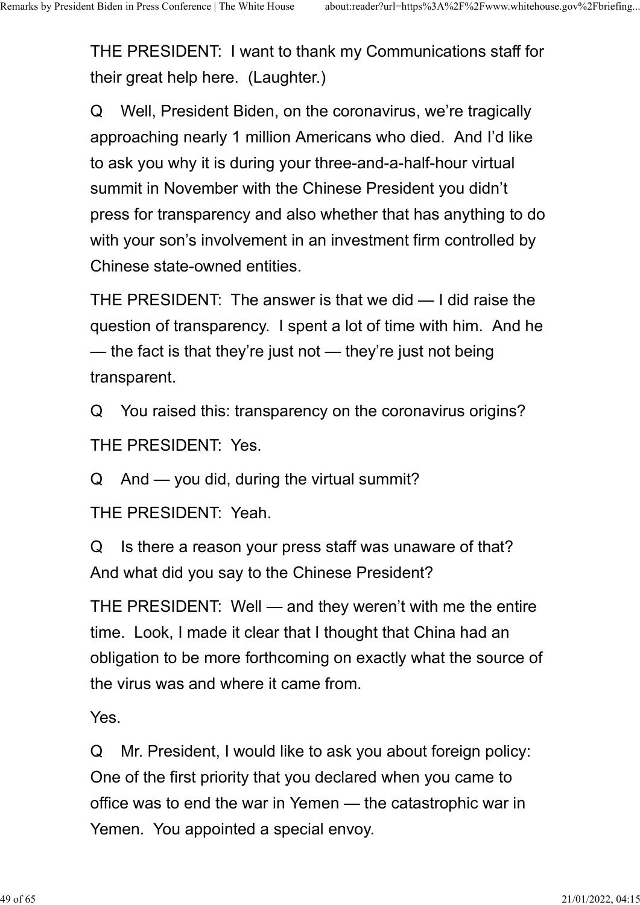THE PRESIDENT: I want to thank my Communications staff for their great help here. (Laughter.)

Q Well, President Biden, on the coronavirus, we're tragically approaching nearly 1 million Americans who died. And I'd like to ask you why it is during your three-and-a-half-hour virtual summit in November with the Chinese President you didn't press for transparency and also whether that has anything to do with your son's involvement in an investment firm controlled by Chinese state-owned entities.

THE PRESIDENT: The answer is that we did — I did raise the question of transparency. I spent a lot of time with him. And he — the fact is that they're just not — they're just not being transparent.

Q You raised this: transparency on the coronavirus origins?

THE PRESIDENT: Yes.

Q And — you did, during the virtual summit?

THE PRESIDENT: Yeah.

Q Is there a reason your press staff was unaware of that? And what did you say to the Chinese President?

THE PRESIDENT: Well — and they weren't with me the entire time. Look, I made it clear that I thought that China had an obligation to be more forthcoming on exactly what the source of the virus was and where it came from.

Yes.

Q Mr. President, I would like to ask you about foreign policy: One of the first priority that you declared when you came to office was to end the war in Yemen — the catastrophic war in Yemen. You appointed a special envoy.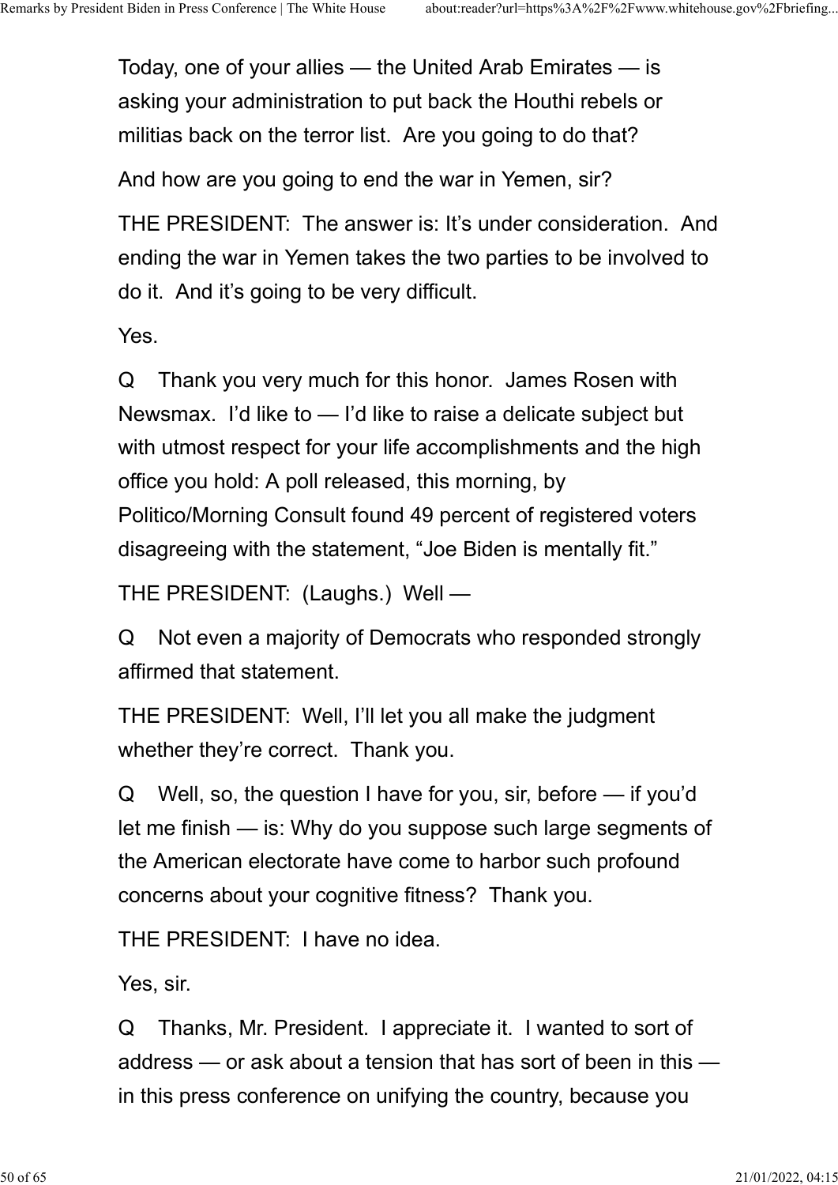Today, one of your allies — the United Arab Emirates — is asking your administration to put back the Houthi rebels or militias back on the terror list. Are you going to do that?

And how are you going to end the war in Yemen, sir?

THE PRESIDENT: The answer is: It's under consideration. And ending the war in Yemen takes the two parties to be involved to do it. And it's going to be very difficult.

Yes.

Q Thank you very much for this honor. James Rosen with Newsmax. I'd like to — I'd like to raise a delicate subject but with utmost respect for your life accomplishments and the high office you hold: A poll released, this morning, by Politico/Morning Consult found 49 percent of registered voters disagreeing with the statement, "Joe Biden is mentally fit."

THE PRESIDENT: (Laughs.) Well —

Q Not even a majority of Democrats who responded strongly affirmed that statement.

THE PRESIDENT: Well, I'll let you all make the judgment whether they're correct. Thank you.

Q Well, so, the question I have for you, sir, before — if you'd let me finish — is: Why do you suppose such large segments of the American electorate have come to harbor such profound concerns about your cognitive fitness? Thank you.

THE PRESIDENT: I have no idea.

Yes, sir.

Q Thanks, Mr. President. I appreciate it. I wanted to sort of address — or ask about a tension that has sort of been in this — in this press conference on unifying the country, because you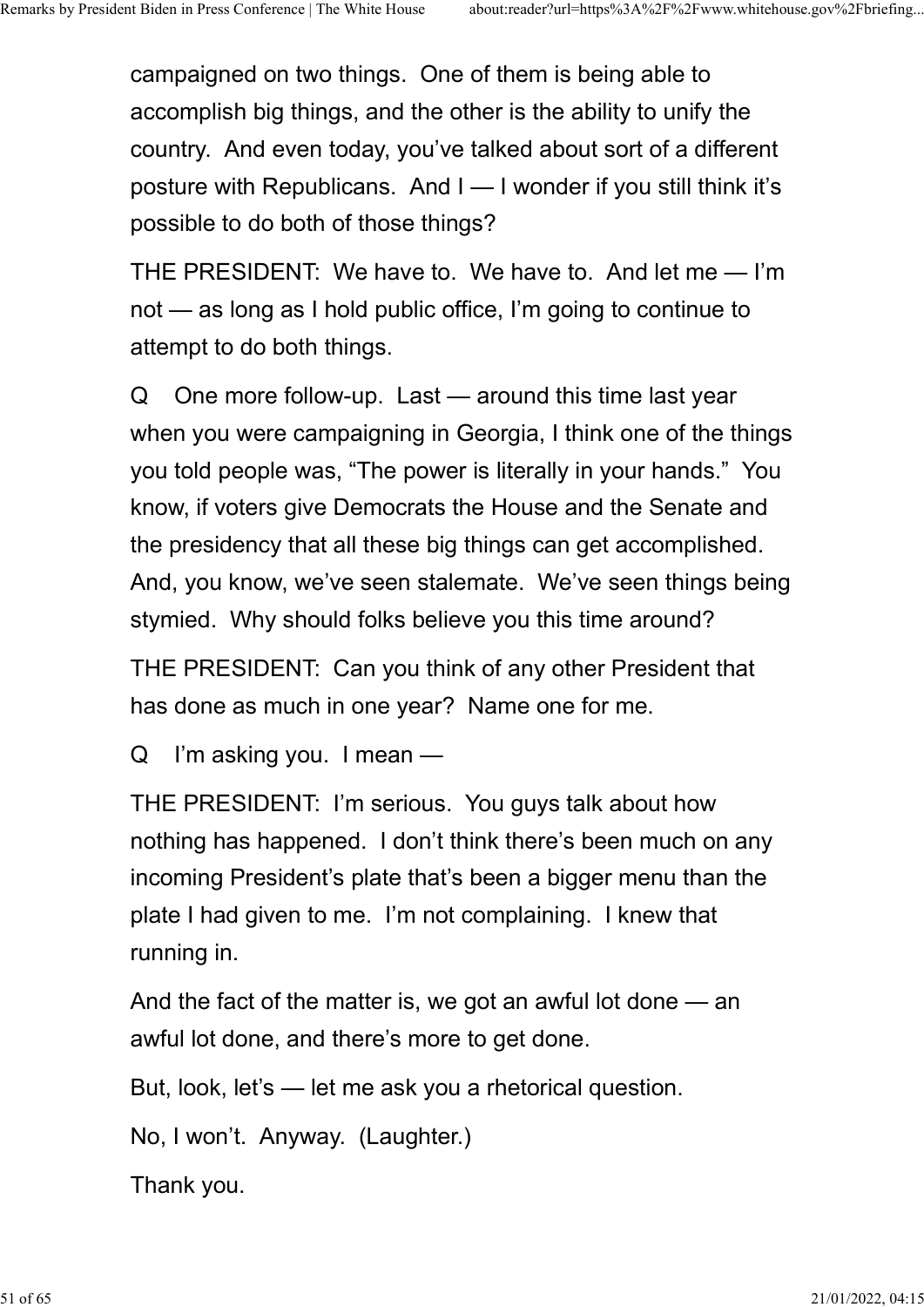campaigned on two things. One of them is being able to accomplish big things, and the other is the ability to unify the country. And even today, you've talked about sort of a different posture with Republicans. And I — I wonder if you still think it's possible to do both of those things?

THE PRESIDENT: We have to. We have to. And let me — I'm not — as long as I hold public office, I'm going to continue to attempt to do both things.

Q One more follow-up. Last — around this time last year when you were campaigning in Georgia, I think one of the things you told people was, "The power is literally in your hands." You know, if voters give Democrats the House and the Senate and the presidency that all these big things can get accomplished. And, you know, we've seen stalemate. We've seen things being stymied. Why should folks believe you this time around?

THE PRESIDENT: Can you think of any other President that has done as much in one year? Name one for me.

Q I'm asking you. I mean —

THE PRESIDENT: I'm serious. You guys talk about how nothing has happened. I don't think there's been much on any incoming President's plate that's been a bigger menu than the plate I had given to me. I'm not complaining. I knew that running in.

And the fact of the matter is, we got an awful lot done — an awful lot done, and there's more to get done.

But, look, let's — let me ask you a rhetorical question.

No, I won't. Anyway. (Laughter.)

Thank you.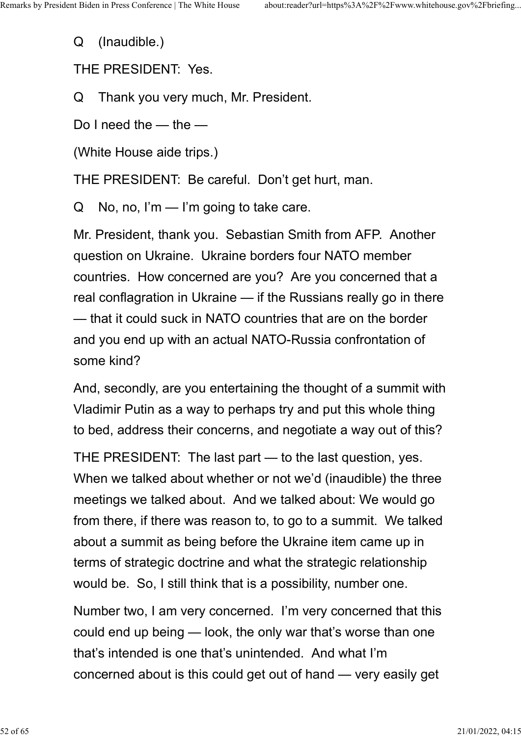Q (Inaudible.)

THE PRESIDENT: Yes.

Q Thank you very much, Mr. President.

Do I need the — the —

(White House aide trips.)

THE PRESIDENT: Be careful. Don't get hurt, man.

Q No, no, I'm — I'm going to take care.

Mr. President, thank you. Sebastian Smith from AFP. Another question on Ukraine. Ukraine borders four NATO member countries. How concerned are you? Are you concerned that a real conflagration in Ukraine — if the Russians really go in there — that it could suck in NATO countries that are on the border and you end up with an actual NATO-Russia confrontation of some kind?

And, secondly, are you entertaining the thought of a summit with Vladimir Putin as a way to perhaps try and put this whole thing to bed, address their concerns, and negotiate a way out of this?

THE PRESIDENT: The last part — to the last question, yes. When we talked about whether or not we'd (inaudible) the three meetings we talked about. And we talked about: We would go from there, if there was reason to, to go to a summit. We talked about a summit as being before the Ukraine item came up in terms of strategic doctrine and what the strategic relationship would be. So, I still think that is a possibility, number one.

Number two, I am very concerned. I'm very concerned that this could end up being — look, the only war that's worse than one that's intended is one that's unintended. And what I'm concerned about is this could get out of hand — very easily get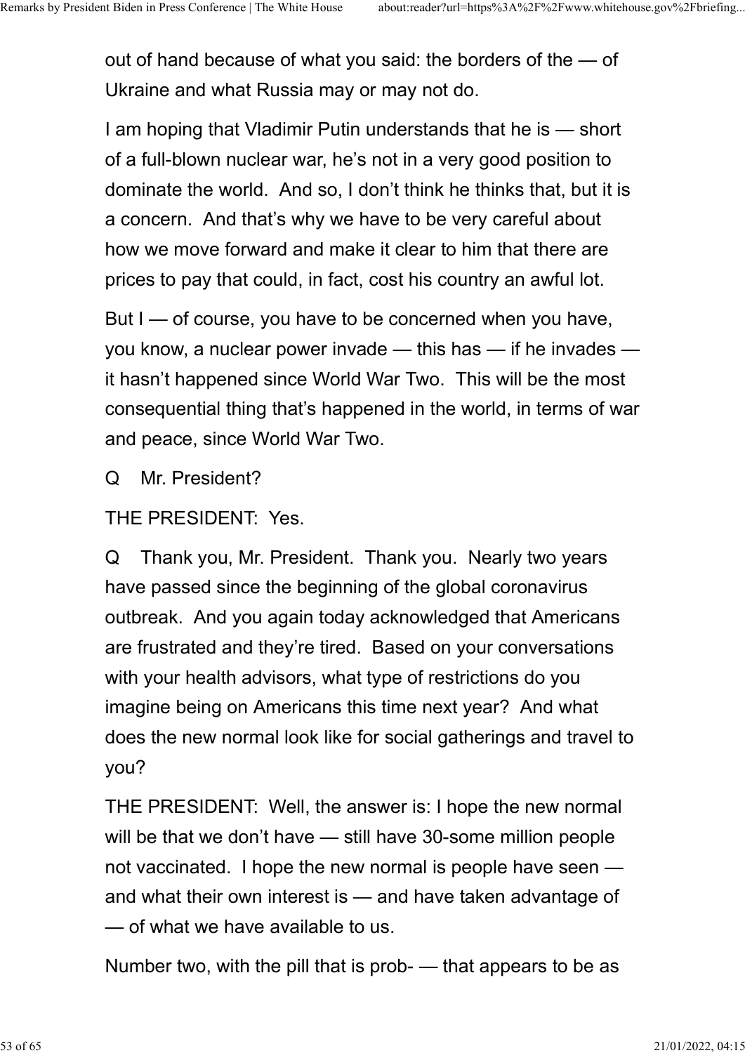out of hand because of what you said: the borders of the — of Ukraine and what Russia may or may not do.

I am hoping that Vladimir Putin understands that he is — short of a full-blown nuclear war, he's not in a very good position to dominate the world.  And so, I don't think he thinks that, but it is a concern.  And that's why we have to be very careful about how we move forward and make it clear to him that there are prices to pay that could, in fact, cost his country an awful lot.

But I — of course, you have to be concerned when you have, you know, a nuclear power invade — this has — if he invades — it hasn't happened since World War Two.  This will be the most consequential thing that's happened in the world, in terms of war and peace, since World War Two.

Q    Mr. President?

THE PRESIDENT:  Yes.

Q    Thank you, Mr. President.  Thank you.  Nearly two years have passed since the beginning of the global coronavirus outbreak.  And you again today acknowledged that Americans are frustrated and they're tired.  Based on your conversations with your health advisors, what type of restrictions do you imagine being on Americans this time next year?  And what does the new normal look like for social gatherings and travel to you?

THE PRESIDENT:  Well, the answer is: I hope the new normal will be that we don't have — still have 30-some million people not vaccinated.  I hope the new normal is people have seen — and what their own interest is — and have taken advantage of — of what we have available to us.

Number two, with the pill that is prob- — that appears to be as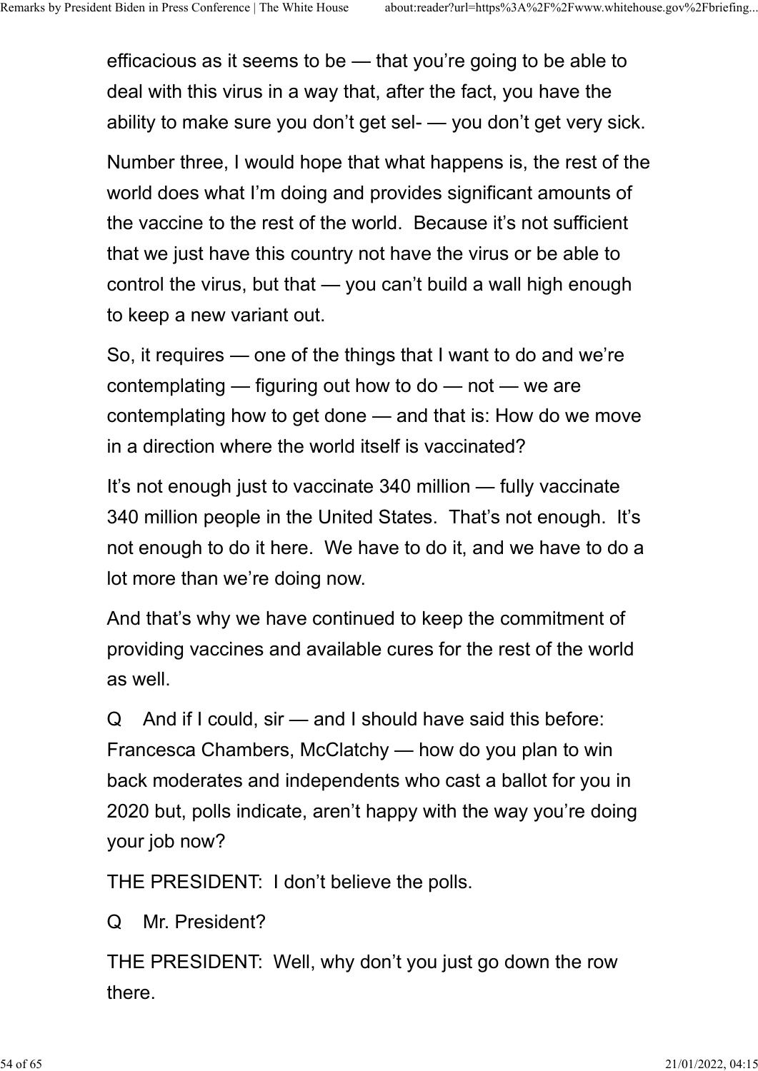efficacious as it seems to be — that you're going to be able to deal with this virus in a way that, after the fact, you have the ability to make sure you don't get sel- — you don't get very sick.

Number three, I would hope that what happens is, the rest of the world does what I'm doing and provides significant amounts of the vaccine to the rest of the world. Because it's not sufficient that we just have this country not have the virus or be able to control the virus, but that — you can't build a wall high enough to keep a new variant out.

So, it requires — one of the things that I want to do and we're contemplating — figuring out how to do — not — we are contemplating how to get done — and that is: How do we move in a direction where the world itself is vaccinated?

It's not enough just to vaccinate 340 million — fully vaccinate 340 million people in the United States. That's not enough. It's not enough to do it here. We have to do it, and we have to do a lot more than we're doing now.

And that's why we have continued to keep the commitment of providing vaccines and available cures for the rest of the world as well.

Q And if I could, sir — and I should have said this before: Francesca Chambers, McClatchy — how do you plan to win back moderates and independents who cast a ballot for you in 2020 but, polls indicate, aren't happy with the way you're doing your job now?

THE PRESIDENT: I don't believe the polls.

Q Mr. President?

THE PRESIDENT: Well, why don't you just go down the row there.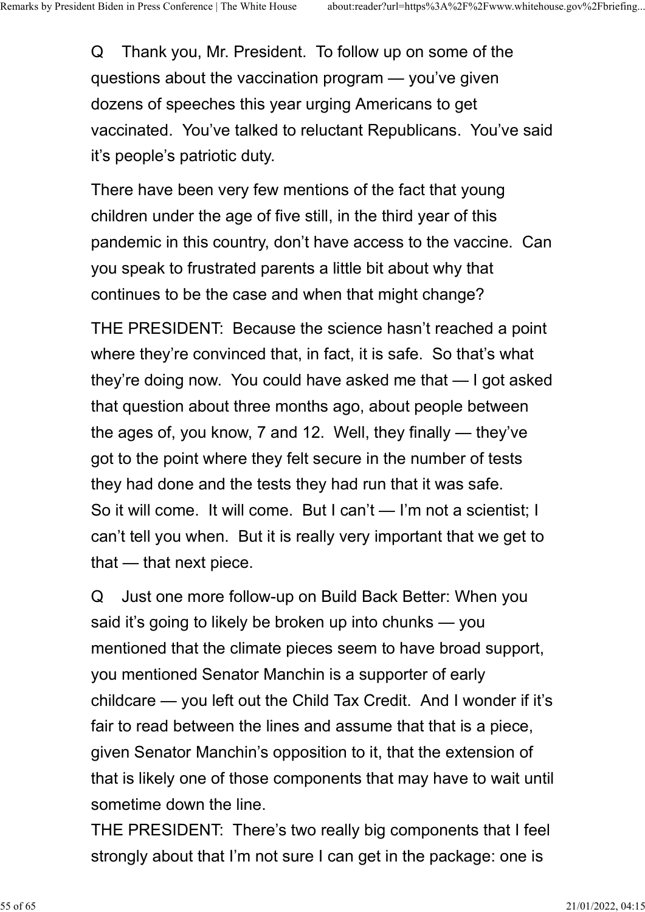Q Thank you, Mr. President. To follow up on some of the questions about the vaccination program — you've given dozens of speeches this year urging Americans to get vaccinated. You've talked to reluctant Republicans. You've said it's people's patriotic duty.

There have been very few mentions of the fact that young children under the age of five still, in the third year of this pandemic in this country, don't have access to the vaccine. Can you speak to frustrated parents a little bit about why that continues to be the case and when that might change?

THE PRESIDENT: Because the science hasn't reached a point where they're convinced that, in fact, it is safe. So that's what they're doing now. You could have asked me that — I got asked that question about three months ago, about people between the ages of, you know, 7 and 12. Well, they finally — they've got to the point where they felt secure in the number of tests they had done and the tests they had run that it was safe. So it will come. It will come. But I can't — I'm not a scientist; I can't tell you when. But it is really very important that we get to that — that next piece.

Q Just one more follow-up on Build Back Better: When you said it's going to likely be broken up into chunks — you mentioned that the climate pieces seem to have broad support, you mentioned Senator Manchin is a supporter of early childcare — you left out the Child Tax Credit. And I wonder if it's fair to read between the lines and assume that that is a piece, given Senator Manchin's opposition to it, that the extension of that is likely one of those components that may have to wait until sometime down the line.

THE PRESIDENT: There's two really big components that I feel strongly about that I'm not sure I can get in the package: one is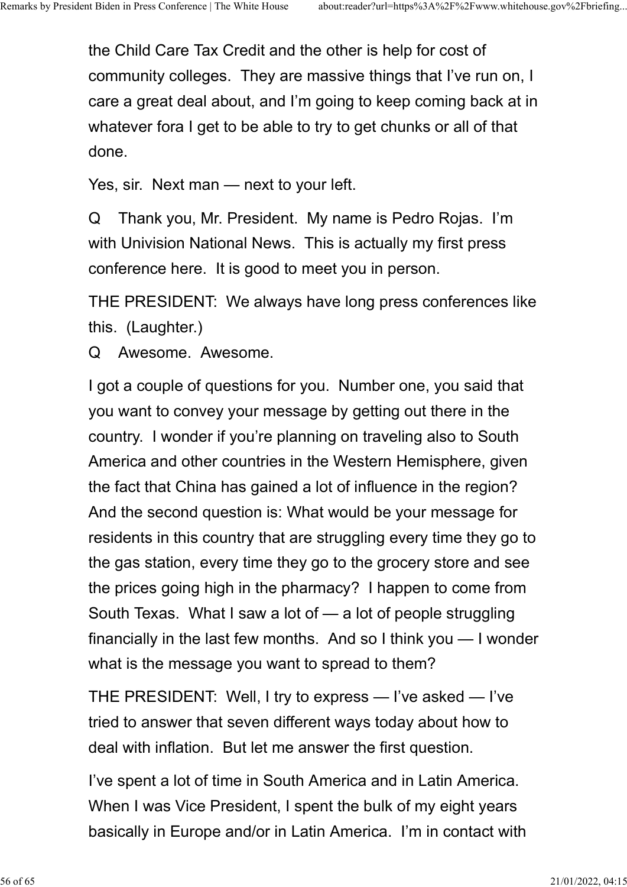the Child Care Tax Credit and the other is help for cost of community colleges. They are massive things that I've run on, I care a great deal about, and I'm going to keep coming back at in whatever fora I get to be able to try to get chunks or all of that done.

Yes, sir. Next man — next to your left.

Q Thank you, Mr. President. My name is Pedro Rojas. I'm with Univision National News. This is actually my first press conference here. It is good to meet you in person.

THE PRESIDENT: We always have long press conferences like this. (Laughter.)

Q Awesome. Awesome.

I got a couple of questions for you. Number one, you said that you want to convey your message by getting out there in the country. I wonder if you're planning on traveling also to South America and other countries in the Western Hemisphere, given the fact that China has gained a lot of influence in the region? And the second question is: What would be your message for residents in this country that are struggling every time they go to the gas station, every time they go to the grocery store and see the prices going high in the pharmacy? I happen to come from South Texas. What I saw a lot of — a lot of people struggling financially in the last few months. And so I think you — I wonder what is the message you want to spread to them?

THE PRESIDENT: Well, I try to express — I've asked — I've tried to answer that seven different ways today about how to deal with inflation. But let me answer the first question.

I've spent a lot of time in South America and in Latin America. When I was Vice President, I spent the bulk of my eight years basically in Europe and/or in Latin America. I'm in contact with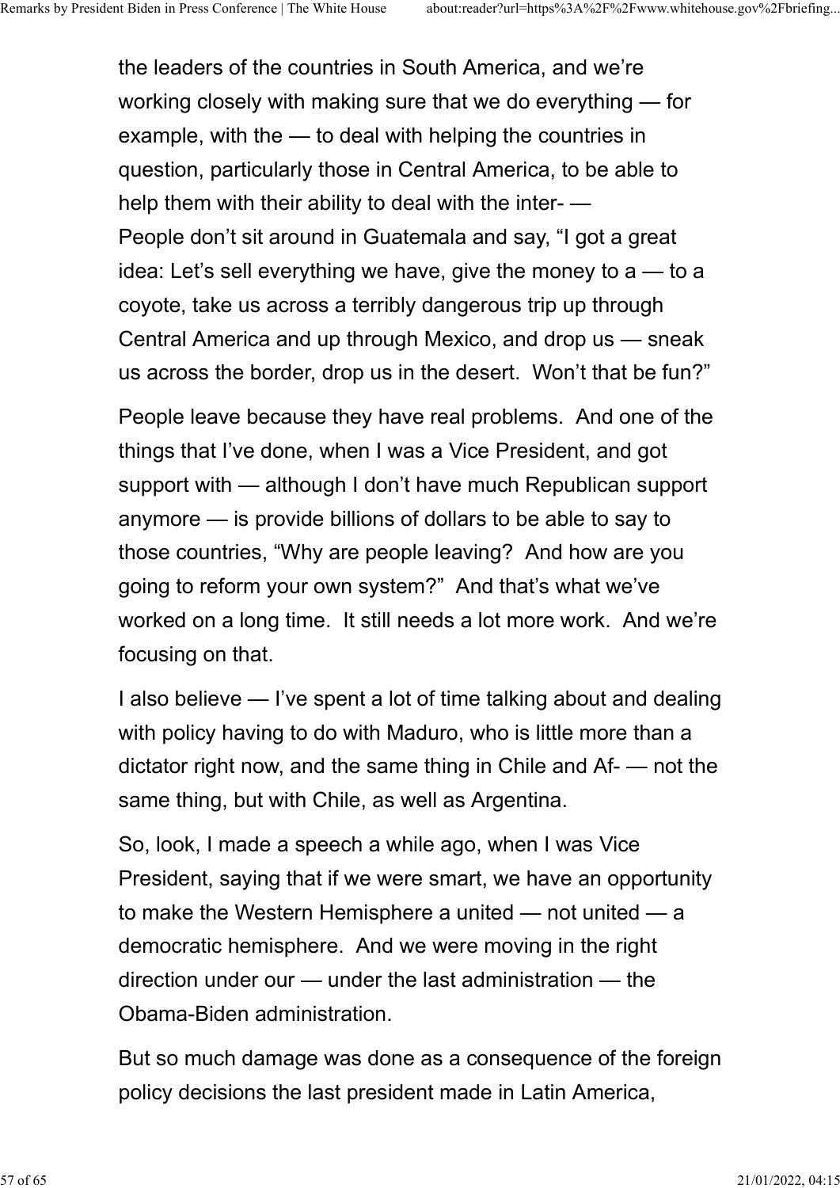the leaders of the countries in South America, and we're working closely with making sure that we do everything — for example, with the — to deal with helping the countries in question, particularly those in Central America, to be able to help them with their ability to deal with the inter- —
People don't sit around in Guatemala and say, "I got a great idea: Let's sell everything we have, give the money to a — to a coyote, take us across a terribly dangerous trip up through Central America and up through Mexico, and drop us — sneak us across the border, drop us in the desert. Won't that be fun?"

People leave because they have real problems. And one of the things that I've done, when I was a Vice President, and got support with — although I don't have much Republican support anymore — is provide billions of dollars to be able to say to those countries, "Why are people leaving? And how are you going to reform your own system?" And that's what we've worked on a long time. It still needs a lot more work. And we're focusing on that.

I also believe — I've spent a lot of time talking about and dealing with policy having to do with Maduro, who is little more than a dictator right now, and the same thing in Chile and Af- — not the same thing, but with Chile, as well as Argentina.

So, look, I made a speech a while ago, when I was Vice President, saying that if we were smart, we have an opportunity to make the Western Hemisphere a united — not united — a democratic hemisphere. And we were moving in the right direction under our — under the last administration — the Obama-Biden administration.

But so much damage was done as a consequence of the foreign policy decisions the last president made in Latin America,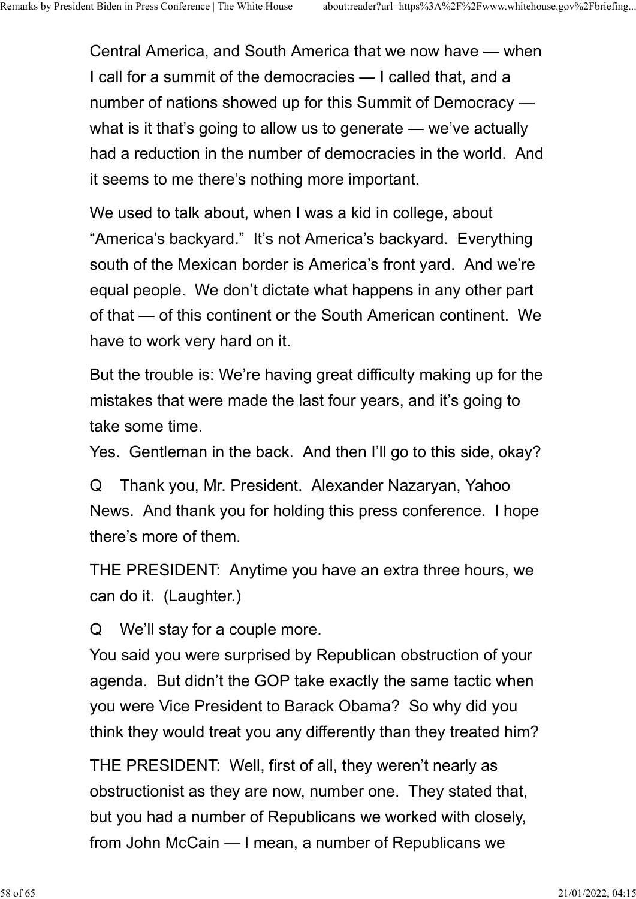Central America, and South America that we now have — when I call for a summit of the democracies — I called that, and a number of nations showed up for this Summit of Democracy — what is it that's going to allow us to generate — we've actually had a reduction in the number of democracies in the world. And it seems to me there's nothing more important.

We used to talk about, when I was a kid in college, about "America's backyard." It's not America's backyard. Everything south of the Mexican border is America's front yard. And we're equal people. We don't dictate what happens in any other part of that — of this continent or the South American continent. We have to work very hard on it.

But the trouble is: We're having great difficulty making up for the mistakes that were made the last four years, and it's going to take some time.

Yes. Gentleman in the back. And then I'll go to this side, okay?

Q Thank you, Mr. President. Alexander Nazaryan, Yahoo News. And thank you for holding this press conference. I hope there's more of them.

THE PRESIDENT: Anytime you have an extra three hours, we can do it. (Laughter.)

Q We'll stay for a couple more.

You said you were surprised by Republican obstruction of your agenda. But didn't the GOP take exactly the same tactic when you were Vice President to Barack Obama? So why did you think they would treat you any differently than they treated him?

THE PRESIDENT: Well, first of all, they weren't nearly as obstructionist as they are now, number one. They stated that, but you had a number of Republicans we worked with closely, from John McCain — I mean, a number of Republicans we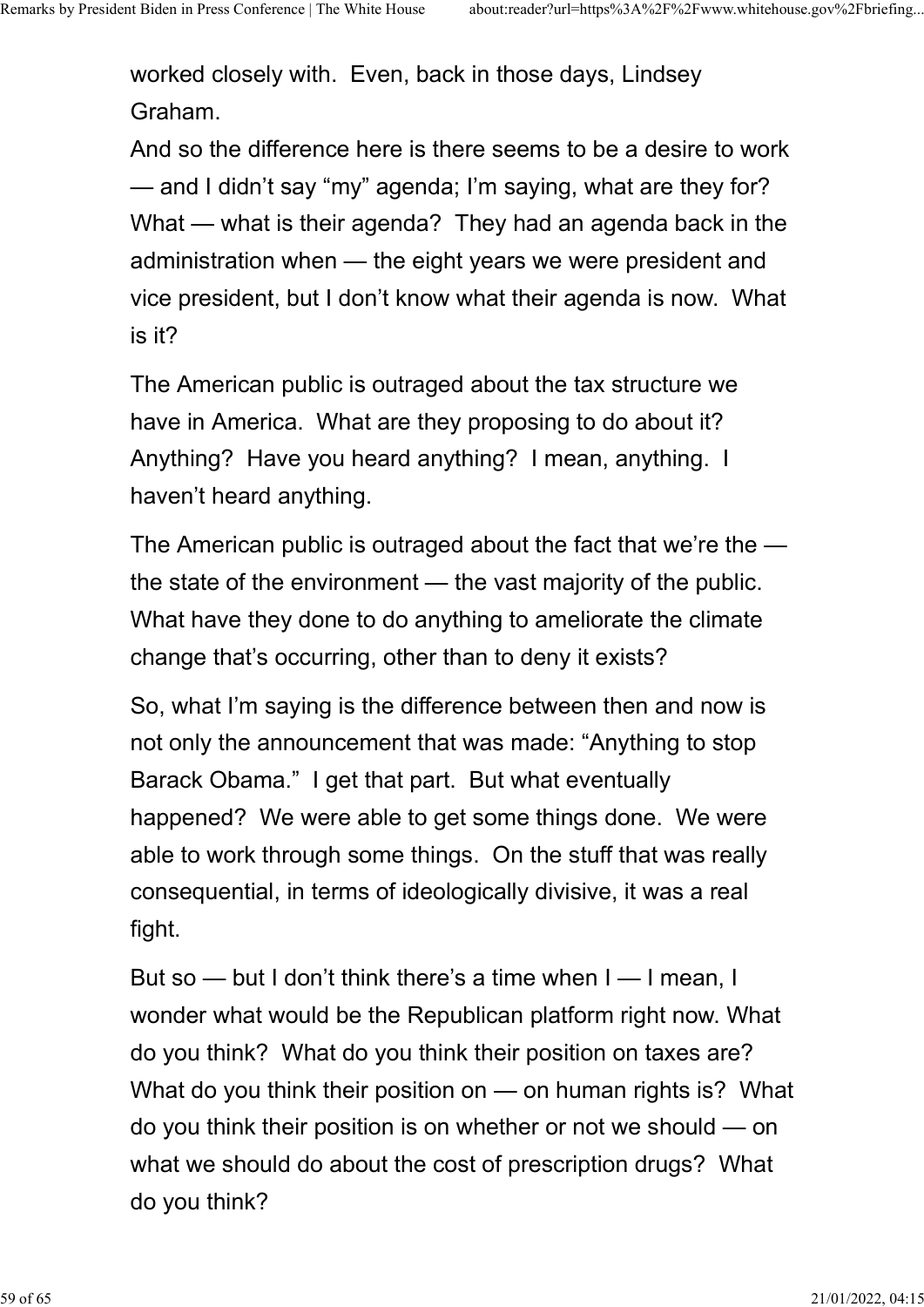worked closely with.  Even, back in those days, Lindsey Graham.

And so the difference here is there seems to be a desire to work — and I didn't say "my" agenda; I'm saying, what are they for?  What — what is their agenda?  They had an agenda back in the administration when — the eight years we were president and vice president, but I don't know what their agenda is now.  What is it?

The American public is outraged about the tax structure we have in America.  What are they proposing to do about it?  Anything?  Have you heard anything?  I mean, anything.  I haven't heard anything.

The American public is outraged about the fact that we're the — the state of the environment — the vast majority of the public.  What have they done to do anything to ameliorate the climate change that's occurring, other than to deny it exists?

So, what I'm saying is the difference between then and now is not only the announcement that was made: "Anything to stop Barack Obama."  I get that part.  But what eventually happened?  We were able to get some things done.  We were able to work through some things.  On the stuff that was really consequential, in terms of ideologically divisive, it was a real fight.

But so — but I don't think there's a time when I — I mean, I wonder what would be the Republican platform right now. What do you think?  What do you think their position on taxes are?  What do you think their position on — on human rights is?  What do you think their position is on whether or not we should — on what we should do about the cost of prescription drugs?  What do you think?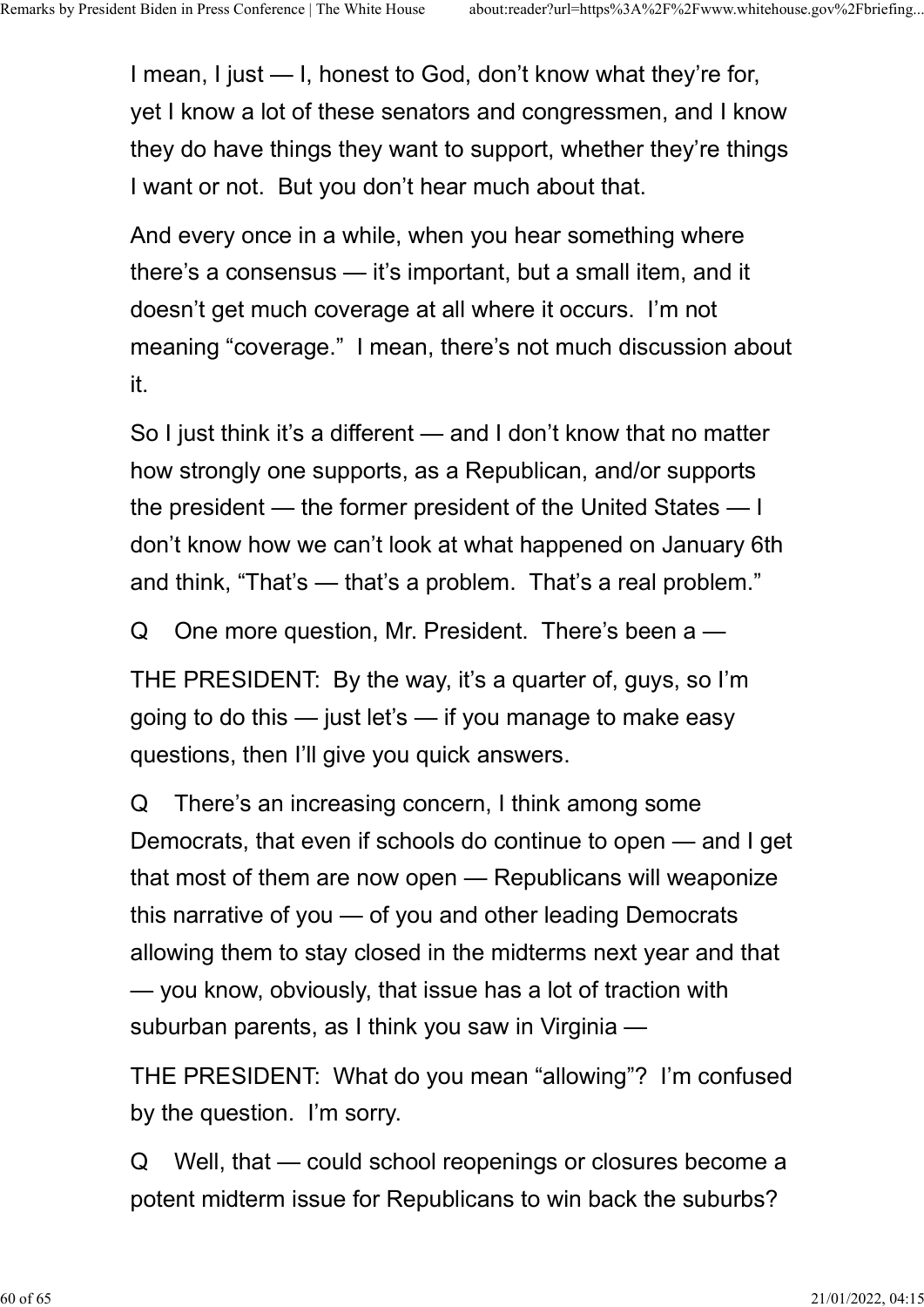I mean, I just — I, honest to God, don't know what they're for, yet I know a lot of these senators and congressmen, and I know they do have things they want to support, whether they're things I want or not. But you don't hear much about that.

And every once in a while, when you hear something where there's a consensus — it's important, but a small item, and it doesn't get much coverage at all where it occurs. I'm not meaning "coverage." I mean, there's not much discussion about it.

So I just think it's a different — and I don't know that no matter how strongly one supports, as a Republican, and/or supports the president — the former president of the United States — I don't know how we can't look at what happened on January 6th and think, "That's — that's a problem. That's a real problem."

Q One more question, Mr. President. There's been a —

THE PRESIDENT: By the way, it's a quarter of, guys, so I'm going to do this — just let's — if you manage to make easy questions, then I'll give you quick answers.

Q There's an increasing concern, I think among some Democrats, that even if schools do continue to open — and I get that most of them are now open — Republicans will weaponize this narrative of you — of you and other leading Democrats allowing them to stay closed in the midterms next year and that — you know, obviously, that issue has a lot of traction with suburban parents, as I think you saw in Virginia —

THE PRESIDENT: What do you mean "allowing"? I'm confused by the question. I'm sorry.

Q Well, that — could school reopenings or closures become a potent midterm issue for Republicans to win back the suburbs?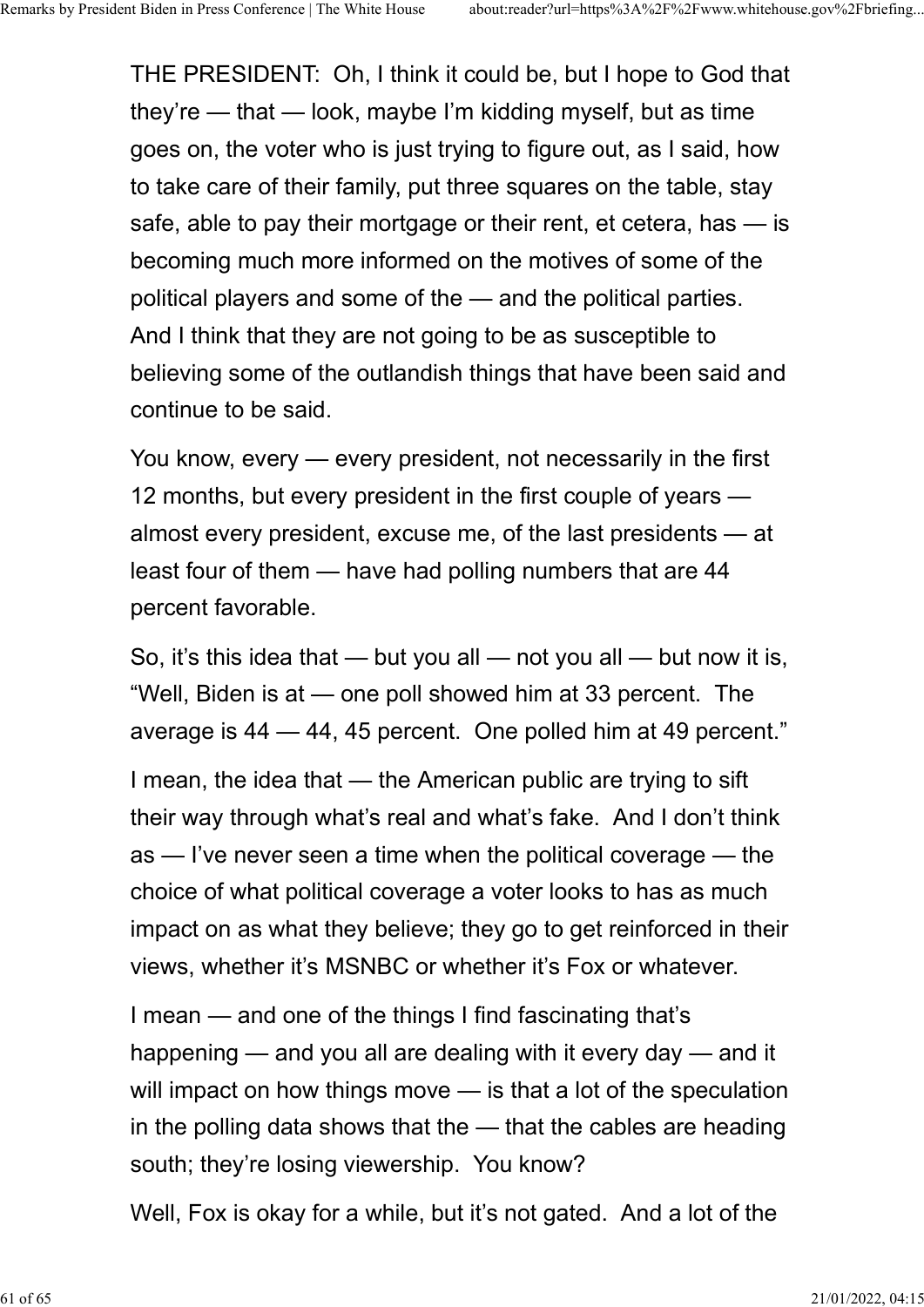THE PRESIDENT: Oh, I think it could be, but I hope to God that they're — that — look, maybe I'm kidding myself, but as time goes on, the voter who is just trying to figure out, as I said, how to take care of their family, put three squares on the table, stay safe, able to pay their mortgage or their rent, et cetera, has — is becoming much more informed on the motives of some of the political players and some of the — and the political parties. And I think that they are not going to be as susceptible to believing some of the outlandish things that have been said and continue to be said.

You know, every — every president, not necessarily in the first 12 months, but every president in the first couple of years — almost every president, excuse me, of the last presidents — at least four of them — have had polling numbers that are 44 percent favorable.

So, it's this idea that — but you all — not you all — but now it is, "Well, Biden is at — one poll showed him at 33 percent. The average is 44 — 44, 45 percent. One polled him at 49 percent."

I mean, the idea that — the American public are trying to sift their way through what's real and what's fake. And I don't think as — I've never seen a time when the political coverage — the choice of what political coverage a voter looks to has as much impact on as what they believe; they go to get reinforced in their views, whether it's MSNBC or whether it's Fox or whatever.

I mean — and one of the things I find fascinating that's happening — and you all are dealing with it every day — and it will impact on how things move — is that a lot of the speculation in the polling data shows that the — that the cables are heading south; they're losing viewership. You know?

Well, Fox is okay for a while, but it's not gated. And a lot of the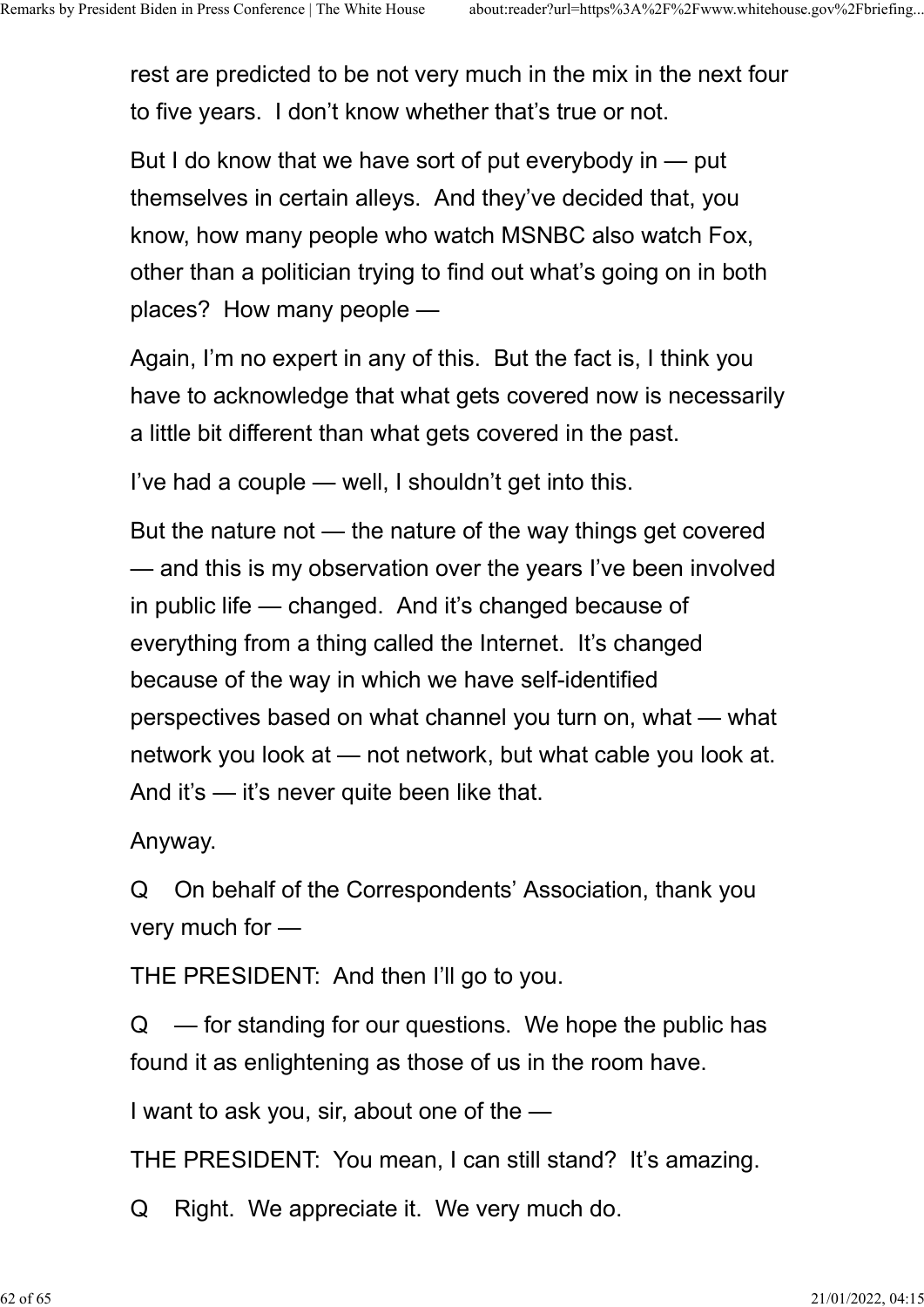rest are predicted to be not very much in the mix in the next four to five years. I don't know whether that's true or not.

But I do know that we have sort of put everybody in — put themselves in certain alleys. And they've decided that, you know, how many people who watch MSNBC also watch Fox, other than a politician trying to find out what's going on in both places? How many people —

Again, I'm no expert in any of this. But the fact is, I think you have to acknowledge that what gets covered now is necessarily a little bit different than what gets covered in the past.

I've had a couple — well, I shouldn't get into this.

But the nature not — the nature of the way things get covered — and this is my observation over the years I've been involved in public life — changed. And it's changed because of everything from a thing called the Internet. It's changed because of the way in which we have self-identified perspectives based on what channel you turn on, what — what network you look at — not network, but what cable you look at. And it's — it's never quite been like that.

Anyway.

Q On behalf of the Correspondents' Association, thank you very much for —

THE PRESIDENT: And then I'll go to you.

Q — for standing for our questions. We hope the public has found it as enlightening as those of us in the room have.

I want to ask you, sir, about one of the —

THE PRESIDENT: You mean, I can still stand? It's amazing.

Q Right. We appreciate it. We very much do.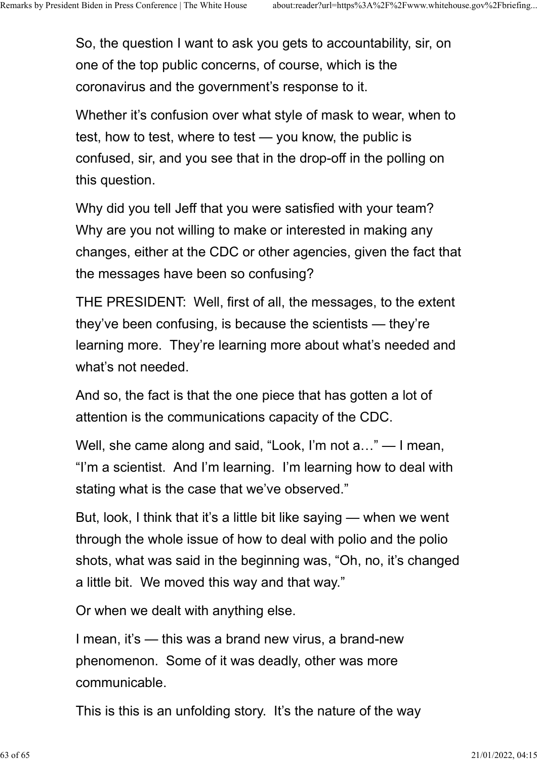So, the question I want to ask you gets to accountability, sir, on one of the top public concerns, of course, which is the coronavirus and the government's response to it.

Whether it's confusion over what style of mask to wear, when to test, how to test, where to test — you know, the public is confused, sir, and you see that in the drop-off in the polling on this question.

Why did you tell Jeff that you were satisfied with your team? Why are you not willing to make or interested in making any changes, either at the CDC or other agencies, given the fact that the messages have been so confusing?

THE PRESIDENT: Well, first of all, the messages, to the extent they've been confusing, is because the scientists — they're learning more. They're learning more about what's needed and what's not needed.

And so, the fact is that the one piece that has gotten a lot of attention is the communications capacity of the CDC.

Well, she came along and said, "Look, I'm not a…" — I mean, "I'm a scientist. And I'm learning. I'm learning how to deal with stating what is the case that we've observed."

But, look, I think that it's a little bit like saying — when we went through the whole issue of how to deal with polio and the polio shots, what was said in the beginning was, "Oh, no, it's changed a little bit. We moved this way and that way."

Or when we dealt with anything else.

I mean, it's — this was a brand new virus, a brand-new phenomenon. Some of it was deadly, other was more communicable.

This is this is an unfolding story. It's the nature of the way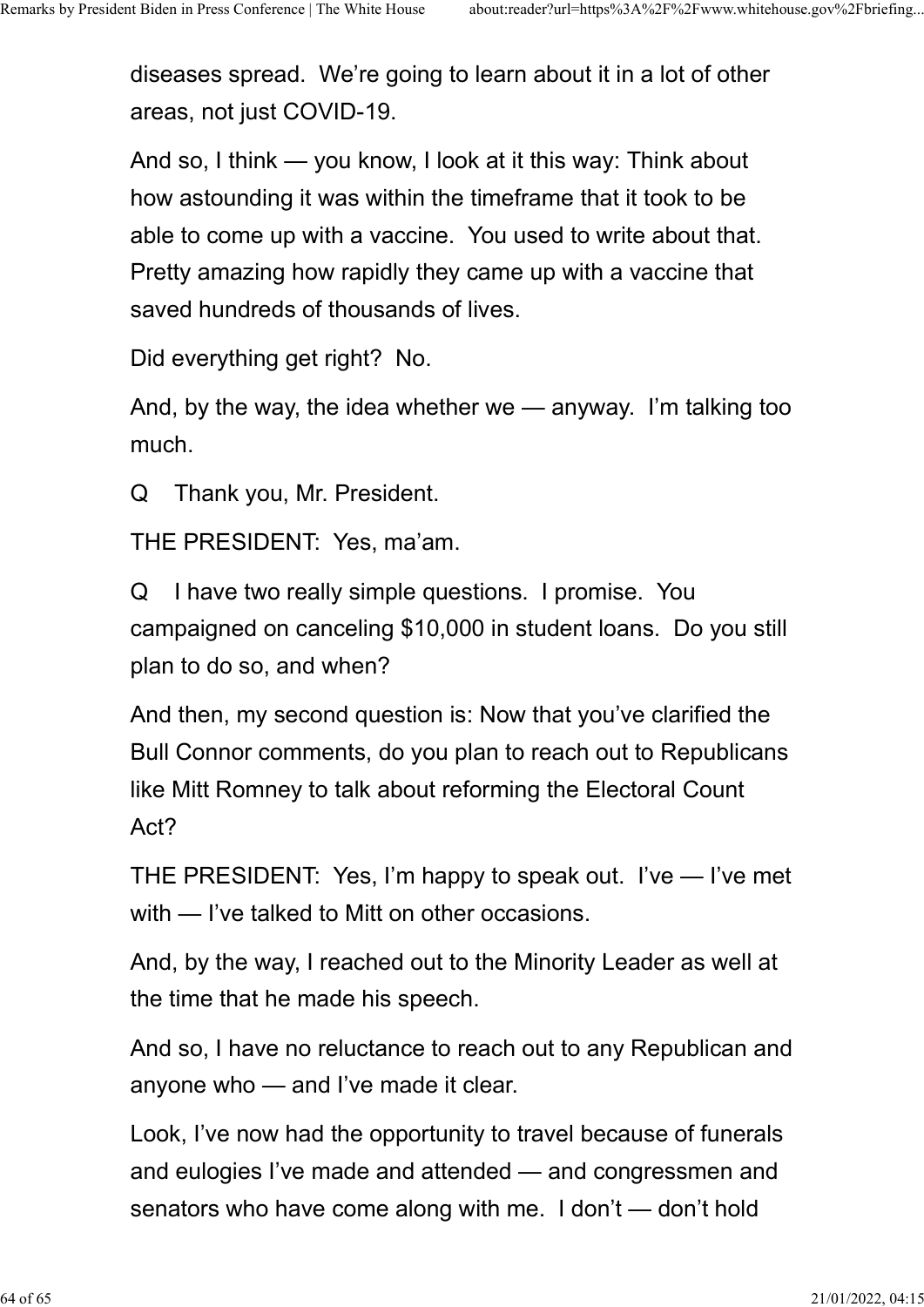diseases spread.  We're going to learn about it in a lot of other areas, not just COVID-19.

And so, I think — you know, I look at it this way: Think about how astounding it was within the timeframe that it took to be able to come up with a vaccine.  You used to write about that.  Pretty amazing how rapidly they came up with a vaccine that saved hundreds of thousands of lives.

Did everything get right?  No.

And, by the way, the idea whether we — anyway.  I'm talking too much.

Q    Thank you, Mr. President.

THE PRESIDENT:  Yes, ma'am.

Q    I have two really simple questions.  I promise.  You campaigned on canceling $10,000 in student loans.  Do you still plan to do so, and when?

And then, my second question is: Now that you've clarified the Bull Connor comments, do you plan to reach out to Republicans like Mitt Romney to talk about reforming the Electoral Count Act?

THE PRESIDENT:  Yes, I'm happy to speak out.  I've — I've met with — I've talked to Mitt on other occasions.

And, by the way, I reached out to the Minority Leader as well at the time that he made his speech.

And so, I have no reluctance to reach out to any Republican and anyone who — and I've made it clear.

Look, I've now had the opportunity to travel because of funerals and eulogies I've made and attended — and congressmen and senators who have come along with me.  I don't — don't hold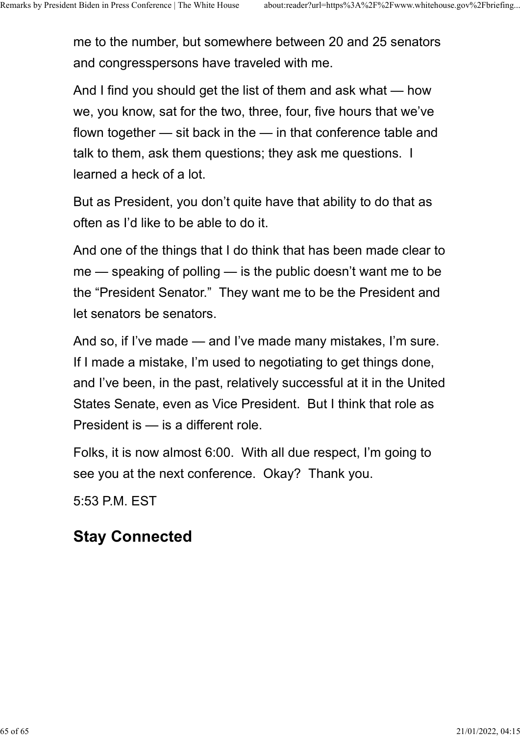me to the number, but somewhere between 20 and 25 senators and congresspersons have traveled with me.

And I find you should get the list of them and ask what — how we, you know, sat for the two, three, four, five hours that we've flown together — sit back in the — in that conference table and talk to them, ask them questions; they ask me questions. I learned a heck of a lot.

But as President, you don't quite have that ability to do that as often as I'd like to be able to do it.

And one of the things that I do think that has been made clear to me — speaking of polling — is the public doesn't want me to be the "President Senator." They want me to be the President and let senators be senators.

And so, if I've made — and I've made many mistakes, I'm sure. If I made a mistake, I'm used to negotiating to get things done, and I've been, in the past, relatively successful at it in the United States Senate, even as Vice President. But I think that role as President is — is a different role.

Folks, it is now almost 6:00. With all due respect, I'm going to see you at the next conference. Okay? Thank you.

5:53 P.M. EST

## Stay Connected